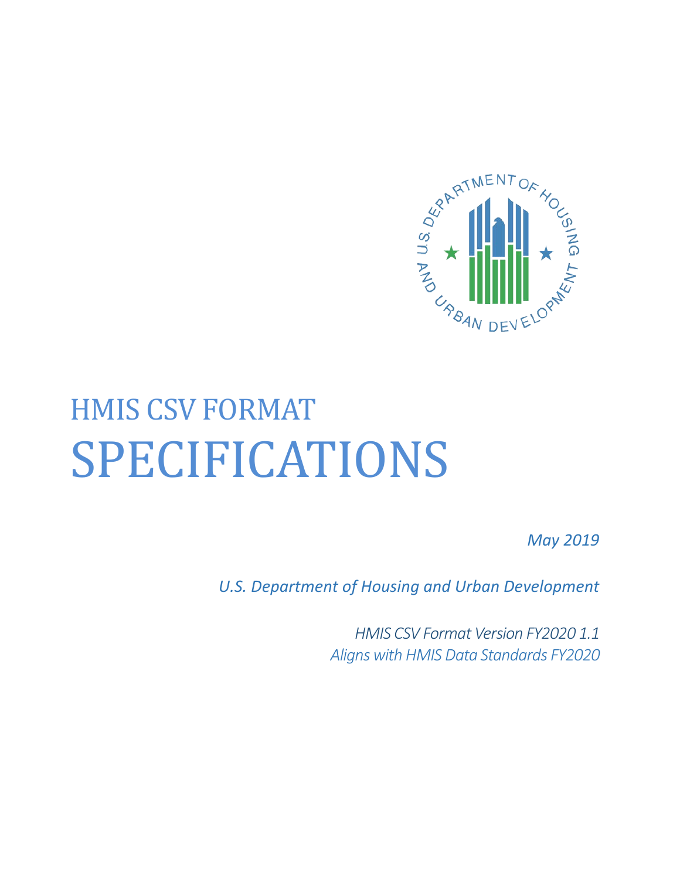# HMIS CSV FORMAT SPECIFICATIONS

*May 2019*

*U.S. Department of Housing and Urban Development*

*HMIS CSV Format Version FY2020 1.1*
*Aligns with HMIS Data Standards FY2020*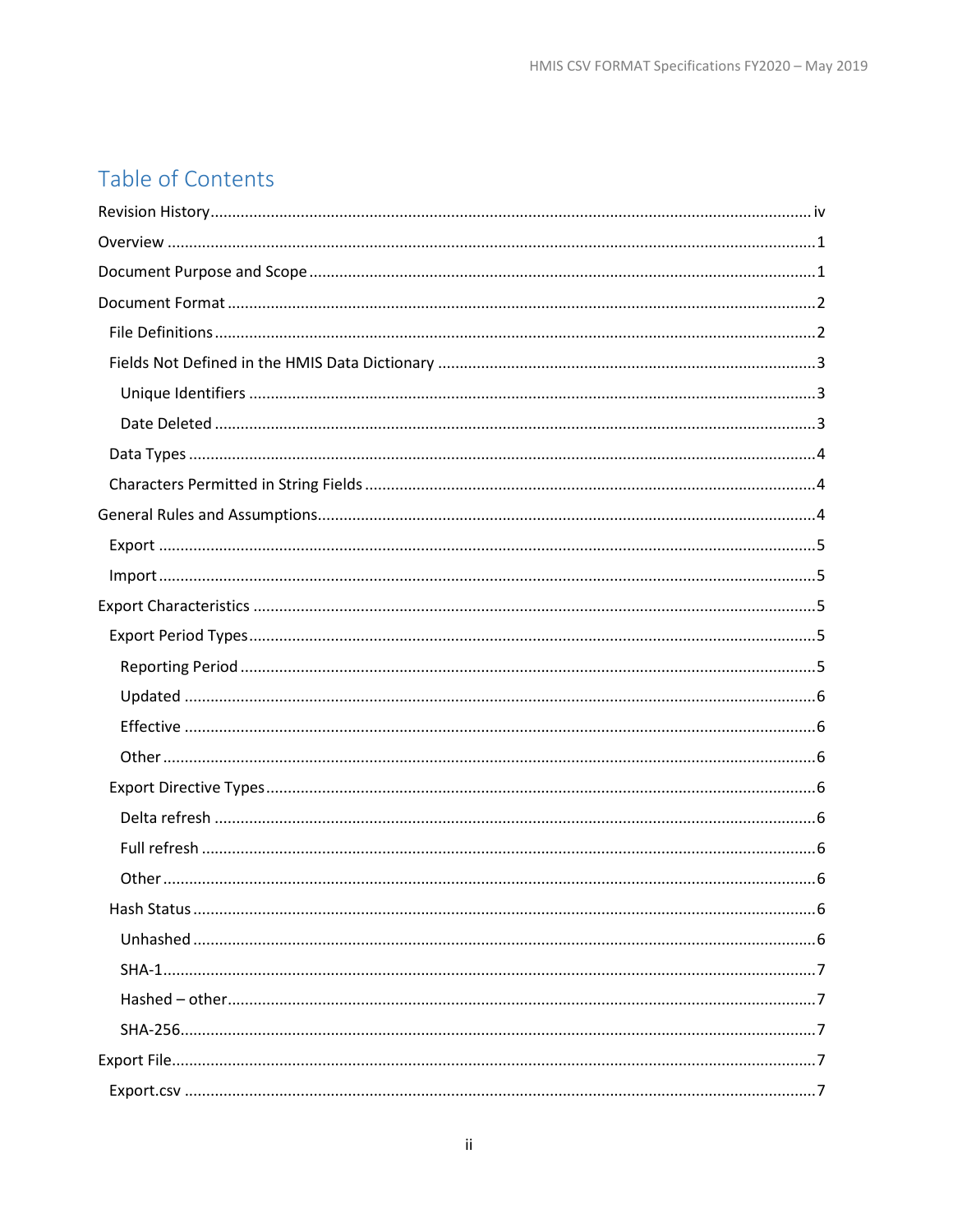# Table of Contents

Revision History ............ iv

Overview ............ 1

Document Purpose and Scope ............ 1

Document Format ............ 2

- File Definitions ............ 2
- Fields Not Defined in the HMIS Data Dictionary ............ 3
  - Unique Identifiers ............ 3
  - Date Deleted ............ 3
- Data Types ............ 4
- Characters Permitted in String Fields ............ 4

General Rules and Assumptions ............ 4

- Export ............ 5
- Import ............ 5

Export Characteristics ............ 5

- Export Period Types ............ 5
  - Reporting Period ............ 5
  - Updated ............ 6
  - Effective ............ 6
  - Other ............ 6
- Export Directive Types ............ 6
  - Delta refresh ............ 6
  - Full refresh ............ 6
  - Other ............ 6
- Hash Status ............ 6
  - Unhashed ............ 6
  - SHA-1 ............ 7
  - Hashed – other ............ 7
  - SHA-256 ............ 7

Export File ............ 7

- Export.csv ............ 7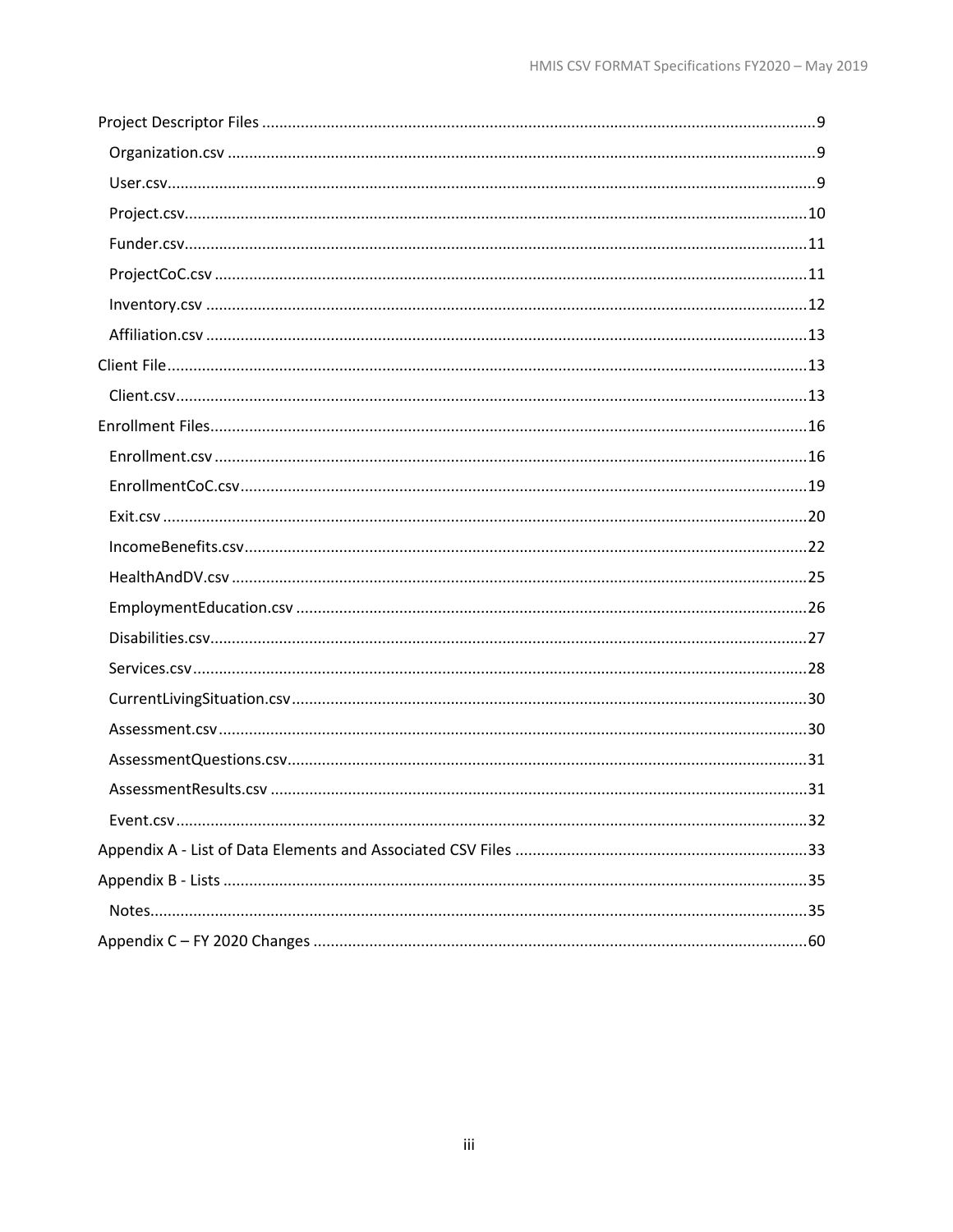- Project Descriptor Files ........ 9
  - Organization.csv ........ 9
  - User.csv ........ 9
  - Project.csv ........ 10
  - Funder.csv ........ 11
  - ProjectCoC.csv ........ 11
  - Inventory.csv ........ 12
  - Affiliation.csv ........ 13
- Client File ........ 13
  - Client.csv ........ 13
- Enrollment Files ........ 16
  - Enrollment.csv ........ 16
  - EnrollmentCoC.csv ........ 19
  - Exit.csv ........ 20
  - IncomeBenefits.csv ........ 22
  - HealthAndDV.csv ........ 25
  - EmploymentEducation.csv ........ 26
  - Disabilities.csv ........ 27
  - Services.csv ........ 28
  - CurrentLivingSituation.csv ........ 30
  - Assessment.csv ........ 30
  - AssessmentQuestions.csv ........ 31
  - AssessmentResults.csv ........ 31
  - Event.csv ........ 32
- Appendix A - List of Data Elements and Associated CSV Files ........ 33
- Appendix B - Lists ........ 35
  - Notes ........ 35
- Appendix C – FY 2020 Changes ........ 60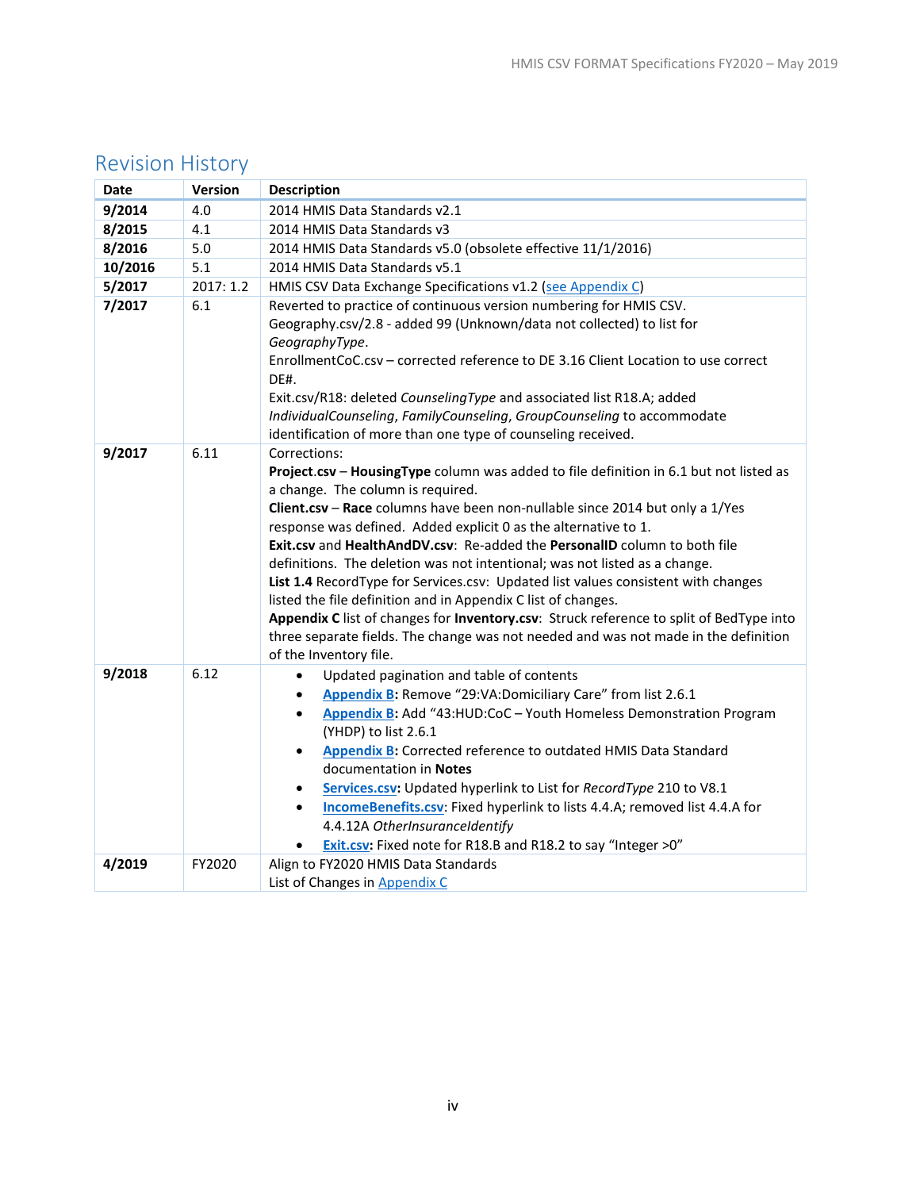## Revision History

| Date | Version | Description |
|---|---|---|
| **9/2014** | 4.0 | 2014 HMIS Data Standards v2.1 |
| **8/2015** | 4.1 | 2014 HMIS Data Standards v3 |
| **8/2016** | 5.0 | 2014 HMIS Data Standards v5.0 (obsolete effective 11/1/2016) |
| **10/2016** | 5.1 | 2014 HMIS Data Standards v5.1 |
| **5/2017** | 2017: 1.2 | HMIS CSV Data Exchange Specifications v1.2 (see Appendix C) |
| **7/2017** | 6.1 | Reverted to practice of continuous version numbering for HMIS CSV.<br>Geography.csv/2.8 - added 99 (Unknown/data not collected) to list for *GeographyType*.<br>EnrollmentCoC.csv – corrected reference to DE 3.16 Client Location to use correct DE#.<br>Exit.csv/R18: deleted *CounselingType* and associated list R18.A; added *IndividualCounseling*, *FamilyCounseling*, *GroupCounseling* to accommodate identification of more than one type of counseling received. |
| **9/2017** | 6.11 | Corrections:<br>**Project.csv** – **HousingType** column was added to file definition in 6.1 but not listed as a change. The column is required.<br>**Client.csv** – **Race** columns have been non-nullable since 2014 but only a 1/Yes response was defined. Added explicit 0 as the alternative to 1.<br>**Exit.csv** and **HealthAndDV.csv**: Re-added the **PersonalID** column to both file definitions. The deletion was not intentional; was not listed as a change.<br>**List 1.4** RecordType for Services.csv: Updated list values consistent with changes listed the file definition and in Appendix C list of changes.<br>**Appendix C** list of changes for **Inventory.csv**: Struck reference to split of BedType into three separate fields. The change was not needed and was not made in the definition of the Inventory file. |
| **9/2018** | 6.12 | • Updated pagination and table of contents<br>• **Appendix B**: Remove "29:VA:Domiciliary Care" from list 2.6.1<br>• **Appendix B**: Add "43:HUD:CoC – Youth Homeless Demonstration Program (YHDP) to list 2.6.1<br>• **Appendix B**: Corrected reference to outdated HMIS Data Standard documentation in **Notes**<br>• **Services.csv**: Updated hyperlink to List for *RecordType* 210 to V8.1<br>• **IncomeBenefits.csv**: Fixed hyperlink to lists 4.4.A; removed list 4.4.A for 4.4.12A *OtherInsuranceIdentify*<br>• **Exit.csv**: Fixed note for R18.B and R18.2 to say "Integer >0" |
| **4/2019** | FY2020 | Align to FY2020 HMIS Data Standards<br>List of Changes in Appendix C |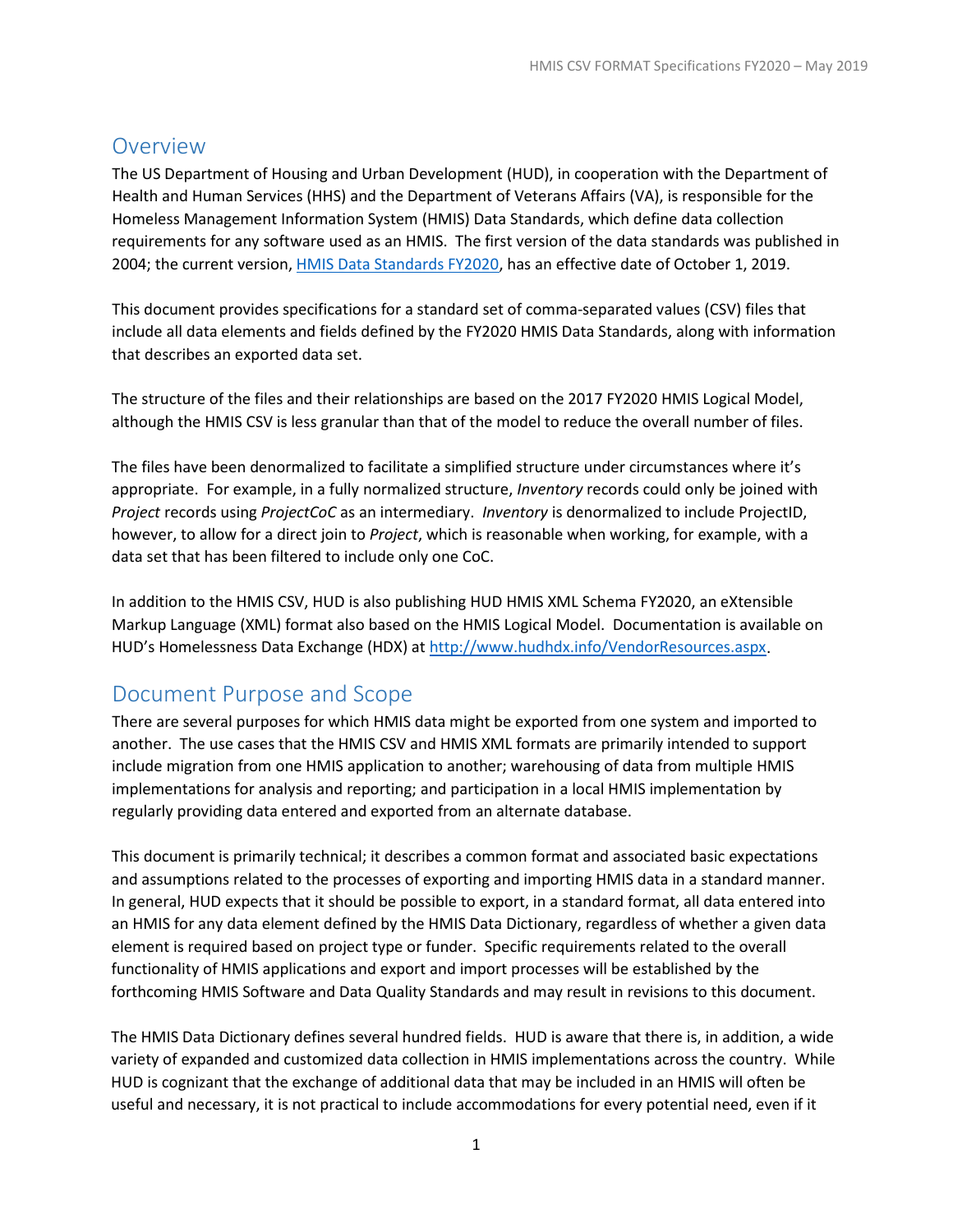# Overview

The US Department of Housing and Urban Development (HUD), in cooperation with the Department of Health and Human Services (HHS) and the Department of Veterans Affairs (VA), is responsible for the Homeless Management Information System (HMIS) Data Standards, which define data collection requirements for any software used as an HMIS. The first version of the data standards was published in 2004; the current version, [HMIS Data Standards FY2020](), has an effective date of October 1, 2019.

This document provides specifications for a standard set of comma-separated values (CSV) files that include all data elements and fields defined by the FY2020 HMIS Data Standards, along with information that describes an exported data set.

The structure of the files and their relationships are based on the 2017 FY2020 HMIS Logical Model, although the HMIS CSV is less granular than that of the model to reduce the overall number of files.

The files have been denormalized to facilitate a simplified structure under circumstances where it's appropriate. For example, in a fully normalized structure, *Inventory* records could only be joined with *Project* records using *ProjectCoC* as an intermediary. *Inventory* is denormalized to include ProjectID, however, to allow for a direct join to *Project*, which is reasonable when working, for example, with a data set that has been filtered to include only one CoC.

In addition to the HMIS CSV, HUD is also publishing HUD HMIS XML Schema FY2020, an eXtensible Markup Language (XML) format also based on the HMIS Logical Model. Documentation is available on HUD's Homelessness Data Exchange (HDX) at http://www.hudhdx.info/VendorResources.aspx.

# Document Purpose and Scope

There are several purposes for which HMIS data might be exported from one system and imported to another. The use cases that the HMIS CSV and HMIS XML formats are primarily intended to support include migration from one HMIS application to another; warehousing of data from multiple HMIS implementations for analysis and reporting; and participation in a local HMIS implementation by regularly providing data entered and exported from an alternate database.

This document is primarily technical; it describes a common format and associated basic expectations and assumptions related to the processes of exporting and importing HMIS data in a standard manner. In general, HUD expects that it should be possible to export, in a standard format, all data entered into an HMIS for any data element defined by the HMIS Data Dictionary, regardless of whether a given data element is required based on project type or funder. Specific requirements related to the overall functionality of HMIS applications and export and import processes will be established by the forthcoming HMIS Software and Data Quality Standards and may result in revisions to this document.

The HMIS Data Dictionary defines several hundred fields. HUD is aware that there is, in addition, a wide variety of expanded and customized data collection in HMIS implementations across the country. While HUD is cognizant that the exchange of additional data that may be included in an HMIS will often be useful and necessary, it is not practical to include accommodations for every potential need, even if it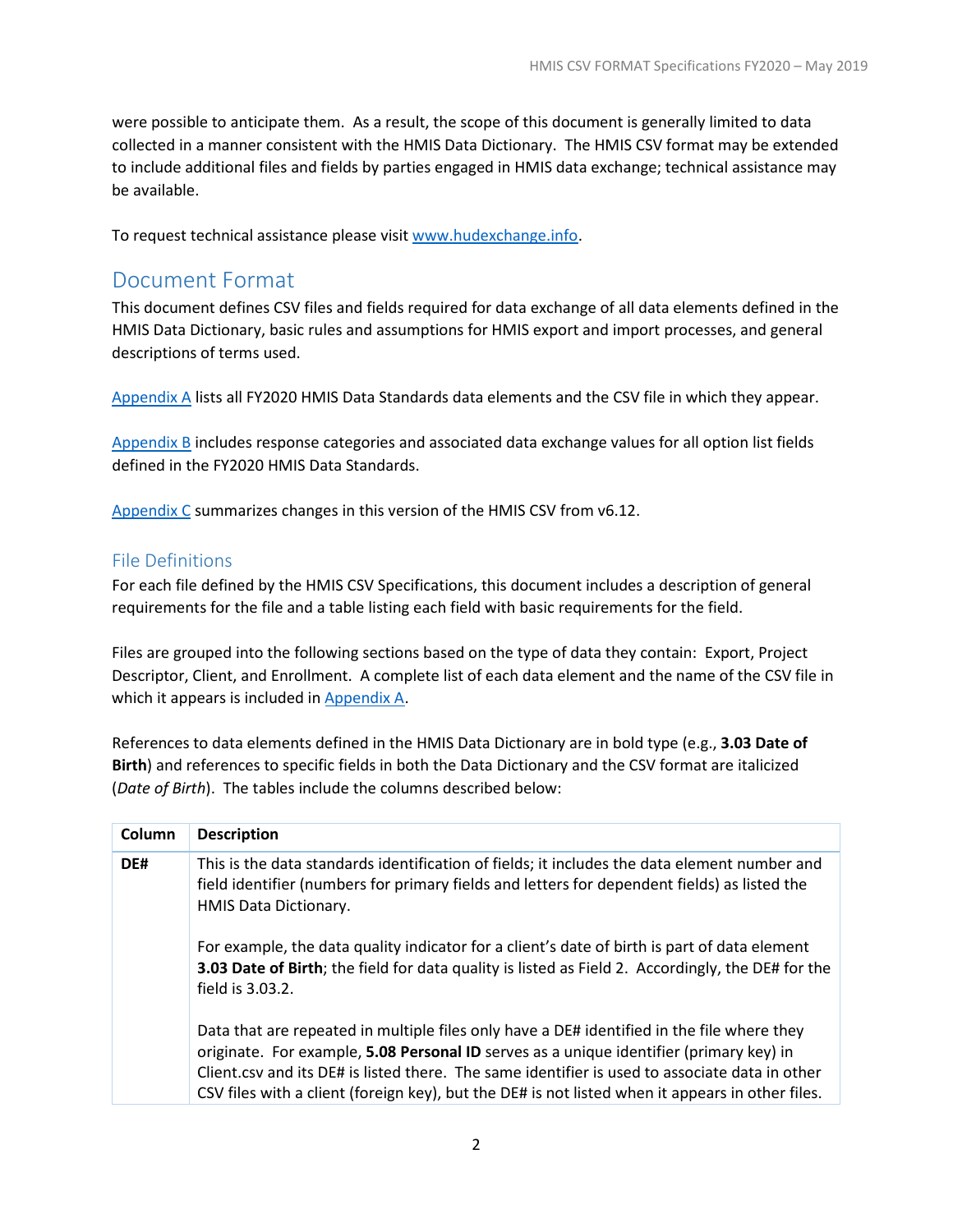were possible to anticipate them. As a result, the scope of this document is generally limited to data collected in a manner consistent with the HMIS Data Dictionary. The HMIS CSV format may be extended to include additional files and fields by parties engaged in HMIS data exchange; technical assistance may be available.

To request technical assistance please visit [www.hudexchange.info](www.hudexchange.info).

## Document Format

This document defines CSV files and fields required for data exchange of all data elements defined in the HMIS Data Dictionary, basic rules and assumptions for HMIS export and import processes, and general descriptions of terms used.

Appendix A lists all FY2020 HMIS Data Standards data elements and the CSV file in which they appear.

Appendix B includes response categories and associated data exchange values for all option list fields defined in the FY2020 HMIS Data Standards.

Appendix C summarizes changes in this version of the HMIS CSV from v6.12.

### File Definitions

For each file defined by the HMIS CSV Specifications, this document includes a description of general requirements for the file and a table listing each field with basic requirements for the field.

Files are grouped into the following sections based on the type of data they contain: Export, Project Descriptor, Client, and Enrollment. A complete list of each data element and the name of the CSV file in which it appears is included in Appendix A.

References to data elements defined in the HMIS Data Dictionary are in bold type (e.g., **3.03 Date of Birth**) and references to specific fields in both the Data Dictionary and the CSV format are italicized (*Date of Birth*). The tables include the columns described below:

| Column | Description |
|---|---|
| **DE#** | This is the data standards identification of fields; it includes the data element number and field identifier (numbers for primary fields and letters for dependent fields) as listed the HMIS Data Dictionary.<br><br>For example, the data quality indicator for a client's date of birth is part of data element **3.03 Date of Birth**; the field for data quality is listed as Field 2. Accordingly, the DE# for the field is 3.03.2.<br><br>Data that are repeated in multiple files only have a DE# identified in the file where they originate. For example, **5.08 Personal ID** serves as a unique identifier (primary key) in Client.csv and its DE# is listed there. The same identifier is used to associate data in other CSV files with a client (foreign key), but the DE# is not listed when it appears in other files. |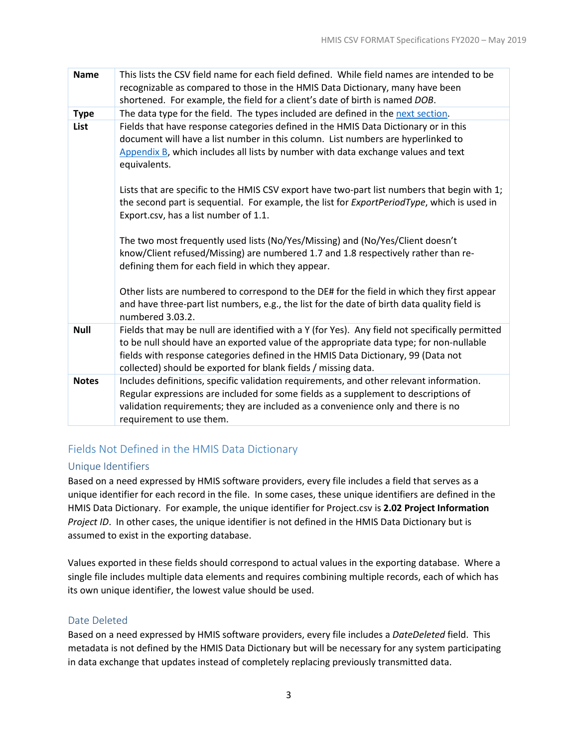| | |
|---|---|
| **Name** | This lists the CSV field name for each field defined. While field names are intended to be recognizable as compared to those in the HMIS Data Dictionary, many have been shortened. For example, the field for a client's date of birth is named *DOB*. |
| **Type** | The data type for the field. The types included are defined in the next section. |
| **List** | Fields that have response categories defined in the HMIS Data Dictionary or in this document will have a list number in this column. List numbers are hyperlinked to Appendix B, which includes all lists by number with data exchange values and text equivalents.<br><br>Lists that are specific to the HMIS CSV export have two-part list numbers that begin with 1; the second part is sequential. For example, the list for *ExportPeriodType*, which is used in Export.csv, has a list number of 1.1.<br><br>The two most frequently used lists (No/Yes/Missing) and (No/Yes/Client doesn't know/Client refused/Missing) are numbered 1.7 and 1.8 respectively rather than re-defining them for each field in which they appear.<br><br>Other lists are numbered to correspond to the DE# for the field in which they first appear and have three-part list numbers, e.g., the list for the date of birth data quality field is numbered 3.03.2. |
| **Null** | Fields that may be null are identified with a Y (for Yes). Any field not specifically permitted to be null should have an exported value of the appropriate data type; for non-nullable fields with response categories defined in the HMIS Data Dictionary, 99 (Data not collected) should be exported for blank fields / missing data. |
| **Notes** | Includes definitions, specific validation requirements, and other relevant information. Regular expressions are included for some fields as a supplement to descriptions of validation requirements; they are included as a convenience only and there is no requirement to use them. |

## Fields Not Defined in the HMIS Data Dictionary

### Unique Identifiers

Based on a need expressed by HMIS software providers, every file includes a field that serves as a unique identifier for each record in the file. In some cases, these unique identifiers are defined in the HMIS Data Dictionary. For example, the unique identifier for Project.csv is **2.02 Project Information** *Project ID*. In other cases, the unique identifier is not defined in the HMIS Data Dictionary but is assumed to exist in the exporting database.

Values exported in these fields should correspond to actual values in the exporting database. Where a single file includes multiple data elements and requires combining multiple records, each of which has its own unique identifier, the lowest value should be used.

### Date Deleted

Based on a need expressed by HMIS software providers, every file includes a *DateDeleted* field. This metadata is not defined by the HMIS Data Dictionary but will be necessary for any system participating in data exchange that updates instead of completely replacing previously transmitted data.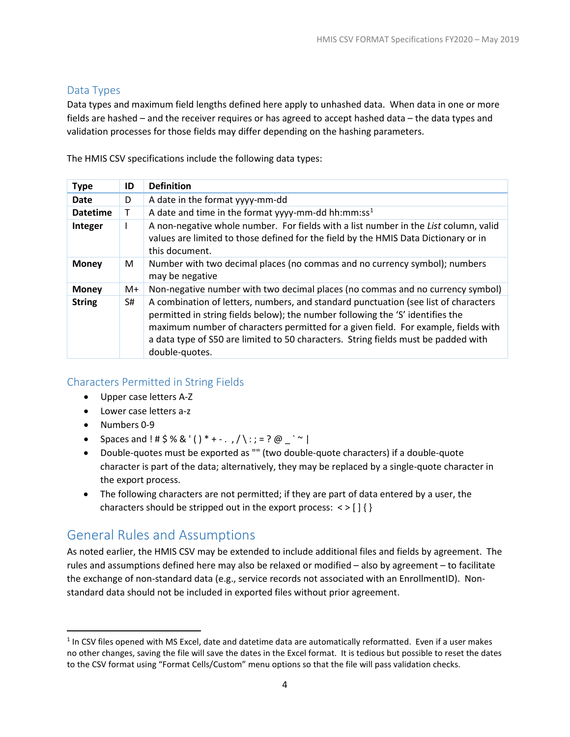## Data Types

Data types and maximum field lengths defined here apply to unhashed data. When data in one or more fields are hashed – and the receiver requires or has agreed to accept hashed data – the data types and validation processes for those fields may differ depending on the hashing parameters.

The HMIS CSV specifications include the following data types:

| Type | ID | Definition |
|---|---|---|
| **Date** | D | A date in the format yyyy-mm-dd |
| **Datetime** | T | A date and time in the format yyyy-mm-dd hh:mm:ss[1] |
| **Integer** | I | A non-negative whole number. For fields with a list number in the *List* column, valid values are limited to those defined for the field by the HMIS Data Dictionary or in this document. |
| **Money** | M | Number with two decimal places (no commas and no currency symbol); numbers may be negative |
| **Money** | M+ | Non-negative number with two decimal places (no commas and no currency symbol) |
| **String** | S# | A combination of letters, numbers, and standard punctuation (see list of characters permitted in string fields below); the number following the 'S' identifies the maximum number of characters permitted for a given field. For example, fields with a data type of S50 are limited to 50 characters. String fields must be padded with double-quotes. |

## Characters Permitted in String Fields

- Upper case letters A-Z
- Lower case letters a-z
- Numbers 0-9
- Spaces and ! # $ % & ' ( ) * + - . , / \ : ; = ? @ _ ` ~ |
- Double-quotes must be exported as "" (two double-quote characters) if a double-quote character is part of the data; alternatively, they may be replaced by a single-quote character in the export process.
- The following characters are not permitted; if they are part of data entered by a user, the characters should be stripped out in the export process: < > [ ] { }

# General Rules and Assumptions

As noted earlier, the HMIS CSV may be extended to include additional files and fields by agreement. The rules and assumptions defined here may also be relaxed or modified – also by agreement – to facilitate the exchange of non-standard data (e.g., service records not associated with an EnrollmentID). Non-standard data should not be included in exported files without prior agreement.

[1] In CSV files opened with MS Excel, date and datetime data are automatically reformatted. Even if a user makes no other changes, saving the file will save the dates in the Excel format. It is tedious but possible to reset the dates to the CSV format using "Format Cells/Custom" menu options so that the file will pass validation checks.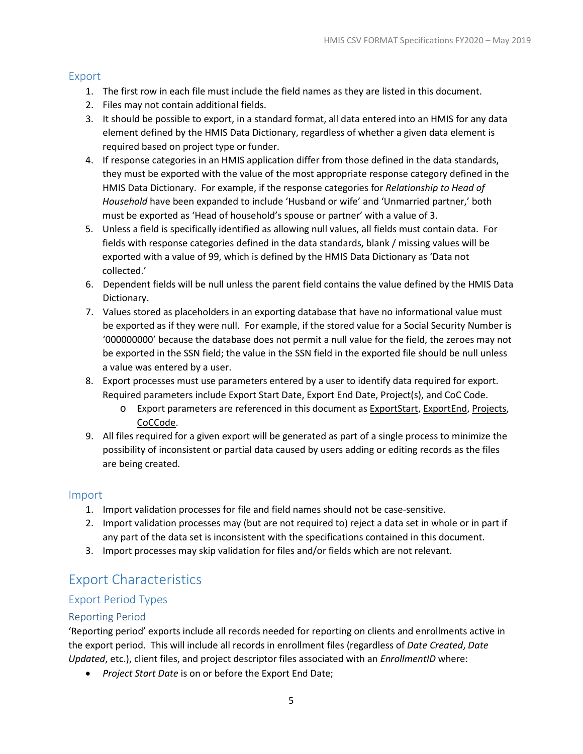## Export

1. The first row in each file must include the field names as they are listed in this document.
2. Files may not contain additional fields.
3. It should be possible to export, in a standard format, all data entered into an HMIS for any data element defined by the HMIS Data Dictionary, regardless of whether a given data element is required based on project type or funder.
4. If response categories in an HMIS application differ from those defined in the data standards, they must be exported with the value of the most appropriate response category defined in the HMIS Data Dictionary. For example, if the response categories for *Relationship to Head of Household* have been expanded to include 'Husband or wife' and 'Unmarried partner,' both must be exported as 'Head of household's spouse or partner' with a value of 3.
5. Unless a field is specifically identified as allowing null values, all fields must contain data. For fields with response categories defined in the data standards, blank / missing values will be exported with a value of 99, which is defined by the HMIS Data Dictionary as 'Data not collected.'
6. Dependent fields will be null unless the parent field contains the value defined by the HMIS Data Dictionary.
7. Values stored as placeholders in an exporting database that have no informational value must be exported as if they were null. For example, if the stored value for a Social Security Number is '000000000' because the database does not permit a null value for the field, the zeroes may not be exported in the SSN field; the value in the SSN field in the exported file should be null unless a value was entered by a user.
8. Export processes must use parameters entered by a user to identify data required for export. Required parameters include Export Start Date, Export End Date, Project(s), and CoC Code.
   - Export parameters are referenced in this document as ExportStart, ExportEnd, Projects, CoCCode.
9. All files required for a given export will be generated as part of a single process to minimize the possibility of inconsistent or partial data caused by users adding or editing records as the files are being created.

## Import

1. Import validation processes for file and field names should not be case-sensitive.
2. Import validation processes may (but are not required to) reject a data set in whole or in part if any part of the data set is inconsistent with the specifications contained in this document.
3. Import processes may skip validation for files and/or fields which are not relevant.

# Export Characteristics

## Export Period Types

### Reporting Period

'Reporting period' exports include all records needed for reporting on clients and enrollments active in the export period. This will include all records in enrollment files (regardless of *Date Created*, *Date Updated*, etc.), client files, and project descriptor files associated with an *EnrollmentID* where:

- *Project Start Date* is on or before the Export End Date;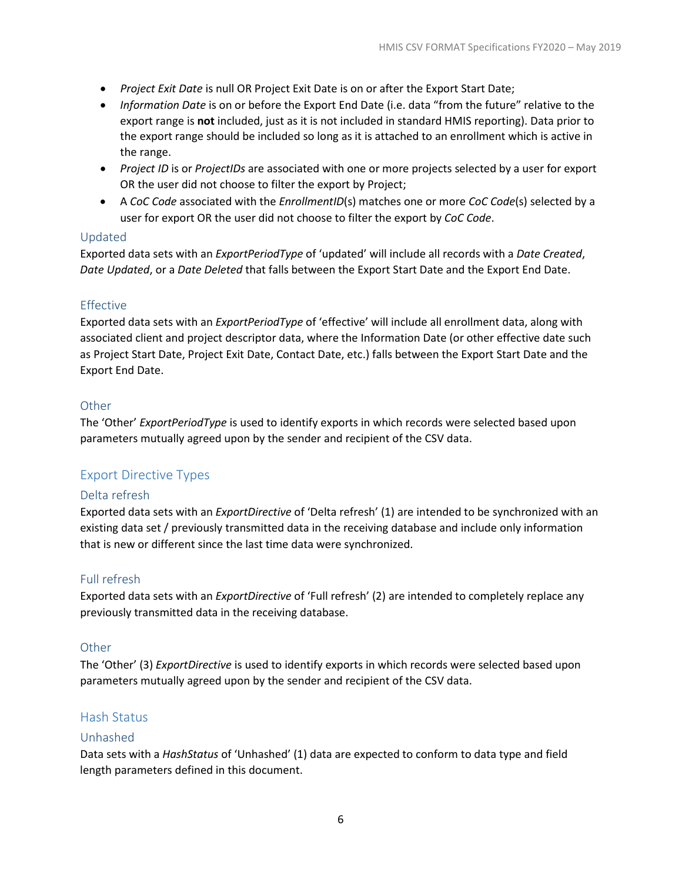- *Project Exit Date* is null OR Project Exit Date is on or after the Export Start Date;
- *Information Date* is on or before the Export End Date (i.e. data "from the future" relative to the export range is **not** included, just as it is not included in standard HMIS reporting). Data prior to the export range should be included so long as it is attached to an enrollment which is active in the range.
- *Project ID* is or *ProjectIDs* are associated with one or more projects selected by a user for export OR the user did not choose to filter the export by Project;
- A *CoC Code* associated with the *EnrollmentID*(s) matches one or more *CoC Code*(s) selected by a user for export OR the user did not choose to filter the export by *CoC Code*.

### Updated

Exported data sets with an *ExportPeriodType* of 'updated' will include all records with a *Date Created*, *Date Updated*, or a *Date Deleted* that falls between the Export Start Date and the Export End Date.

### Effective

Exported data sets with an *ExportPeriodType* of 'effective' will include all enrollment data, along with associated client and project descriptor data, where the Information Date (or other effective date such as Project Start Date, Project Exit Date, Contact Date, etc.) falls between the Export Start Date and the Export End Date.

### Other

The 'Other' *ExportPeriodType* is used to identify exports in which records were selected based upon parameters mutually agreed upon by the sender and recipient of the CSV data.

## Export Directive Types

### Delta refresh

Exported data sets with an *ExportDirective* of 'Delta refresh' (1) are intended to be synchronized with an existing data set / previously transmitted data in the receiving database and include only information that is new or different since the last time data were synchronized.

### Full refresh

Exported data sets with an *ExportDirective* of 'Full refresh' (2) are intended to completely replace any previously transmitted data in the receiving database.

### Other

The 'Other' (3) *ExportDirective* is used to identify exports in which records were selected based upon parameters mutually agreed upon by the sender and recipient of the CSV data.

## Hash Status

### Unhashed

Data sets with a *HashStatus* of 'Unhashed' (1) data are expected to conform to data type and field length parameters defined in this document.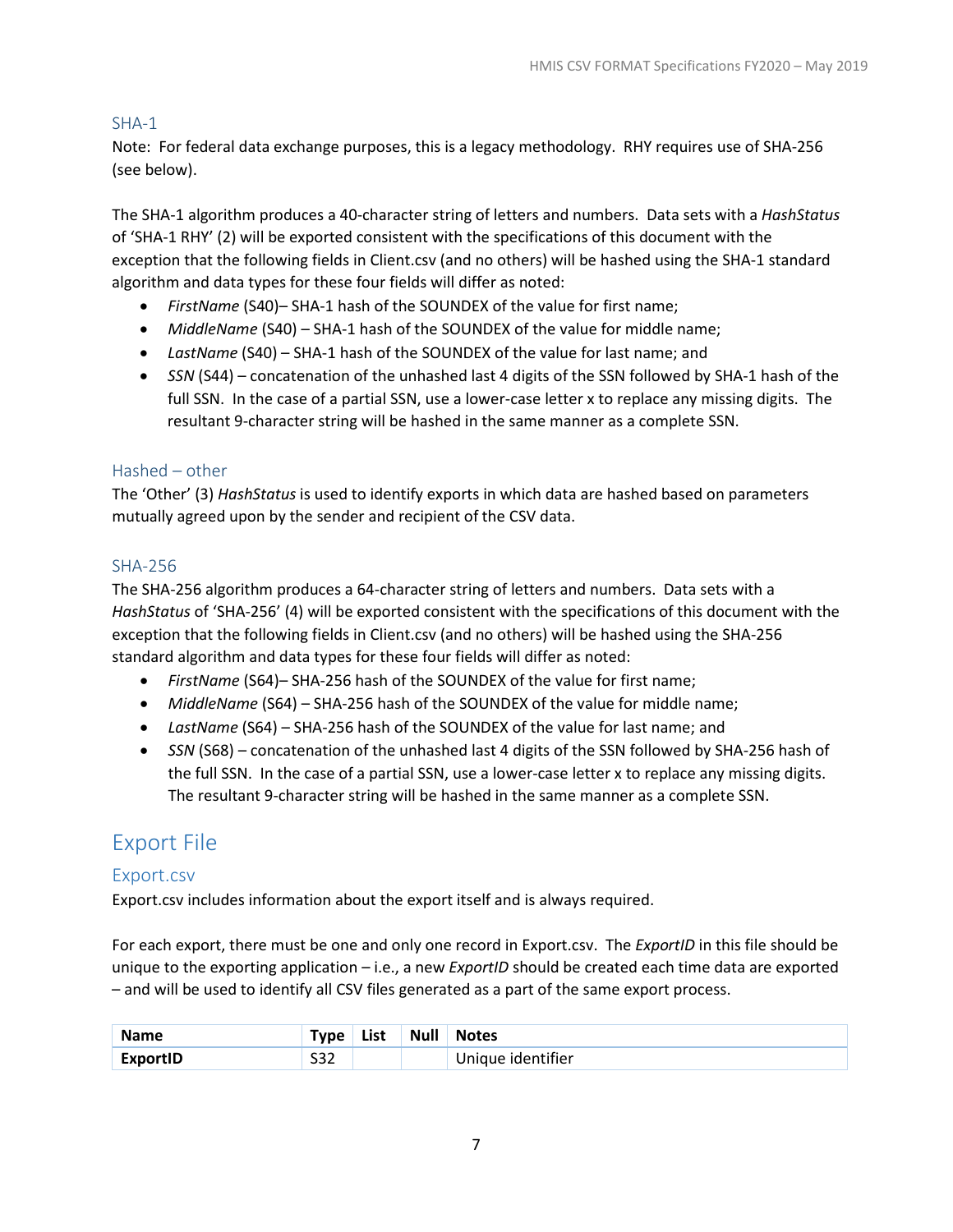### SHA-1

Note: For federal data exchange purposes, this is a legacy methodology. RHY requires use of SHA-256 (see below).

The SHA-1 algorithm produces a 40-character string of letters and numbers. Data sets with a *HashStatus* of 'SHA-1 RHY' (2) will be exported consistent with the specifications of this document with the exception that the following fields in Client.csv (and no others) will be hashed using the SHA-1 standard algorithm and data types for these four fields will differ as noted:

- *FirstName* (S40)– SHA-1 hash of the SOUNDEX of the value for first name;
- *MiddleName* (S40) – SHA-1 hash of the SOUNDEX of the value for middle name;
- *LastName* (S40) – SHA-1 hash of the SOUNDEX of the value for last name; and
- *SSN* (S44) – concatenation of the unhashed last 4 digits of the SSN followed by SHA-1 hash of the full SSN. In the case of a partial SSN, use a lower-case letter x to replace any missing digits. The resultant 9-character string will be hashed in the same manner as a complete SSN.

### Hashed – other

The 'Other' (3) *HashStatus* is used to identify exports in which data are hashed based on parameters mutually agreed upon by the sender and recipient of the CSV data.

### SHA-256

The SHA-256 algorithm produces a 64-character string of letters and numbers. Data sets with a *HashStatus* of 'SHA-256' (4) will be exported consistent with the specifications of this document with the exception that the following fields in Client.csv (and no others) will be hashed using the SHA-256 standard algorithm and data types for these four fields will differ as noted:

- *FirstName* (S64)– SHA-256 hash of the SOUNDEX of the value for first name;
- *MiddleName* (S64) – SHA-256 hash of the SOUNDEX of the value for middle name;
- *LastName* (S64) – SHA-256 hash of the SOUNDEX of the value for last name; and
- *SSN* (S68) – concatenation of the unhashed last 4 digits of the SSN followed by SHA-256 hash of the full SSN. In the case of a partial SSN, use a lower-case letter x to replace any missing digits. The resultant 9-character string will be hashed in the same manner as a complete SSN.

# Export File

## Export.csv

Export.csv includes information about the export itself and is always required.

For each export, there must be one and only one record in Export.csv. The *ExportID* in this file should be unique to the exporting application – i.e., a new *ExportID* should be created each time data are exported – and will be used to identify all CSV files generated as a part of the same export process.

| Name | Type | List | Null | Notes |
|---|---|---|---|---|
| **ExportID** | S32 | | | Unique identifier |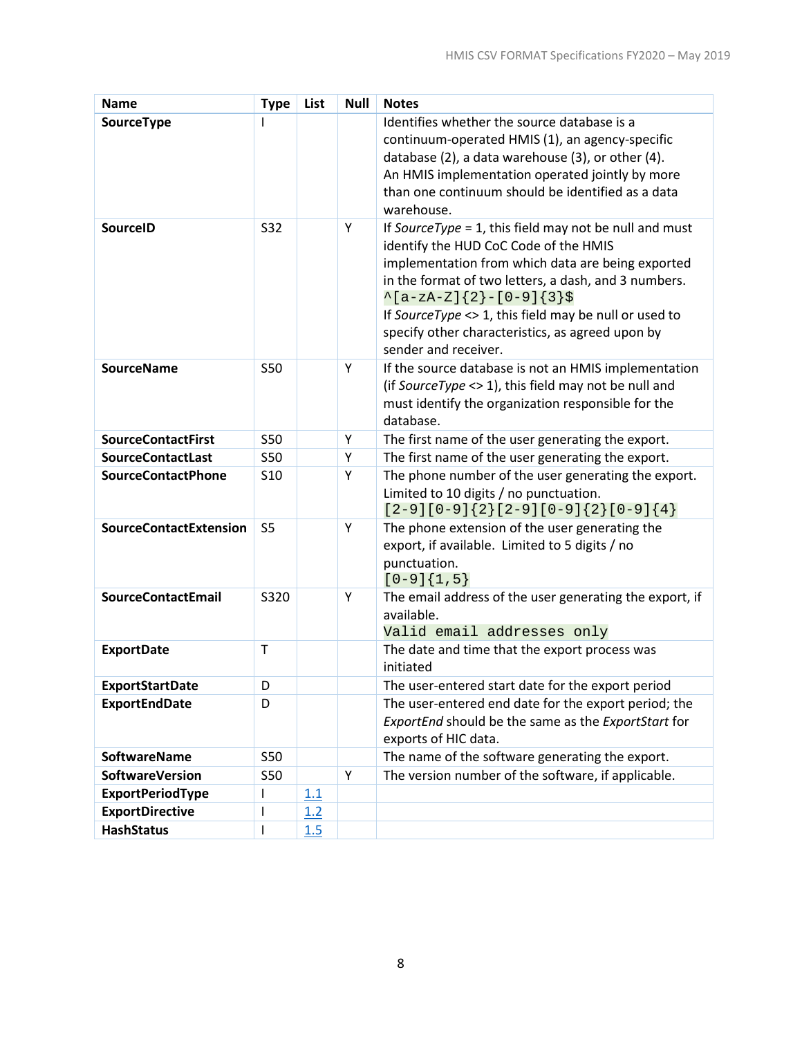| Name | Type | List | Null | Notes |
|---|---|---|---|---|
| **SourceType** | I | | | Identifies whether the source database is a continuum-operated HMIS (1), an agency-specific database (2), a data warehouse (3), or other (4). An HMIS implementation operated jointly by more than one continuum should be identified as a data warehouse. |
| **SourceID** | S32 | | Y | If *SourceType* = 1, this field may not be null and must identify the HUD CoC Code of the HMIS implementation from which data are being exported in the format of two letters, a dash, and 3 numbers. `^[a-zA-Z]{2}-[0-9]{3}$` If *SourceType* <> 1, this field may be null or used to specify other characteristics, as agreed upon by sender and receiver. |
| **SourceName** | S50 | | Y | If the source database is not an HMIS implementation (if *SourceType* <> 1), this field may not be null and must identify the organization responsible for the database. |
| **SourceContactFirst** | S50 | | Y | The first name of the user generating the export. |
| **SourceContactLast** | S50 | | Y | The first name of the user generating the export. |
| **SourceContactPhone** | S10 | | Y | The phone number of the user generating the export. Limited to 10 digits / no punctuation. `[2-9][0-9]{2}[2-9][0-9]{2}[0-9]{4}` |
| **SourceContactExtension** | S5 | | Y | The phone extension of the user generating the export, if available. Limited to 5 digits / no punctuation. `[0-9]{1,5}` |
| **SourceContactEmail** | S320 | | Y | The email address of the user generating the export, if available. `Valid email addresses only` |
| **ExportDate** | T | | | The date and time that the export process was initiated |
| **ExportStartDate** | D | | | The user-entered start date for the export period |
| **ExportEndDate** | D | | | The user-entered end date for the export period; the *ExportEnd* should be the same as the *ExportStart* for exports of HIC data. |
| **SoftwareName** | S50 | | | The name of the software generating the export. |
| **SoftwareVersion** | S50 | | Y | The version number of the software, if applicable. |
| **ExportPeriodType** | I | 1.1 | | |
| **ExportDirective** | I | 1.2 | | |
| **HashStatus** | I | 1.5 | | |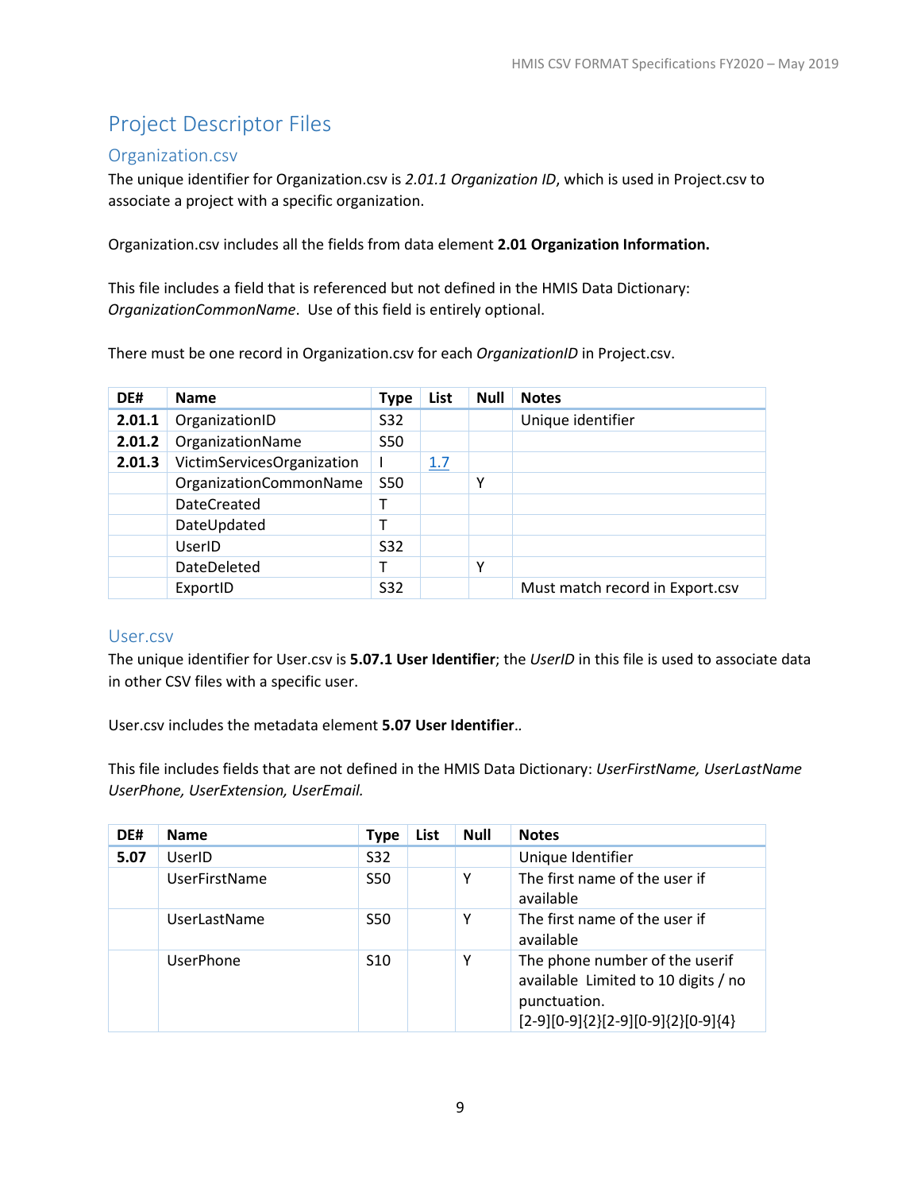# Project Descriptor Files

## Organization.csv

The unique identifier for Organization.csv is *2.01.1 Organization ID*, which is used in Project.csv to associate a project with a specific organization.

Organization.csv includes all the fields from data element **2.01 Organization Information.**

This file includes a field that is referenced but not defined in the HMIS Data Dictionary: *OrganizationCommonName*. Use of this field is entirely optional.

There must be one record in Organization.csv for each *OrganizationID* in Project.csv.

| DE# | Name | Type | List | Null | Notes |
|---|---|---|---|---|---|
| **2.01.1** | OrganizationID | S32 | | | Unique identifier |
| **2.01.2** | OrganizationName | S50 | | | |
| **2.01.3** | VictimServicesOrganization | I | 1.7 | | |
| | OrganizationCommonName | S50 | | Y | |
| | DateCreated | T | | | |
| | DateUpdated | T | | | |
| | UserID | S32 | | | |
| | DateDeleted | T | | Y | |
| | ExportID | S32 | | | Must match record in Export.csv |

## User.csv

The unique identifier for User.csv is **5.07.1 User Identifier**; the *UserID* in this file is used to associate data in other CSV files with a specific user.

User.csv includes the metadata element **5.07 User Identifier**..

This file includes fields that are not defined in the HMIS Data Dictionary: *UserFirstName, UserLastName UserPhone, UserExtension, UserEmail.*

| DE# | Name | Type | List | Null | Notes |
|---|---|---|---|---|---|
| **5.07** | UserID | S32 | | | Unique Identifier |
| | UserFirstName | S50 | | Y | The first name of the user if available |
| | UserLastName | S50 | | Y | The first name of the user if available |
| | UserPhone | S10 | | Y | The phone number of the userif available Limited to 10 digits / no punctuation. [2-9][0-9]{2}[2-9][0-9]{2}[0-9]{4} |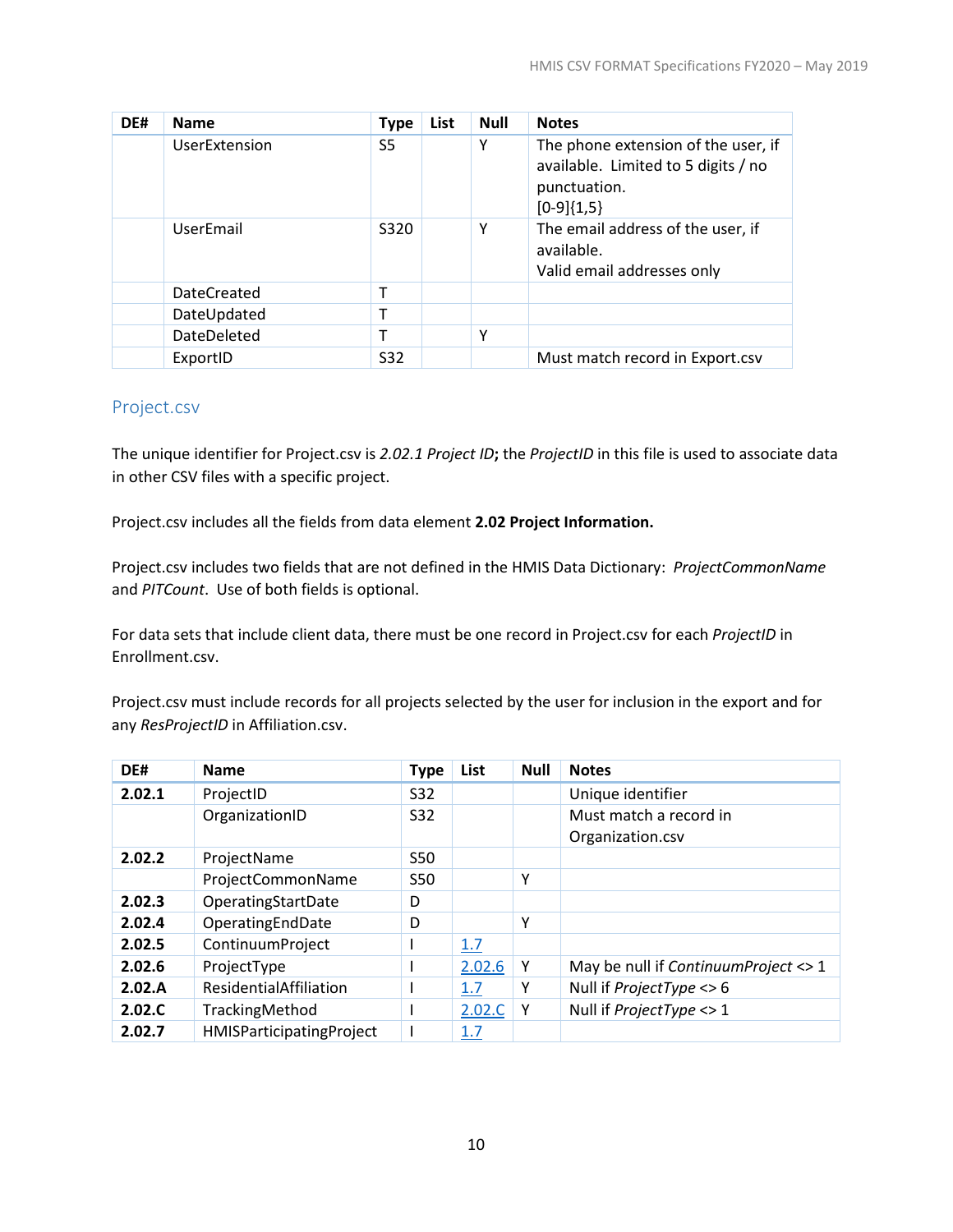| DE# | Name | Type | List | Null | Notes |
|---|---|---|---|---|---|
| | UserExtension | S5 | | Y | The phone extension of the user, if available. Limited to 5 digits / no punctuation. [0-9]{1,5} |
| | UserEmail | S320 | | Y | The email address of the user, if available. Valid email addresses only |
| | DateCreated | T | | | |
| | DateUpdated | T | | | |
| | DateDeleted | T | | Y | |
| | ExportID | S32 | | | Must match record in Export.csv |

## Project.csv

The unique identifier for Project.csv is *2.02.1 Project ID***;** the *ProjectID* in this file is used to associate data in other CSV files with a specific project.

Project.csv includes all the fields from data element **2.02 Project Information.**

Project.csv includes two fields that are not defined in the HMIS Data Dictionary: *ProjectCommonName* and *PITCount*. Use of both fields is optional.

For data sets that include client data, there must be one record in Project.csv for each *ProjectID* in Enrollment.csv.

Project.csv must include records for all projects selected by the user for inclusion in the export and for any *ResProjectID* in Affiliation.csv.

| DE# | Name | Type | List | Null | Notes |
|---|---|---|---|---|---|
| **2.02.1** | ProjectID | S32 | | | Unique identifier |
| | OrganizationID | S32 | | | Must match a record in Organization.csv |
| **2.02.2** | ProjectName | S50 | | | |
| | ProjectCommonName | S50 | | Y | |
| **2.02.3** | OperatingStartDate | D | | | |
| **2.02.4** | OperatingEndDate | D | | Y | |
| **2.02.5** | ContinuumProject | I | 1.7 | | |
| **2.02.6** | ProjectType | I | 2.02.6 | Y | May be null if *ContinuumProject* <> 1 |
| **2.02.A** | ResidentialAffiliation | I | 1.7 | Y | Null if *ProjectType* <> 6 |
| **2.02.C** | TrackingMethod | I | 2.02.C | Y | Null if *ProjectType* <> 1 |
| **2.02.7** | HMISParticipatingProject | I | 1.7 | | |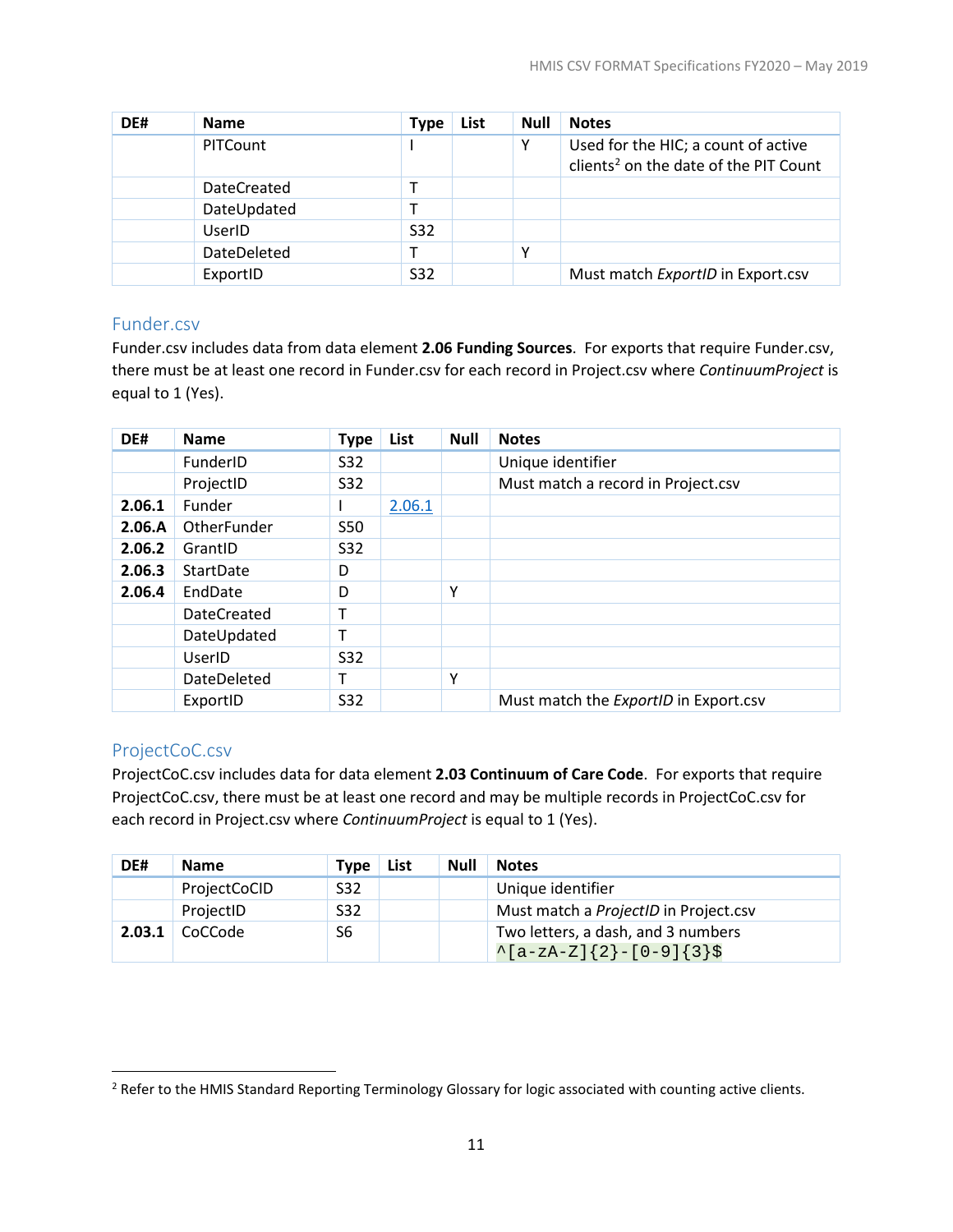| DE# | Name | Type | List | Null | Notes |
|---|---|---|---|---|---|
| | PITCount | I | | Y | Used for the HIC; a count of active clients[2] on the date of the PIT Count |
| | DateCreated | T | | | |
| | DateUpdated | T | | | |
| | UserID | S32 | | | |
| | DateDeleted | T | | Y | |
| | ExportID | S32 | | | Must match *ExportID* in Export.csv |

## Funder.csv

Funder.csv includes data from data element **2.06 Funding Sources**. For exports that require Funder.csv, there must be at least one record in Funder.csv for each record in Project.csv where *ContinuumProject* is equal to 1 (Yes).

| DE# | Name | Type | List | Null | Notes |
|---|---|---|---|---|---|
| | FunderID | S32 | | | Unique identifier |
| | ProjectID | S32 | | | Must match a record in Project.csv |
| **2.06.1** | Funder | I | 2.06.1 | | |
| **2.06.A** | OtherFunder | S50 | | | |
| **2.06.2** | GrantID | S32 | | | |
| **2.06.3** | StartDate | D | | | |
| **2.06.4** | EndDate | D | | Y | |
| | DateCreated | T | | | |
| | DateUpdated | T | | | |
| | UserID | S32 | | | |
| | DateDeleted | T | | Y | |
| | ExportID | S32 | | | Must match the *ExportID* in Export.csv |

## ProjectCoC.csv

ProjectCoC.csv includes data for data element **2.03 Continuum of Care Code**. For exports that require ProjectCoC.csv, there must be at least one record and may be multiple records in ProjectCoC.csv for each record in Project.csv where *ContinuumProject* is equal to 1 (Yes).

| DE# | Name | Type | List | Null | Notes |
|---|---|---|---|---|---|
| | ProjectCoCID | S32 | | | Unique identifier |
| | ProjectID | S32 | | | Must match a *ProjectID* in Project.csv |
| **2.03.1** | CoCCode | S6 | | | Two letters, a dash, and 3 numbers `^[a-zA-Z]{2}-[0-9]{3}$` |

[2] Refer to the HMIS Standard Reporting Terminology Glossary for logic associated with counting active clients.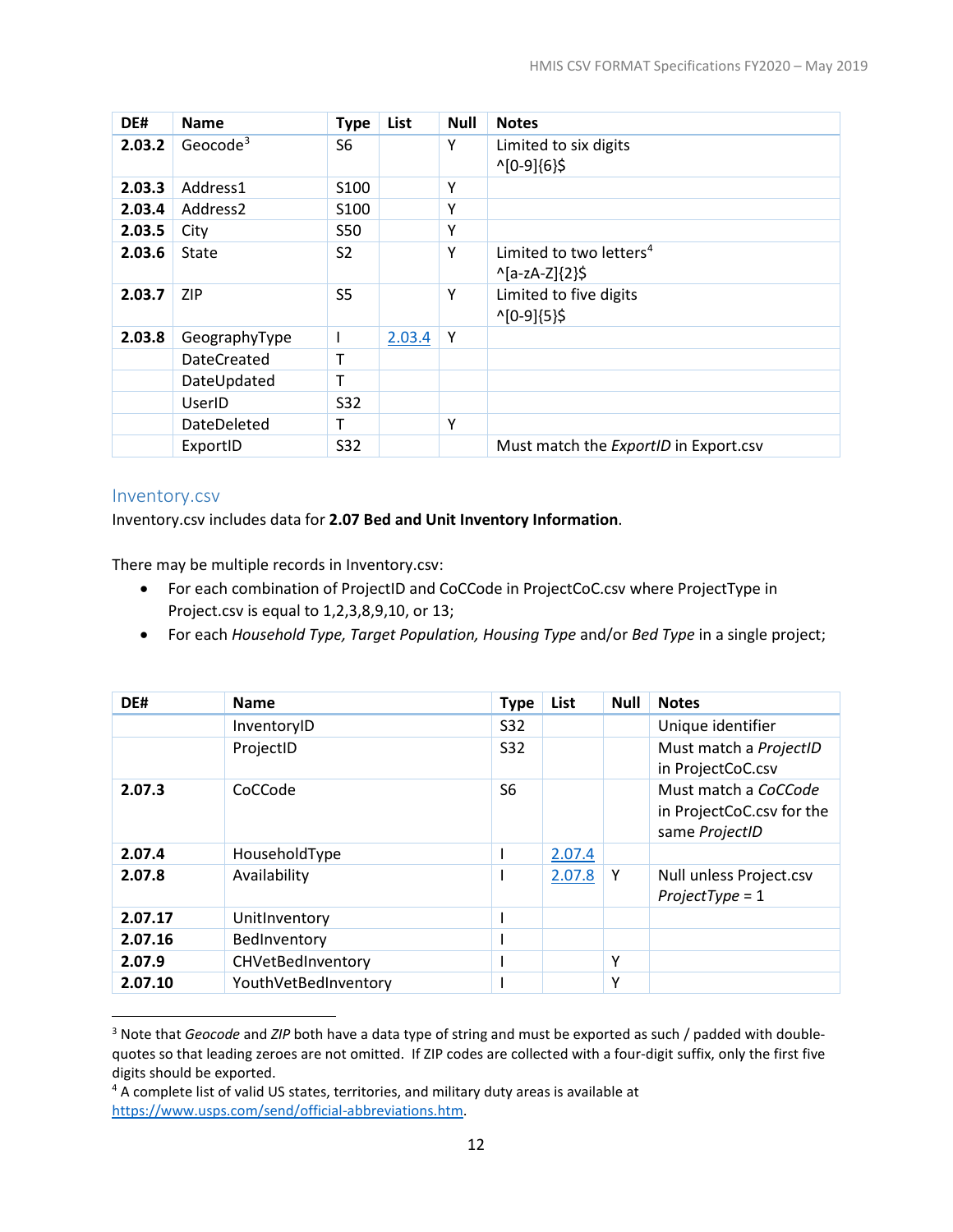| DE# | Name | Type | List | Null | Notes |
|---|---|---|---|---|---|
| **2.03.2** | Geocode[3] | S6 | | Y | Limited to six digits<br>^[0-9]{6}$ |
| **2.03.3** | Address1 | S100 | | Y | |
| **2.03.4** | Address2 | S100 | | Y | |
| **2.03.5** | City | S50 | | Y | |
| **2.03.6** | State | S2 | | Y | Limited to two letters[4]<br>^[a-zA-Z]{2}$ |
| **2.03.7** | ZIP | S5 | | Y | Limited to five digits<br>^[0-9]{5}$ |
| **2.03.8** | GeographyType | I | 2.03.4 | Y | |
| | DateCreated | T | | | |
| | DateUpdated | T | | | |
| | UserID | S32 | | | |
| | DateDeleted | T | | Y | |
| | ExportID | S32 | | | Must match the *ExportID* in Export.csv |

## Inventory.csv

Inventory.csv includes data for **2.07 Bed and Unit Inventory Information**.

There may be multiple records in Inventory.csv:

- For each combination of ProjectID and CoCCode in ProjectCoC.csv where ProjectType in Project.csv is equal to 1,2,3,8,9,10, or 13;
- For each *Household Type, Target Population, Housing Type* and/or *Bed Type* in a single project;

| DE# | Name | Type | List | Null | Notes |
|---|---|---|---|---|---|
| | InventoryID | S32 | | | Unique identifier |
| | ProjectID | S32 | | | Must match a *ProjectID* in ProjectCoC.csv |
| **2.07.3** | CoCCode | S6 | | | Must match a *CoCCode* in ProjectCoC.csv for the same *ProjectID* |
| **2.07.4** | HouseholdType | I | 2.07.4 | | |
| **2.07.8** | Availability | I | 2.07.8 | Y | Null unless Project.csv *ProjectType* = 1 |
| **2.07.17** | UnitInventory | I | | | |
| **2.07.16** | BedInventory | I | | | |
| **2.07.9** | CHVetBedInventory | I | | Y | |
| **2.07.10** | YouthVetBedInventory | I | | Y | |

[3] Note that *Geocode* and *ZIP* both have a data type of string and must be exported as such / padded with double-quotes so that leading zeroes are not omitted. If ZIP codes are collected with a four-digit suffix, only the first five digits should be exported.

[4] A complete list of valid US states, territories, and military duty areas is available at https://www.usps.com/send/official-abbreviations.htm.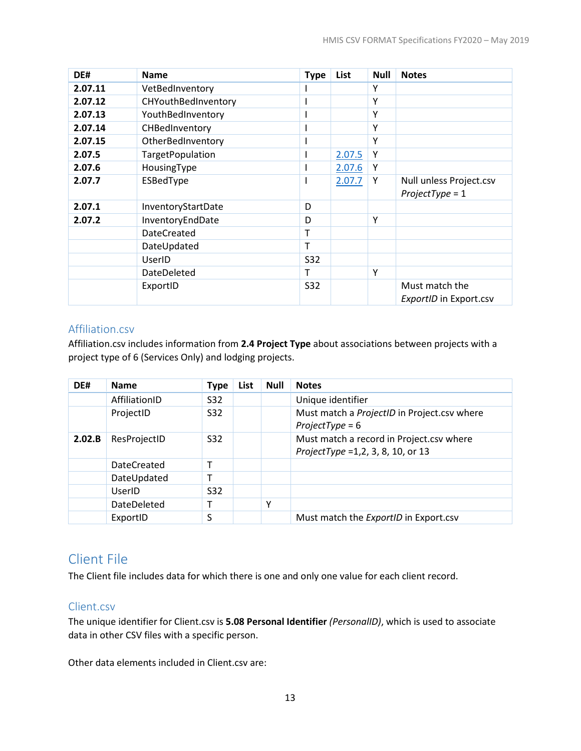| DE# | Name | Type | List | Null | Notes |
|---|---|---|---|---|---|
| **2.07.11** | VetBedInventory | I | | Y | |
| **2.07.12** | CHYouthBedInventory | I | | Y | |
| **2.07.13** | YouthBedInventory | I | | Y | |
| **2.07.14** | CHBedInventory | I | | Y | |
| **2.07.15** | OtherBedInventory | I | | Y | |
| **2.07.5** | TargetPopulation | I | 2.07.5 | Y | |
| **2.07.6** | HousingType | I | 2.07.6 | Y | |
| **2.07.7** | ESBedType | I | 2.07.7 | Y | Null unless Project.csv *ProjectType* = 1 |
| **2.07.1** | InventoryStartDate | D | | | |
| **2.07.2** | InventoryEndDate | D | | Y | |
| | DateCreated | T | | | |
| | DateUpdated | T | | | |
| | UserID | S32 | | | |
| | DateDeleted | T | | Y | |
| | ExportID | S32 | | | Must match the *ExportID* in Export.csv |

### Affiliation.csv

Affiliation.csv includes information from **2.4 Project Type** about associations between projects with a project type of 6 (Services Only) and lodging projects.

| DE# | Name | Type | List | Null | Notes |
|---|---|---|---|---|---|
| | AffiliationID | S32 | | | Unique identifier |
| | ProjectID | S32 | | | Must match a *ProjectID* in Project.csv where *ProjectType* = 6 |
| **2.02.B** | ResProjectID | S32 | | | Must match a record in Project.csv where *ProjectType* =1,2, 3, 8, 10, or 13 |
| | DateCreated | T | | | |
| | DateUpdated | T | | | |
| | UserID | S32 | | | |
| | DateDeleted | T | | Y | |
| | ExportID | S | | | Must match the *ExportID* in Export.csv |

## Client File

The Client file includes data for which there is one and only one value for each client record.

### Client.csv

The unique identifier for Client.csv is **5.08 Personal Identifier** *(PersonalID)*, which is used to associate data in other CSV files with a specific person.

Other data elements included in Client.csv are: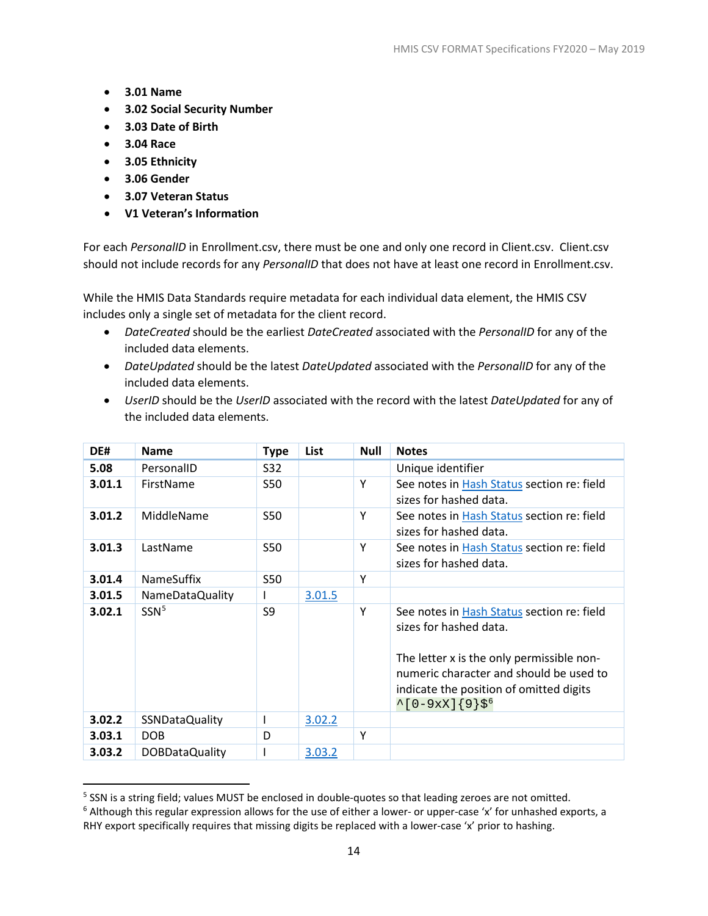- **3.01 Name**
- **3.02 Social Security Number**
- **3.03 Date of Birth**
- **3.04 Race**
- **3.05 Ethnicity**
- **3.06 Gender**
- **3.07 Veteran Status**
- **V1 Veteran's Information**

For each *PersonalID* in Enrollment.csv, there must be one and only one record in Client.csv. Client.csv should not include records for any *PersonalID* that does not have at least one record in Enrollment.csv.

While the HMIS Data Standards require metadata for each individual data element, the HMIS CSV includes only a single set of metadata for the client record.

- *DateCreated* should be the earliest *DateCreated* associated with the *PersonalID* for any of the included data elements.
- *DateUpdated* should be the latest *DateUpdated* associated with the *PersonalID* for any of the included data elements.
- *UserID* should be the *UserID* associated with the record with the latest *DateUpdated* for any of the included data elements.

| DE# | Name | Type | List | Null | Notes |
|---|---|---|---|---|---|
| **5.08** | PersonalID | S32 | | | Unique identifier |
| **3.01.1** | FirstName | S50 | | Y | See notes in Hash Status section re: field sizes for hashed data. |
| **3.01.2** | MiddleName | S50 | | Y | See notes in Hash Status section re: field sizes for hashed data. |
| **3.01.3** | LastName | S50 | | Y | See notes in Hash Status section re: field sizes for hashed data. |
| **3.01.4** | NameSuffix | S50 | | Y | |
| **3.01.5** | NameDataQuality | I | 3.01.5 | | |
| **3.02.1** | SSN[5] | S9 | | Y | See notes in Hash Status section re: field sizes for hashed data.<br><br>The letter x is the only permissible non-numeric character and should be used to indicate the position of omitted digits `^[0-9xX]{9}$`[6] |
| **3.02.2** | SSNDataQuality | I | 3.02.2 | | |
| **3.03.1** | DOB | D | | Y | |
| **3.03.2** | DOBDataQuality | I | 3.03.2 | | |

[5] SSN is a string field; values MUST be enclosed in double-quotes so that leading zeroes are not omitted.

[6] Although this regular expression allows for the use of either a lower- or upper-case 'x' for unhashed exports, a RHY export specifically requires that missing digits be replaced with a lower-case 'x' prior to hashing.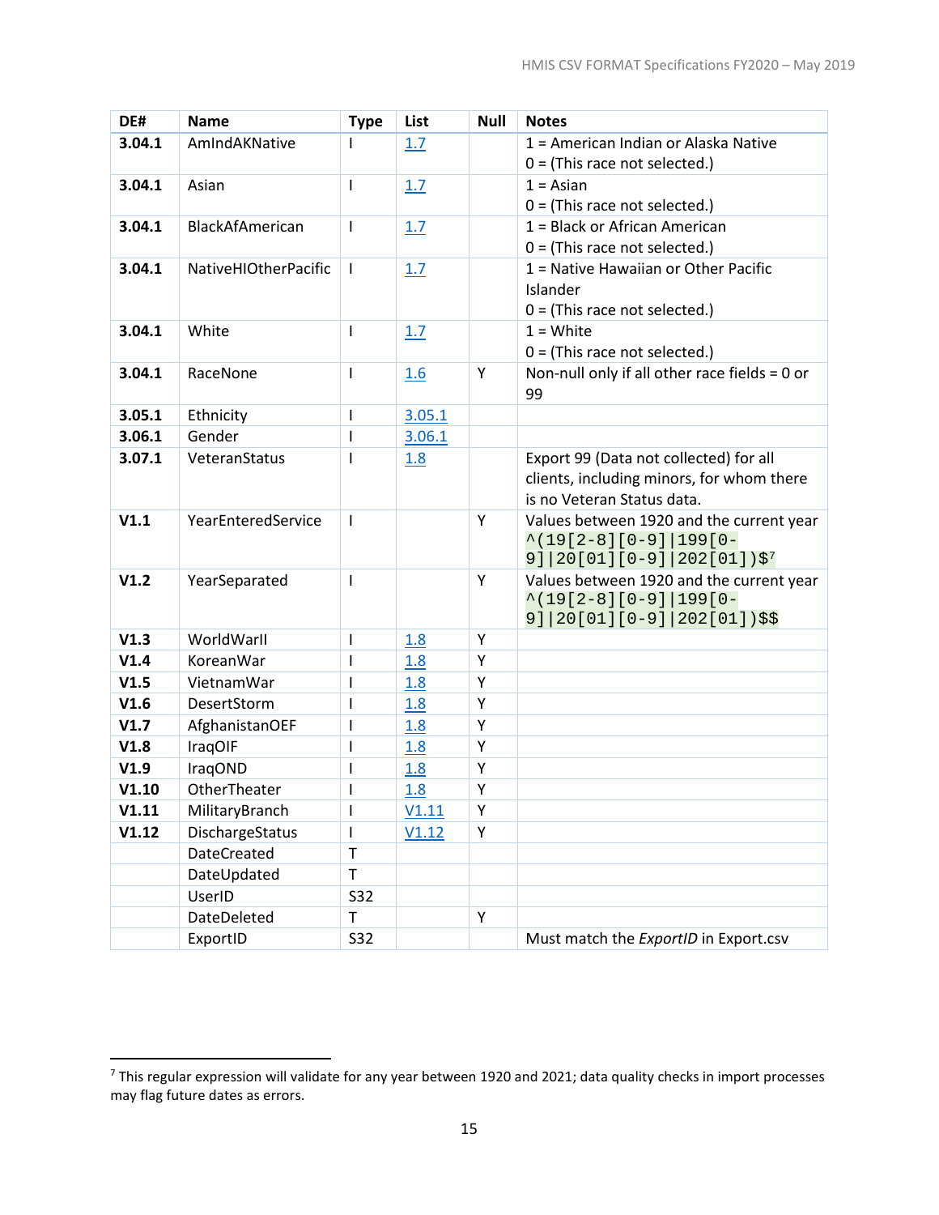| DE# | Name | Type | List | Null | Notes |
|---|---|---|---|---|---|
| **3.04.1** | AmIndAKNative | I | 1.7 | | 1 = American Indian or Alaska Native<br>0 = (This race not selected.) |
| **3.04.1** | Asian | I | 1.7 | | 1 = Asian<br>0 = (This race not selected.) |
| **3.04.1** | BlackAfAmerican | I | 1.7 | | 1 = Black or African American<br>0 = (This race not selected.) |
| **3.04.1** | NativeHIOtherPacific | I | 1.7 | | 1 = Native Hawaiian or Other Pacific Islander<br>0 = (This race not selected.) |
| **3.04.1** | White | I | 1.7 | | 1 = White<br>0 = (This race not selected.) |
| **3.04.1** | RaceNone | I | 1.6 | Y | Non-null only if all other race fields = 0 or 99 |
| **3.05.1** | Ethnicity | I | 3.05.1 | | |
| **3.06.1** | Gender | I | 3.06.1 | | |
| **3.07.1** | VeteranStatus | I | 1.8 | | Export 99 (Data not collected) for all clients, including minors, for whom there is no Veteran Status data. |
| **V1.1** | YearEnteredService | I | | Y | Values between 1920 and the current year `^(19[2-8][0-9]\|199[0-9]\|20[01][0-9]\|202[01])$`[7] |
| **V1.2** | YearSeparated | I | | Y | Values between 1920 and the current year `^(19[2-8][0-9]\|199[0-9]\|20[01][0-9]\|202[01])$$` |
| **V1.3** | WorldWarII | I | 1.8 | Y | |
| **V1.4** | KoreanWar | I | 1.8 | Y | |
| **V1.5** | VietnamWar | I | 1.8 | Y | |
| **V1.6** | DesertStorm | I | 1.8 | Y | |
| **V1.7** | AfghanistanOEF | I | 1.8 | Y | |
| **V1.8** | IraqOIF | I | 1.8 | Y | |
| **V1.9** | IraqOND | I | 1.8 | Y | |
| **V1.10** | OtherTheater | I | 1.8 | Y | |
| **V1.11** | MilitaryBranch | I | V1.11 | Y | |
| **V1.12** | DischargeStatus | I | V1.12 | Y | |
| | DateCreated | T | | | |
| | DateUpdated | T | | | |
| | UserID | S32 | | | |
| | DateDeleted | T | | Y | |
| | ExportID | S32 | | | Must match the *ExportID* in Export.csv |

[7] This regular expression will validate for any year between 1920 and 2021; data quality checks in import processes may flag future dates as errors.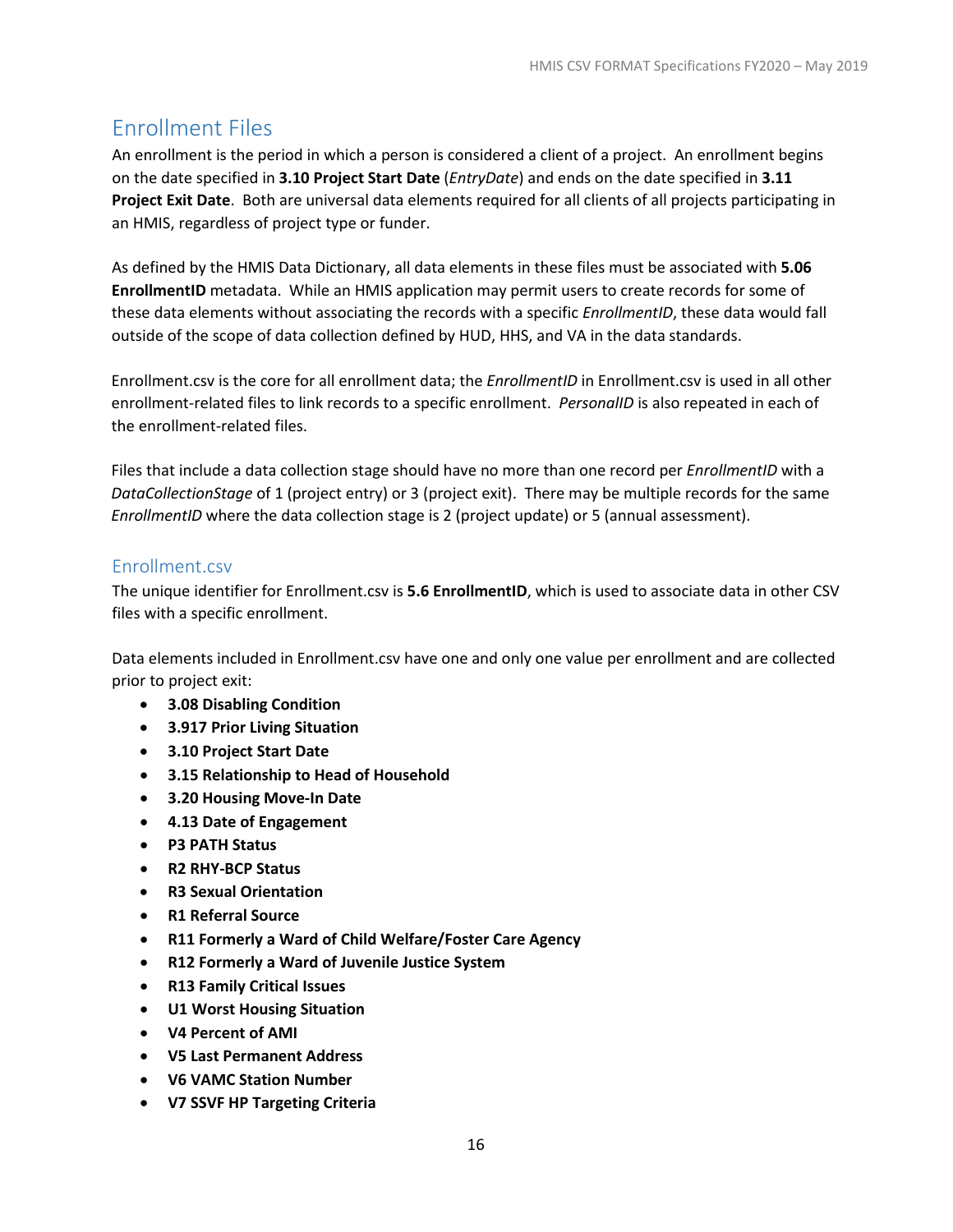## Enrollment Files

An enrollment is the period in which a person is considered a client of a project. An enrollment begins on the date specified in **3.10 Project Start Date** (*EntryDate*) and ends on the date specified in **3.11 Project Exit Date**. Both are universal data elements required for all clients of all projects participating in an HMIS, regardless of project type or funder.

As defined by the HMIS Data Dictionary, all data elements in these files must be associated with **5.06 EnrollmentID** metadata. While an HMIS application may permit users to create records for some of these data elements without associating the records with a specific *EnrollmentID*, these data would fall outside of the scope of data collection defined by HUD, HHS, and VA in the data standards.

Enrollment.csv is the core for all enrollment data; the *EnrollmentID* in Enrollment.csv is used in all other enrollment-related files to link records to a specific enrollment. *PersonalID* is also repeated in each of the enrollment-related files.

Files that include a data collection stage should have no more than one record per *EnrollmentID* with a *DataCollectionStage* of 1 (project entry) or 3 (project exit). There may be multiple records for the same *EnrollmentID* where the data collection stage is 2 (project update) or 5 (annual assessment).

### Enrollment.csv

The unique identifier for Enrollment.csv is **5.6 EnrollmentID**, which is used to associate data in other CSV files with a specific enrollment.

Data elements included in Enrollment.csv have one and only one value per enrollment and are collected prior to project exit:

- **3.08 Disabling Condition**
- **3.917 Prior Living Situation**
- **3.10 Project Start Date**
- **3.15 Relationship to Head of Household**
- **3.20 Housing Move-In Date**
- **4.13 Date of Engagement**
- **P3 PATH Status**
- **R2 RHY-BCP Status**
- **R3 Sexual Orientation**
- **R1 Referral Source**
- **R11 Formerly a Ward of Child Welfare/Foster Care Agency**
- **R12 Formerly a Ward of Juvenile Justice System**
- **R13 Family Critical Issues**
- **U1 Worst Housing Situation**
- **V4 Percent of AMI**
- **V5 Last Permanent Address**
- **V6 VAMC Station Number**
- **V7 SSVF HP Targeting Criteria**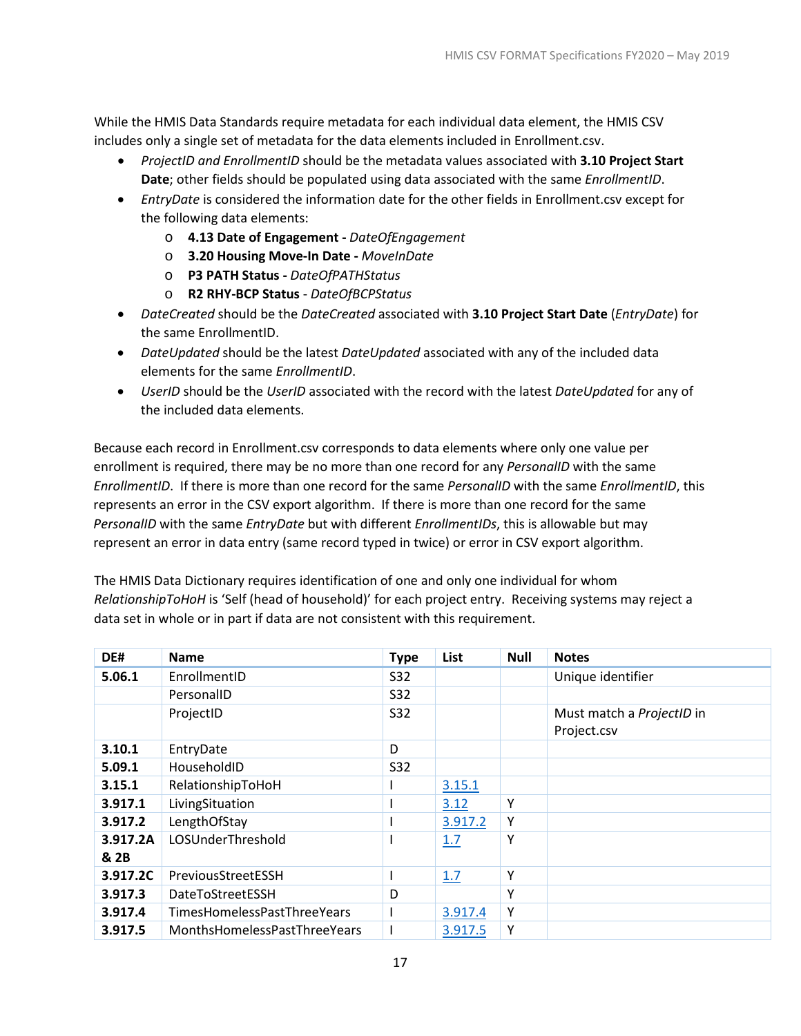While the HMIS Data Standards require metadata for each individual data element, the HMIS CSV includes only a single set of metadata for the data elements included in Enrollment.csv.

- *ProjectID and EnrollmentID* should be the metadata values associated with **3.10 Project Start Date**; other fields should be populated using data associated with the same *EnrollmentID*.
- *EntryDate* is considered the information date for the other fields in Enrollment.csv except for the following data elements:
    - **4.13 Date of Engagement -** *DateOfEngagement*
    - **3.20 Housing Move-In Date -** *MoveInDate*
    - **P3 PATH Status -** *DateOfPATHStatus*
    - **R2 RHY-BCP Status** - *DateOfBCPStatus*
- *DateCreated* should be the *DateCreated* associated with **3.10 Project Start Date** (*EntryDate*) for the same EnrollmentID.
- *DateUpdated* should be the latest *DateUpdated* associated with any of the included data elements for the same *EnrollmentID*.
- *UserID* should be the *UserID* associated with the record with the latest *DateUpdated* for any of the included data elements.

Because each record in Enrollment.csv corresponds to data elements where only one value per enrollment is required, there may be no more than one record for any *PersonalID* with the same *EnrollmentID*. If there is more than one record for the same *PersonalID* with the same *EnrollmentID*, this represents an error in the CSV export algorithm. If there is more than one record for the same *PersonalID* with the same *EntryDate* but with different *EnrollmentIDs*, this is allowable but may represent an error in data entry (same record typed in twice) or error in CSV export algorithm.

The HMIS Data Dictionary requires identification of one and only one individual for whom *RelationshipToHoH* is 'Self (head of household)' for each project entry. Receiving systems may reject a data set in whole or in part if data are not consistent with this requirement.

| DE# | Name | Type | List | Null | Notes |
|---|---|---|---|---|---|
| **5.06.1** | EnrollmentID | S32 | | | Unique identifier |
| | PersonalID | S32 | | | |
| | ProjectID | S32 | | | Must match a *ProjectID* in Project.csv |
| **3.10.1** | EntryDate | D | | | |
| **5.09.1** | HouseholdID | S32 | | | |
| **3.15.1** | RelationshipToHoH | I | 3.15.1 | | |
| **3.917.1** | LivingSituation | I | 3.12 | Y | |
| **3.917.2** | LengthOfStay | I | 3.917.2 | Y | |
| **3.917.2A & 2B** | LOSUnderThreshold | I | 1.7 | Y | |
| **3.917.2C** | PreviousStreetESSH | I | 1.7 | Y | |
| **3.917.3** | DateToStreetESSH | D | | Y | |
| **3.917.4** | TimesHomelessPastThreeYears | I | 3.917.4 | Y | |
| **3.917.5** | MonthsHomelessPastThreeYears | I | 3.917.5 | Y | |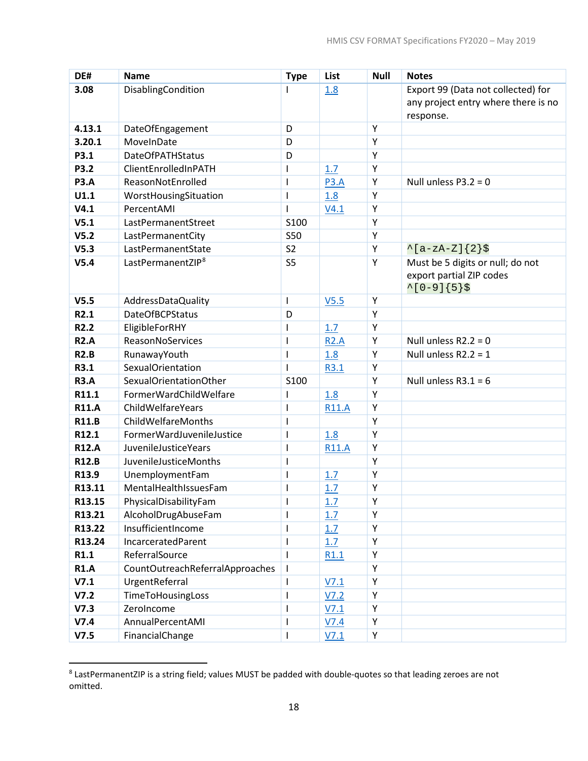| DE# | Name | Type | List | Null | Notes |
|---|---|---|---|---|---|
| **3.08** | DisablingCondition | I | 1.8 | | Export 99 (Data not collected) for any project entry where there is no response. |
| **4.13.1** | DateOfEngagement | D | | Y | |
| **3.20.1** | MoveInDate | D | | Y | |
| **P3.1** | DateOfPATHStatus | D | | Y | |
| **P3.2** | ClientEnrolledInPATH | I | 1.7 | Y | |
| **P3.A** | ReasonNotEnrolled | I | P3.A | Y | Null unless P3.2 = 0 |
| **U1.1** | WorstHousingSituation | I | 1.8 | Y | |
| **V4.1** | PercentAMI | I | V4.1 | Y | |
| **V5.1** | LastPermanentStreet | S100 | | Y | |
| **V5.2** | LastPermanentCity | S50 | | Y | |
| **V5.3** | LastPermanentState | S2 | | Y | `^[a-zA-Z]{2}$` |
| **V5.4** | LastPermanentZIP[8] | S5 | | Y | Must be 5 digits or null; do not export partial ZIP codes `^[0-9]{5}$` |
| **V5.5** | AddressDataQuality | I | V5.5 | Y | |
| **R2.1** | DateOfBCPStatus | D | | Y | |
| **R2.2** | EligibleForRHY | I | 1.7 | Y | |
| **R2.A** | ReasonNoServices | I | R2.A | Y | Null unless R2.2 = 0 |
| **R2.B** | RunawayYouth | I | 1.8 | Y | Null unless R2.2 = 1 |
| **R3.1** | SexualOrientation | I | R3.1 | Y | |
| **R3.A** | SexualOrientationOther | S100 | | Y | Null unless R3.1 = 6 |
| **R11.1** | FormerWardChildWelfare | I | 1.8 | Y | |
| **R11.A** | ChildWelfareYears | I | R11.A | Y | |
| **R11.B** | ChildWelfareMonths | I | | Y | |
| **R12.1** | FormerWardJuvenileJustice | I | 1.8 | Y | |
| **R12.A** | JuvenileJusticeYears | I | R11.A | Y | |
| **R12.B** | JuvenileJusticeMonths | I | | Y | |
| **R13.9** | UnemploymentFam | I | 1.7 | Y | |
| **R13.11** | MentalHealthIssuesFam | I | 1.7 | Y | |
| **R13.15** | PhysicalDisabilityFam | I | 1.7 | Y | |
| **R13.21** | AlcoholDrugAbuseFam | I | 1.7 | Y | |
| **R13.22** | InsufficientIncome | I | 1.7 | Y | |
| **R13.24** | IncarceratedParent | I | 1.7 | Y | |
| **R1.1** | ReferralSource | I | R1.1 | Y | |
| **R1.A** | CountOutreachReferralApproaches | I | | Y | |
| **V7.1** | UrgentReferral | I | V7.1 | Y | |
| **V7.2** | TimeToHousingLoss | I | V7.2 | Y | |
| **V7.3** | ZeroIncome | I | V7.1 | Y | |
| **V7.4** | AnnualPercentAMI | I | V7.4 | Y | |
| **V7.5** | FinancialChange | I | V7.1 | Y | |

[8] LastPermanentZIP is a string field; values MUST be padded with double-quotes so that leading zeroes are not omitted.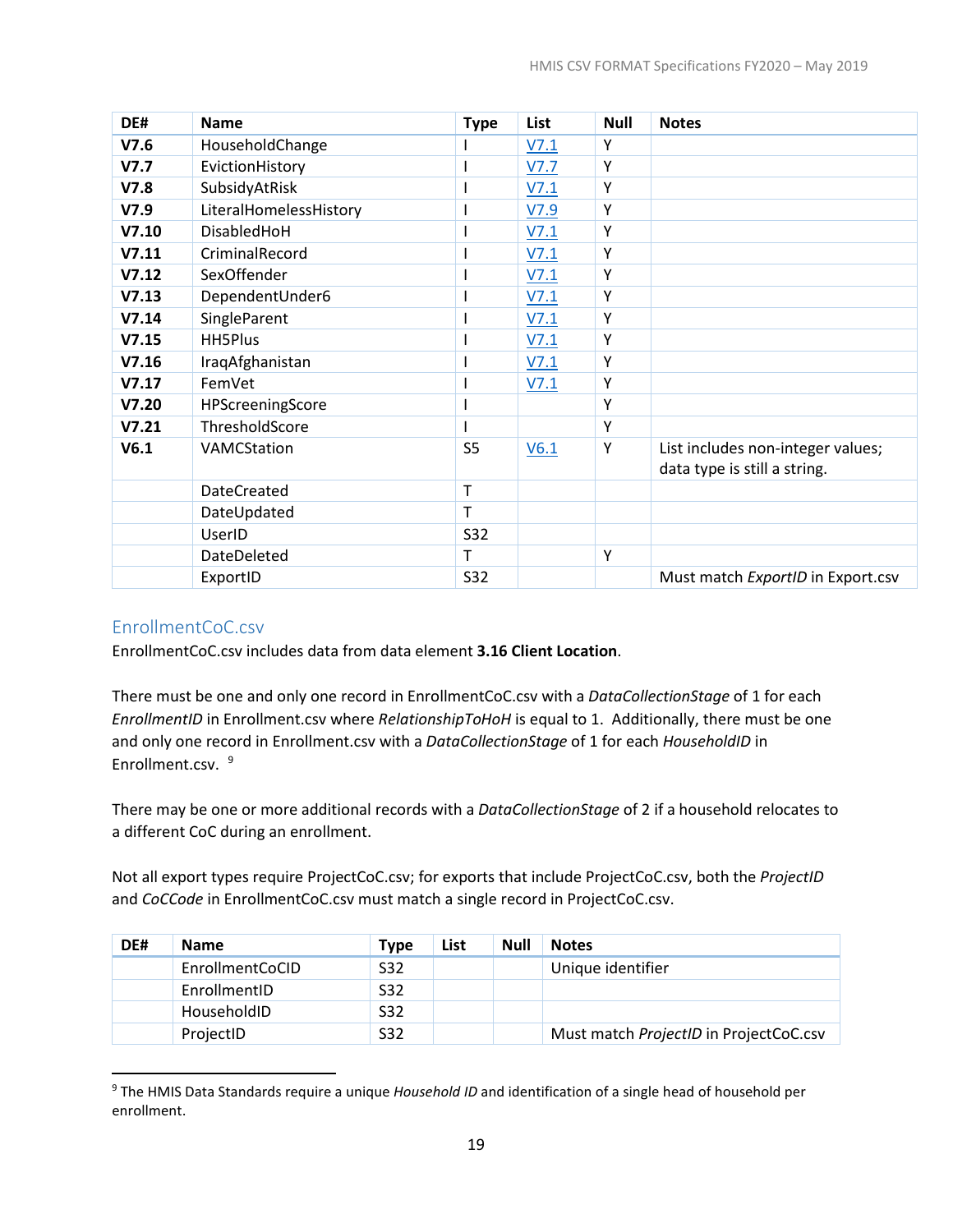| DE# | Name | Type | List | Null | Notes |
|---|---|---|---|---|---|
| **V7.6** | HouseholdChange | I | V7.1 | Y | |
| **V7.7** | EvictionHistory | I | V7.7 | Y | |
| **V7.8** | SubsidyAtRisk | I | V7.1 | Y | |
| **V7.9** | LiteralHomelessHistory | I | V7.9 | Y | |
| **V7.10** | DisabledHoH | I | V7.1 | Y | |
| **V7.11** | CriminalRecord | I | V7.1 | Y | |
| **V7.12** | SexOffender | I | V7.1 | Y | |
| **V7.13** | DependentUnder6 | I | V7.1 | Y | |
| **V7.14** | SingleParent | I | V7.1 | Y | |
| **V7.15** | HH5Plus | I | V7.1 | Y | |
| **V7.16** | IraqAfghanistan | I | V7.1 | Y | |
| **V7.17** | FemVet | I | V7.1 | Y | |
| **V7.20** | HPScreeningScore | I | | Y | |
| **V7.21** | ThresholdScore | I | | Y | |
| **V6.1** | VAMCStation | S5 | V6.1 | Y | List includes non-integer values; data type is still a string. |
| | DateCreated | T | | | |
| | DateUpdated | T | | | |
| | UserID | S32 | | | |
| | DateDeleted | T | | Y | |
| | ExportID | S32 | | | Must match *ExportID* in Export.csv |

## EnrollmentCoC.csv

EnrollmentCoC.csv includes data from data element **3.16 Client Location**.

There must be one and only one record in EnrollmentCoC.csv with a *DataCollectionStage* of 1 for each *EnrollmentID* in Enrollment.csv where *RelationshipToHoH* is equal to 1. Additionally, there must be one and only one record in Enrollment.csv with a *DataCollectionStage* of 1 for each *HouseholdID* in Enrollment.csv. [9]

There may be one or more additional records with a *DataCollectionStage* of 2 if a household relocates to a different CoC during an enrollment.

Not all export types require ProjectCoC.csv; for exports that include ProjectCoC.csv, both the *ProjectID* and *CoCCode* in EnrollmentCoC.csv must match a single record in ProjectCoC.csv.

| DE# | Name | Type | List | Null | Notes |
|---|---|---|---|---|---|
| | EnrollmentCoCID | S32 | | | Unique identifier |
| | EnrollmentID | S32 | | | |
| | HouseholdID | S32 | | | |
| | ProjectID | S32 | | | Must match *ProjectID* in ProjectCoC.csv |

[9] The HMIS Data Standards require a unique *Household ID* and identification of a single head of household per enrollment.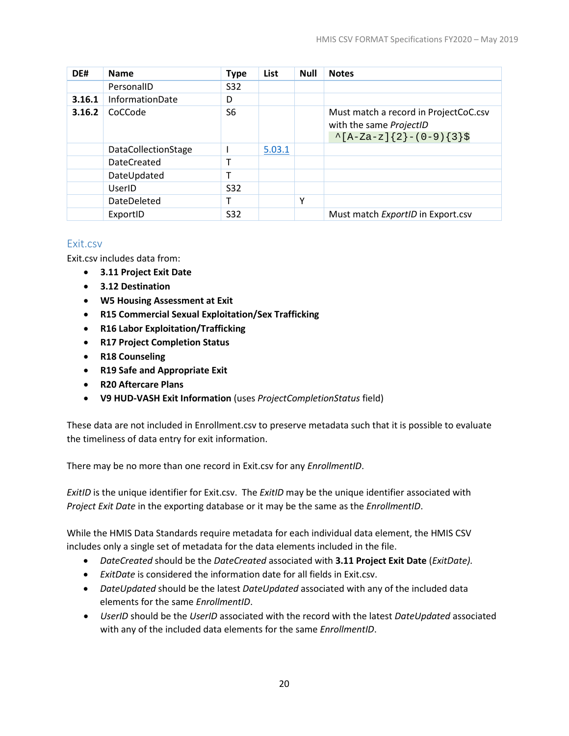| DE# | Name | Type | List | Null | Notes |
|---|---|---|---|---|---|
| | PersonalID | S32 | | | |
| **3.16.1** | InformationDate | D | | | |
| **3.16.2** | CoCCode | S6 | | | Must match a record in ProjectCoC.csv with the same *ProjectID* `^[A-Za-z]{2}-(0-9){3}$` |
| | DataCollectionStage | I | 5.03.1 | | |
| | DateCreated | T | | | |
| | DateUpdated | T | | | |
| | UserID | S32 | | | |
| | DateDeleted | T | | Y | |
| | ExportID | S32 | | | Must match *ExportID* in Export.csv |

## Exit.csv

Exit.csv includes data from:

- **3.11 Project Exit Date**
- **3.12 Destination**
- **W5 Housing Assessment at Exit**
- **R15 Commercial Sexual Exploitation/Sex Trafficking**
- **R16 Labor Exploitation/Trafficking**
- **R17 Project Completion Status**
- **R18 Counseling**
- **R19 Safe and Appropriate Exit**
- **R20 Aftercare Plans**
- **V9 HUD-VASH Exit Information** (uses *ProjectCompletionStatus* field)

These data are not included in Enrollment.csv to preserve metadata such that it is possible to evaluate the timeliness of data entry for exit information.

There may be no more than one record in Exit.csv for any *EnrollmentID*.

*ExitID* is the unique identifier for Exit.csv. The *ExitID* may be the unique identifier associated with *Project Exit Date* in the exporting database or it may be the same as the *EnrollmentID*.

While the HMIS Data Standards require metadata for each individual data element, the HMIS CSV includes only a single set of metadata for the data elements included in the file.

- *DateCreated* should be the *DateCreated* associated with **3.11 Project Exit Date** (*ExitDate).*
- *ExitDate* is considered the information date for all fields in Exit.csv.
- *DateUpdated* should be the latest *DateUpdated* associated with any of the included data elements for the same *EnrollmentID*.
- *UserID* should be the *UserID* associated with the record with the latest *DateUpdated* associated with any of the included data elements for the same *EnrollmentID*.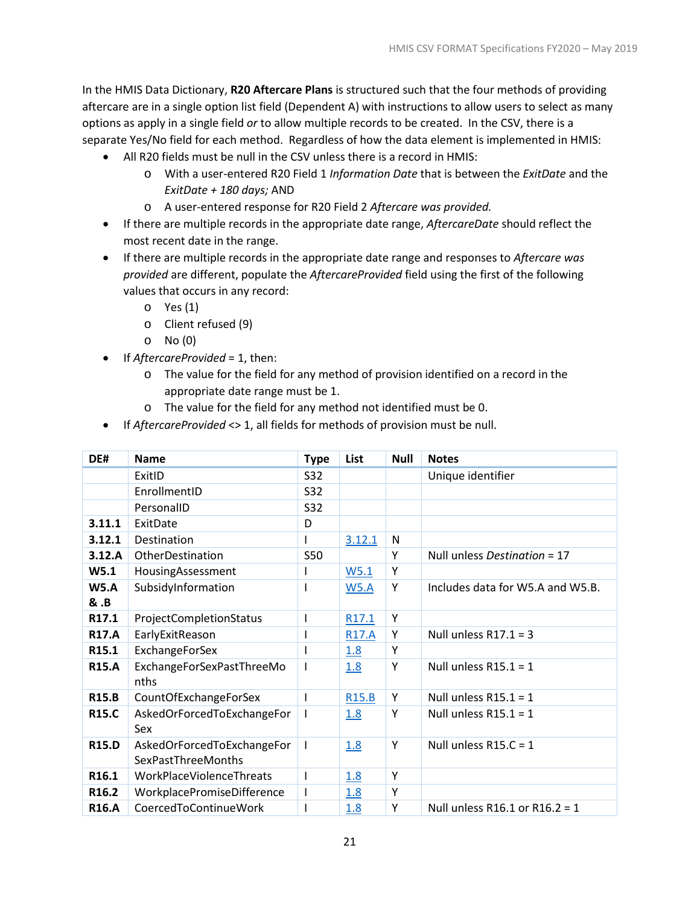In the HMIS Data Dictionary, **R20 Aftercare Plans** is structured such that the four methods of providing aftercare are in a single option list field (Dependent A) with instructions to allow users to select as many options as apply in a single field *or* to allow multiple records to be created. In the CSV, there is a separate Yes/No field for each method. Regardless of how the data element is implemented in HMIS:

- All R20 fields must be null in the CSV unless there is a record in HMIS:
  - With a user-entered R20 Field 1 *Information Date* that is between the *ExitDate* and the *ExitDate + 180 days;* AND
  - A user-entered response for R20 Field 2 *Aftercare was provided.*
- If there are multiple records in the appropriate date range, *AftercareDate* should reflect the most recent date in the range.
- If there are multiple records in the appropriate date range and responses to *Aftercare was provided* are different, populate the *AftercareProvided* field using the first of the following values that occurs in any record:
  - Yes (1)
  - Client refused (9)
  - No (0)
- If *AftercareProvided* = 1, then:
  - The value for the field for any method of provision identified on a record in the appropriate date range must be 1.
  - The value for the field for any method not identified must be 0.
- If *AftercareProvided* <> 1, all fields for methods of provision must be null.

| DE# | Name | Type | List | Null | Notes |
|---|---|---|---|---|---|
| | ExitID | S32 | | | Unique identifier |
| | EnrollmentID | S32 | | | |
| | PersonalID | S32 | | | |
| **3.11.1** | ExitDate | D | | | |
| **3.12.1** | Destination | I | 3.12.1 | N | |
| **3.12.A** | OtherDestination | S50 | | Y | Null unless *Destination* = 17 |
| **W5.1** | HousingAssessment | I | W5.1 | Y | |
| **W5.A & .B** | SubsidyInformation | I | W5.A | Y | Includes data for W5.A and W5.B. |
| **R17.1** | ProjectCompletionStatus | I | R17.1 | Y | |
| **R17.A** | EarlyExitReason | I | R17.A | Y | Null unless R17.1 = 3 |
| **R15.1** | ExchangeForSex | I | 1.8 | Y | |
| **R15.A** | ExchangeForSexPastThreeMonths | I | 1.8 | Y | Null unless R15.1 = 1 |
| **R15.B** | CountOfExchangeForSex | I | R15.B | Y | Null unless R15.1 = 1 |
| **R15.C** | AskedOrForcedToExchangeForSex | I | 1.8 | Y | Null unless R15.1 = 1 |
| **R15.D** | AskedOrForcedToExchangeForSexPastThreeMonths | I | 1.8 | Y | Null unless R15.C = 1 |
| **R16.1** | WorkPlaceViolenceThreats | I | 1.8 | Y | |
| **R16.2** | WorkplacePromiseDifference | I | 1.8 | Y | |
| **R16.A** | CoercedToContinueWork | I | 1.8 | Y | Null unless R16.1 or R16.2 = 1 |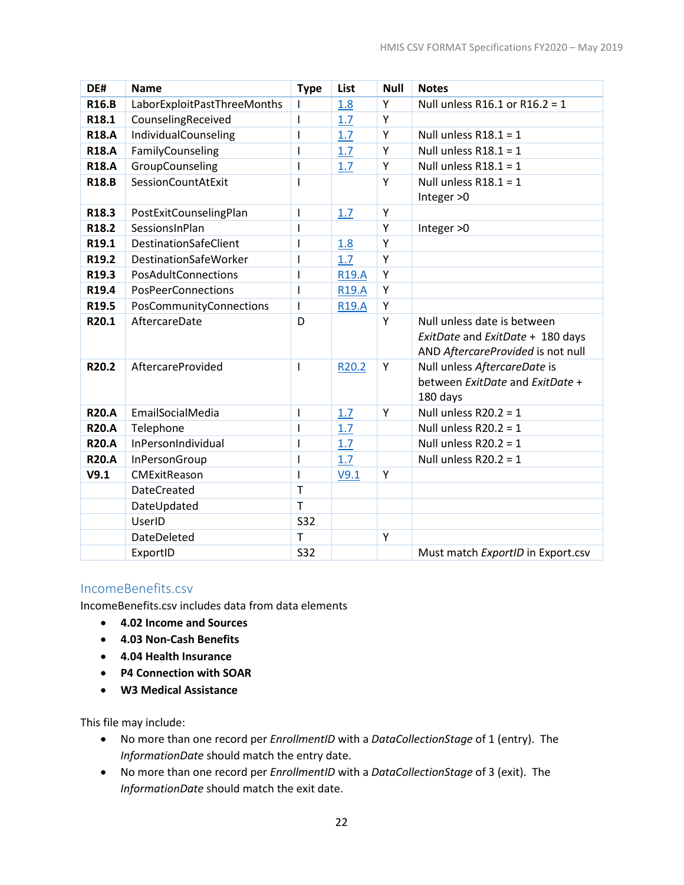| DE# | Name | Type | List | Null | Notes |
|---|---|---|---|---|---|
| **R16.B** | LaborExploitPastThreeMonths | I | 1.8 | Y | Null unless R16.1 or R16.2 = 1 |
| **R18.1** | CounselingReceived | I | 1.7 | Y | |
| **R18.A** | IndividualCounseling | I | 1.7 | Y | Null unless R18.1 = 1 |
| **R18.A** | FamilyCounseling | I | 1.7 | Y | Null unless R18.1 = 1 |
| **R18.A** | GroupCounseling | I | 1.7 | Y | Null unless R18.1 = 1 |
| **R18.B** | SessionCountAtExit | I | | Y | Null unless R18.1 = 1<br>Integer >0 |
| **R18.3** | PostExitCounselingPlan | I | 1.7 | Y | |
| **R18.2** | SessionsInPlan | I | | Y | Integer >0 |
| **R19.1** | DestinationSafeClient | I | 1.8 | Y | |
| **R19.2** | DestinationSafeWorker | I | 1.7 | Y | |
| **R19.3** | PosAdultConnections | I | R19.A | Y | |
| **R19.4** | PosPeerConnections | I | R19.A | Y | |
| **R19.5** | PosCommunityConnections | I | R19.A | Y | |
| **R20.1** | AftercareDate | D | | Y | Null unless date is between *ExitDate* and *ExitDate* + 180 days AND *AftercareProvided* is not null |
| **R20.2** | AftercareProvided | I | R20.2 | Y | Null unless *AftercareDate* is between *ExitDate* and *ExitDate* + 180 days |
| **R20.A** | EmailSocialMedia | I | 1.7 | Y | Null unless R20.2 = 1 |
| **R20.A** | Telephone | I | 1.7 | Y | Null unless R20.2 = 1 |
| **R20.A** | InPersonIndividual | I | 1.7 | | Null unless R20.2 = 1 |
| **R20.A** | InPersonGroup | I | 1.7 | | Null unless R20.2 = 1 |
| **V9.1** | CMExitReason | I | V9.1 | Y | |
| | DateCreated | T | | | |
| | DateUpdated | T | | | |
| | UserID | S32 | | | |
| | DateDeleted | T | | Y | |
| | ExportID | S32 | | | Must match *ExportID* in Export.csv |

## IncomeBenefits.csv

IncomeBenefits.csv includes data from data elements

- **4.02 Income and Sources**
- **4.03 Non-Cash Benefits**
- **4.04 Health Insurance**
- **P4 Connection with SOAR**
- **W3 Medical Assistance**

This file may include:

- No more than one record per *EnrollmentID* with a *DataCollectionStage* of 1 (entry). The *InformationDate* should match the entry date.
- No more than one record per *EnrollmentID* with a *DataCollectionStage* of 3 (exit). The *InformationDate* should match the exit date.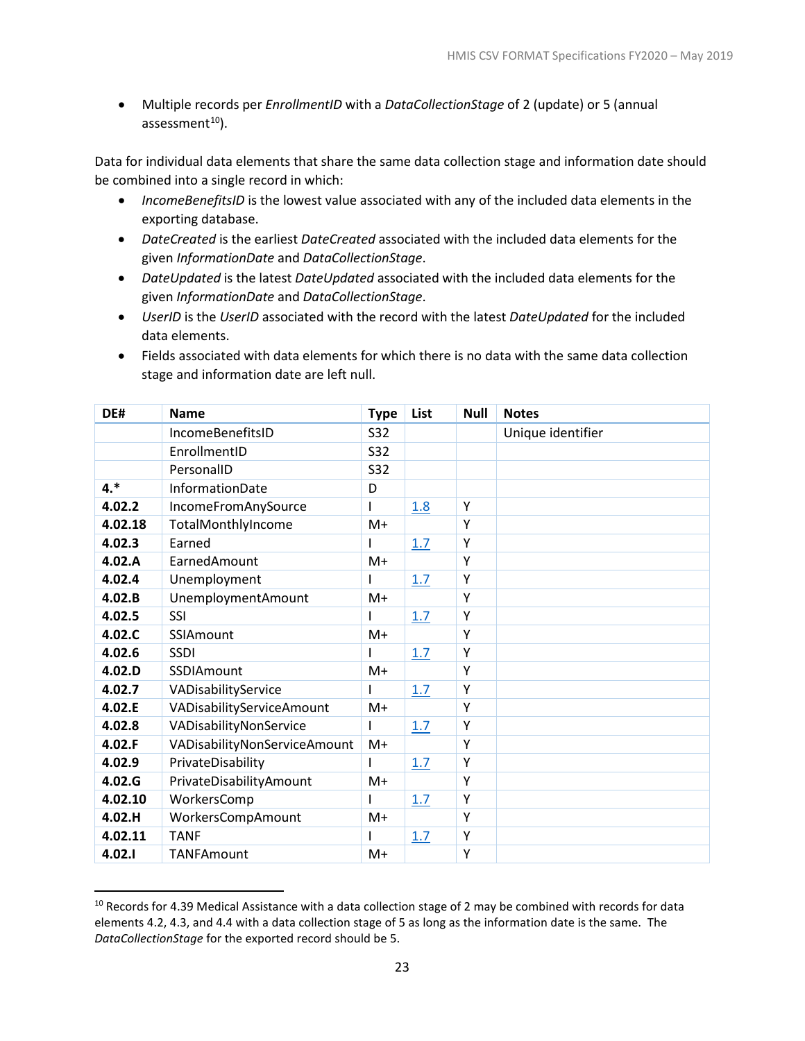- Multiple records per *EnrollmentID* with a *DataCollectionStage* of 2 (update) or 5 (annual assessment[10]).

Data for individual data elements that share the same data collection stage and information date should be combined into a single record in which:

- *IncomeBenefitsID* is the lowest value associated with any of the included data elements in the exporting database.
- *DateCreated* is the earliest *DateCreated* associated with the included data elements for the given *InformationDate* and *DataCollectionStage*.
- *DateUpdated* is the latest *DateUpdated* associated with the included data elements for the given *InformationDate* and *DataCollectionStage*.
- *UserID* is the *UserID* associated with the record with the latest *DateUpdated* for the included data elements.
- Fields associated with data elements for which there is no data with the same data collection stage and information date are left null.

| DE# | Name | Type | List | Null | Notes |
|---|---|---|---|---|---|
| | IncomeBenefitsID | S32 | | | Unique identifier |
| | EnrollmentID | S32 | | | |
| | PersonalID | S32 | | | |
| **4.*** | InformationDate | D | | | |
| **4.02.2** | IncomeFromAnySource | I | 1.8 | Y | |
| **4.02.18** | TotalMonthlyIncome | M+ | | Y | |
| **4.02.3** | Earned | I | 1.7 | Y | |
| **4.02.A** | EarnedAmount | M+ | | Y | |
| **4.02.4** | Unemployment | I | 1.7 | Y | |
| **4.02.B** | UnemploymentAmount | M+ | | Y | |
| **4.02.5** | SSI | I | 1.7 | Y | |
| **4.02.C** | SSIAmount | M+ | | Y | |
| **4.02.6** | SSDI | I | 1.7 | Y | |
| **4.02.D** | SSDIAmount | M+ | | Y | |
| **4.02.7** | VADisabilityService | I | 1.7 | Y | |
| **4.02.E** | VADisabilityServiceAmount | M+ | | Y | |
| **4.02.8** | VADisabilityNonService | I | 1.7 | Y | |
| **4.02.F** | VADisabilityNonServiceAmount | M+ | | Y | |
| **4.02.9** | PrivateDisability | I | 1.7 | Y | |
| **4.02.G** | PrivateDisabilityAmount | M+ | | Y | |
| **4.02.10** | WorkersComp | I | 1.7 | Y | |
| **4.02.H** | WorkersCompAmount | M+ | | Y | |
| **4.02.11** | TANF | I | 1.7 | Y | |
| **4.02.I** | TANFAmount | M+ | | Y | |

[10] Records for 4.39 Medical Assistance with a data collection stage of 2 may be combined with records for data elements 4.2, 4.3, and 4.4 with a data collection stage of 5 as long as the information date is the same. The *DataCollectionStage* for the exported record should be 5.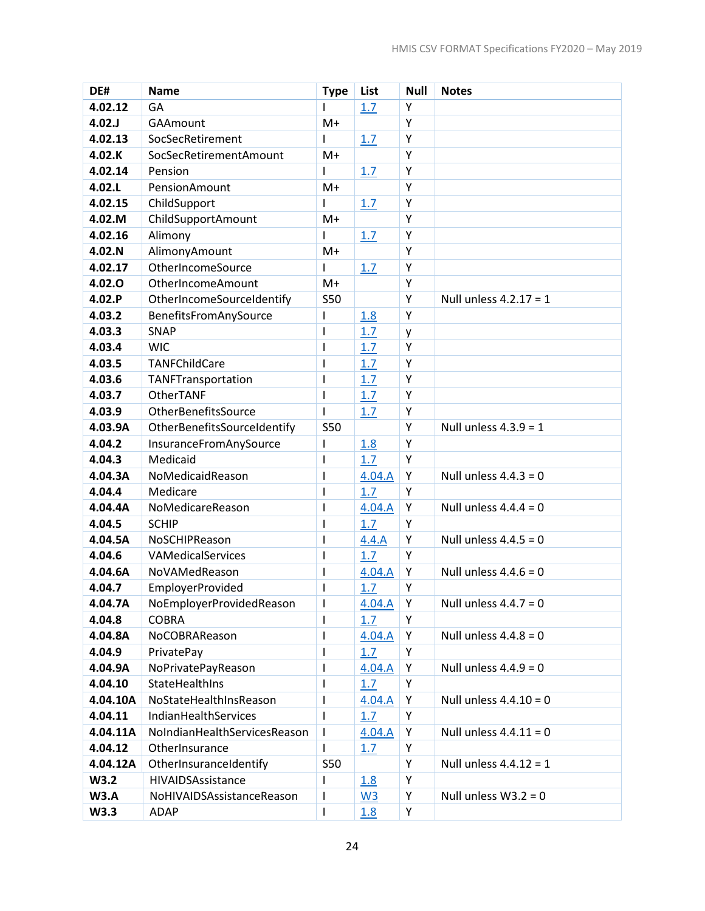| DE# | Name | Type | List | Null | Notes |
|---|---|---|---|---|---|
| **4.02.12** | GA | I | 1.7 | Y | |
| **4.02.J** | GAAmount | M+ | | Y | |
| **4.02.13** | SocSecRetirement | I | 1.7 | Y | |
| **4.02.K** | SocSecRetirementAmount | M+ | | Y | |
| **4.02.14** | Pension | I | 1.7 | Y | |
| **4.02.L** | PensionAmount | M+ | | Y | |
| **4.02.15** | ChildSupport | I | 1.7 | Y | |
| **4.02.M** | ChildSupportAmount | M+ | | Y | |
| **4.02.16** | Alimony | I | 1.7 | Y | |
| **4.02.N** | AlimonyAmount | M+ | | Y | |
| **4.02.17** | OtherIncomeSource | I | 1.7 | Y | |
| **4.02.O** | OtherIncomeAmount | M+ | | Y | |
| **4.02.P** | OtherIncomeSourceIdentify | S50 | | Y | Null unless 4.2.17 = 1 |
| **4.03.2** | BenefitsFromAnySource | I | 1.8 | Y | |
| **4.03.3** | SNAP | I | 1.7 | y | |
| **4.03.4** | WIC | I | 1.7 | Y | |
| **4.03.5** | TANFChildCare | I | 1.7 | Y | |
| **4.03.6** | TANFTransportation | I | 1.7 | Y | |
| **4.03.7** | OtherTANF | I | 1.7 | Y | |
| **4.03.9** | OtherBenefitsSource | I | 1.7 | Y | |
| **4.03.9A** | OtherBenefitsSourceIdentify | S50 | | Y | Null unless 4.3.9 = 1 |
| **4.04.2** | InsuranceFromAnySource | I | 1.8 | Y | |
| **4.04.3** | Medicaid | I | 1.7 | Y | |
| **4.04.3A** | NoMedicaidReason | I | 4.04.A | Y | Null unless 4.4.3 = 0 |
| **4.04.4** | Medicare | I | 1.7 | Y | |
| **4.04.4A** | NoMedicareReason | I | 4.04.A | Y | Null unless 4.4.4 = 0 |
| **4.04.5** | SCHIP | I | 1.7 | Y | |
| **4.04.5A** | NoSCHIPReason | I | 4.4.A | Y | Null unless 4.4.5 = 0 |
| **4.04.6** | VAMedicalServices | I | 1.7 | Y | |
| **4.04.6A** | NoVAMedReason | I | 4.04.A | Y | Null unless 4.4.6 = 0 |
| **4.04.7** | EmployerProvided | I | 1.7 | Y | |
| **4.04.7A** | NoEmployerProvidedReason | I | 4.04.A | Y | Null unless 4.4.7 = 0 |
| **4.04.8** | COBRA | I | 1.7 | Y | |
| **4.04.8A** | NoCOBRAReason | I | 4.04.A | Y | Null unless 4.4.8 = 0 |
| **4.04.9** | PrivatePay | I | 1.7 | Y | |
| **4.04.9A** | NoPrivatePayReason | I | 4.04.A | Y | Null unless 4.4.9 = 0 |
| **4.04.10** | StateHealthIns | I | 1.7 | Y | |
| **4.04.10A** | NoStateHealthInsReason | I | 4.04.A | Y | Null unless 4.4.10 = 0 |
| **4.04.11** | IndianHealthServices | I | 1.7 | Y | |
| **4.04.11A** | NoIndianHealthServicesReason | I | 4.04.A | Y | Null unless 4.4.11 = 0 |
| **4.04.12** | OtherInsurance | I | 1.7 | Y | |
| **4.04.12A** | OtherInsuranceIdentify | S50 | | Y | Null unless 4.4.12 = 1 |
| **W3.2** | HIVAIDSAssistance | I | 1.8 | Y | |
| **W3.A** | NoHIVAIDSAssistanceReason | I | W3 | Y | Null unless W3.2 = 0 |
| **W3.3** | ADAP | I | 1.8 | Y | |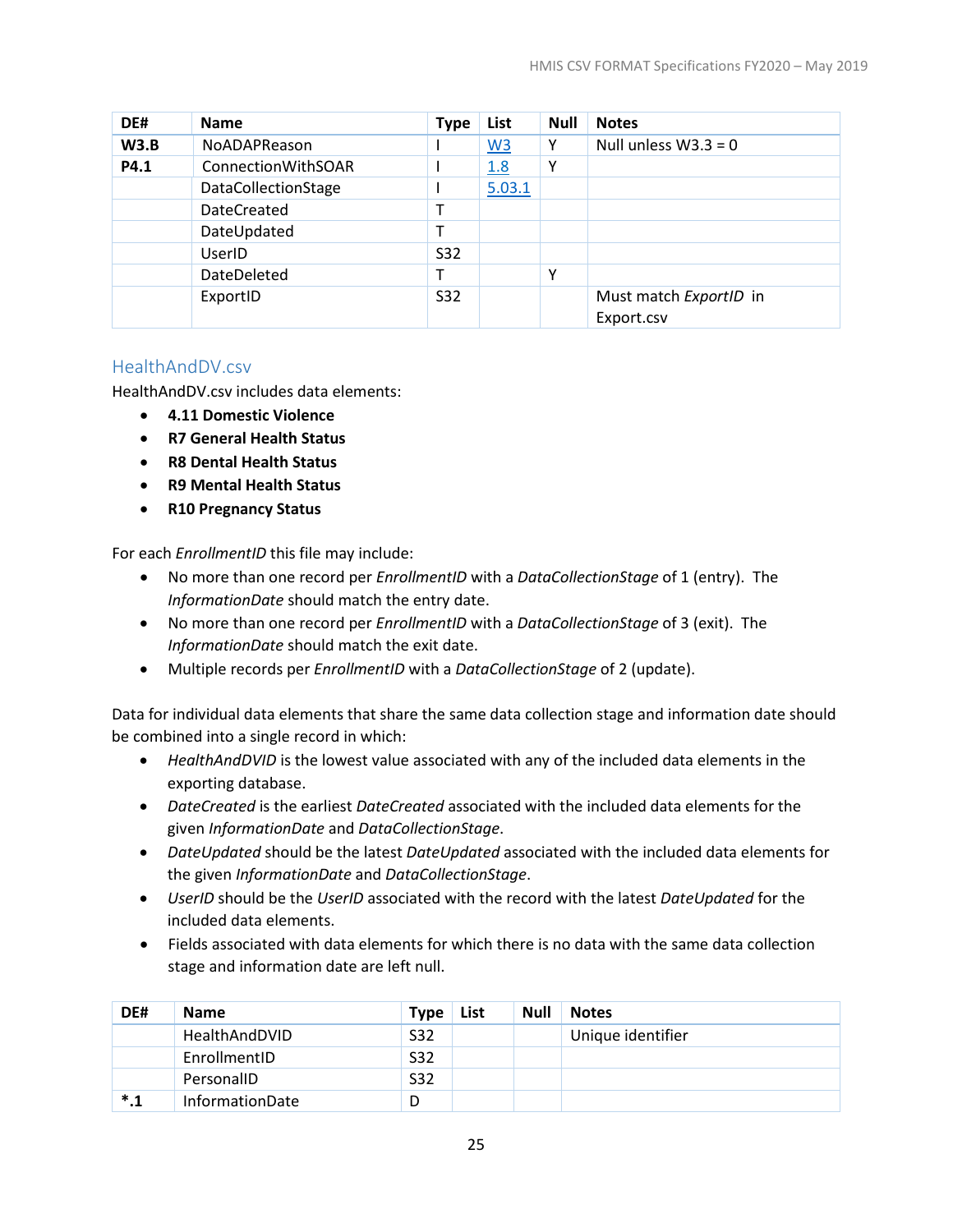| DE# | Name | Type | List | Null | Notes |
|---|---|---|---|---|---|
| **W3.B** | NoADAPReason | I | W3 | Y | Null unless W3.3 = 0 |
| **P4.1** | ConnectionWithSOAR | I | 1.8 | Y | |
| | DataCollectionStage | I | 5.03.1 | | |
| | DateCreated | T | | | |
| | DateUpdated | T | | | |
| | UserID | S32 | | | |
| | DateDeleted | T | | Y | |
| | ExportID | S32 | | | Must match *ExportID* in Export.csv |

## HealthAndDV.csv

HealthAndDV.csv includes data elements:

- **4.11 Domestic Violence**
- **R7 General Health Status**
- **R8 Dental Health Status**
- **R9 Mental Health Status**
- **R10 Pregnancy Status**

For each *EnrollmentID* this file may include:

- No more than one record per *EnrollmentID* with a *DataCollectionStage* of 1 (entry). The *InformationDate* should match the entry date.
- No more than one record per *EnrollmentID* with a *DataCollectionStage* of 3 (exit). The *InformationDate* should match the exit date.
- Multiple records per *EnrollmentID* with a *DataCollectionStage* of 2 (update).

Data for individual data elements that share the same data collection stage and information date should be combined into a single record in which:

- *HealthAndDVID* is the lowest value associated with any of the included data elements in the exporting database.
- *DateCreated* is the earliest *DateCreated* associated with the included data elements for the given *InformationDate* and *DataCollectionStage*.
- *DateUpdated* should be the latest *DateUpdated* associated with the included data elements for the given *InformationDate* and *DataCollectionStage*.
- *UserID* should be the *UserID* associated with the record with the latest *DateUpdated* for the included data elements.
- Fields associated with data elements for which there is no data with the same data collection stage and information date are left null.

| DE# | Name | Type | List | Null | Notes |
|---|---|---|---|---|---|
| | HealthAndDVID | S32 | | | Unique identifier |
| | EnrollmentID | S32 | | | |
| | PersonalID | S32 | | | |
| **\*.1** | InformationDate | D | | | |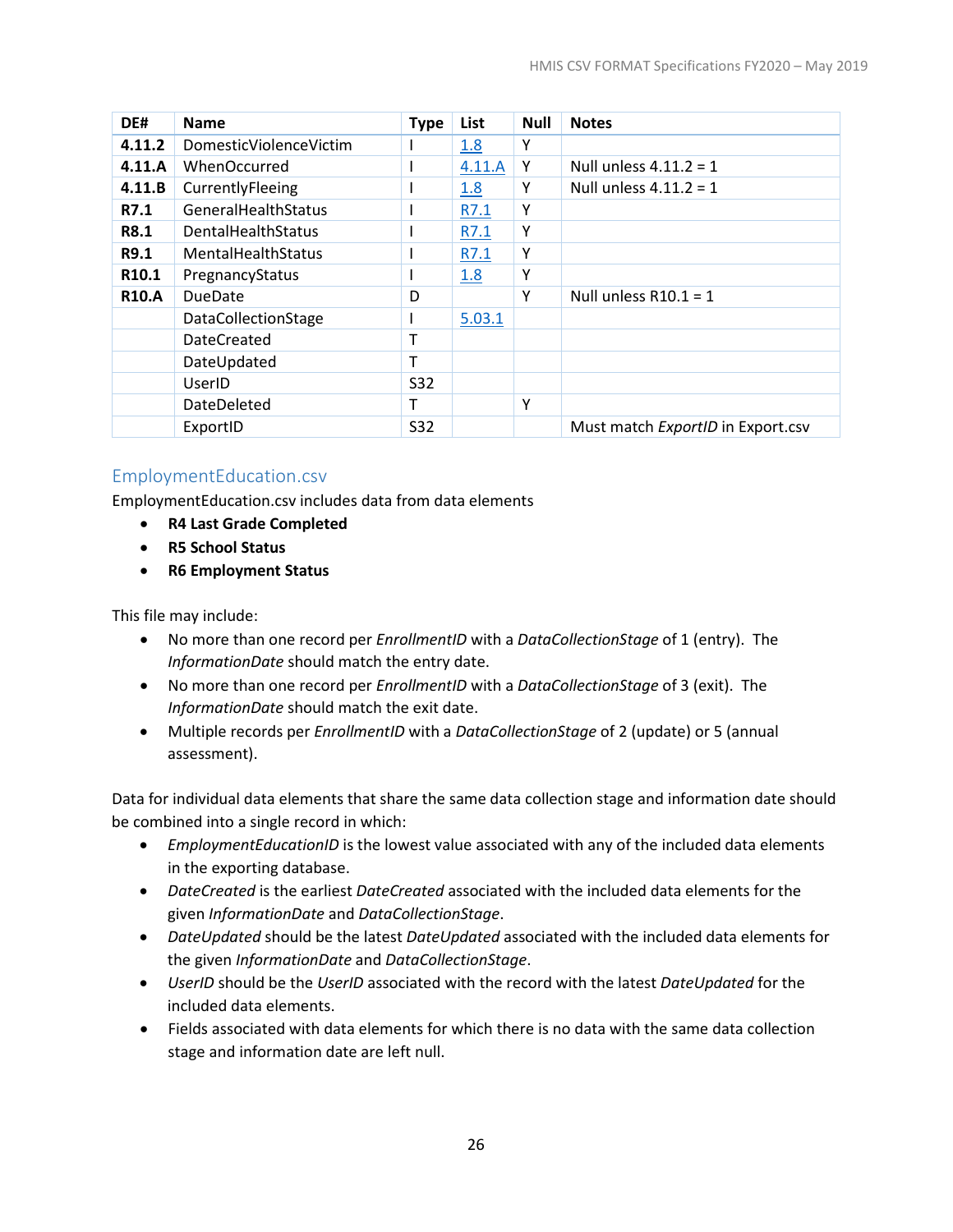| DE# | Name | Type | List | Null | Notes |
|---|---|---|---|---|---|
| **4.11.2** | DomesticViolenceVictim | I | 1.8 | Y | |
| **4.11.A** | WhenOccurred | I | 4.11.A | Y | Null unless 4.11.2 = 1 |
| **4.11.B** | CurrentlyFleeing | I | 1.8 | Y | Null unless 4.11.2 = 1 |
| **R7.1** | GeneralHealthStatus | I | R7.1 | Y | |
| **R8.1** | DentalHealthStatus | I | R7.1 | Y | |
| **R9.1** | MentalHealthStatus | I | R7.1 | Y | |
| **R10.1** | PregnancyStatus | I | 1.8 | Y | |
| **R10.A** | DueDate | D | | Y | Null unless R10.1 = 1 |
| | DataCollectionStage | I | 5.03.1 | | |
| | DateCreated | T | | | |
| | DateUpdated | T | | | |
| | UserID | S32 | | | |
| | DateDeleted | T | | Y | |
| | ExportID | S32 | | | Must match *ExportID* in Export.csv |

## EmploymentEducation.csv

EmploymentEducation.csv includes data from data elements

- **R4 Last Grade Completed**
- **R5 School Status**
- **R6 Employment Status**

This file may include:

- No more than one record per *EnrollmentID* with a *DataCollectionStage* of 1 (entry). The *InformationDate* should match the entry date.
- No more than one record per *EnrollmentID* with a *DataCollectionStage* of 3 (exit). The *InformationDate* should match the exit date.
- Multiple records per *EnrollmentID* with a *DataCollectionStage* of 2 (update) or 5 (annual assessment).

Data for individual data elements that share the same data collection stage and information date should be combined into a single record in which:

- *EmploymentEducationID* is the lowest value associated with any of the included data elements in the exporting database.
- *DateCreated* is the earliest *DateCreated* associated with the included data elements for the given *InformationDate* and *DataCollectionStage*.
- *DateUpdated* should be the latest *DateUpdated* associated with the included data elements for the given *InformationDate* and *DataCollectionStage*.
- *UserID* should be the *UserID* associated with the record with the latest *DateUpdated* for the included data elements.
- Fields associated with data elements for which there is no data with the same data collection stage and information date are left null.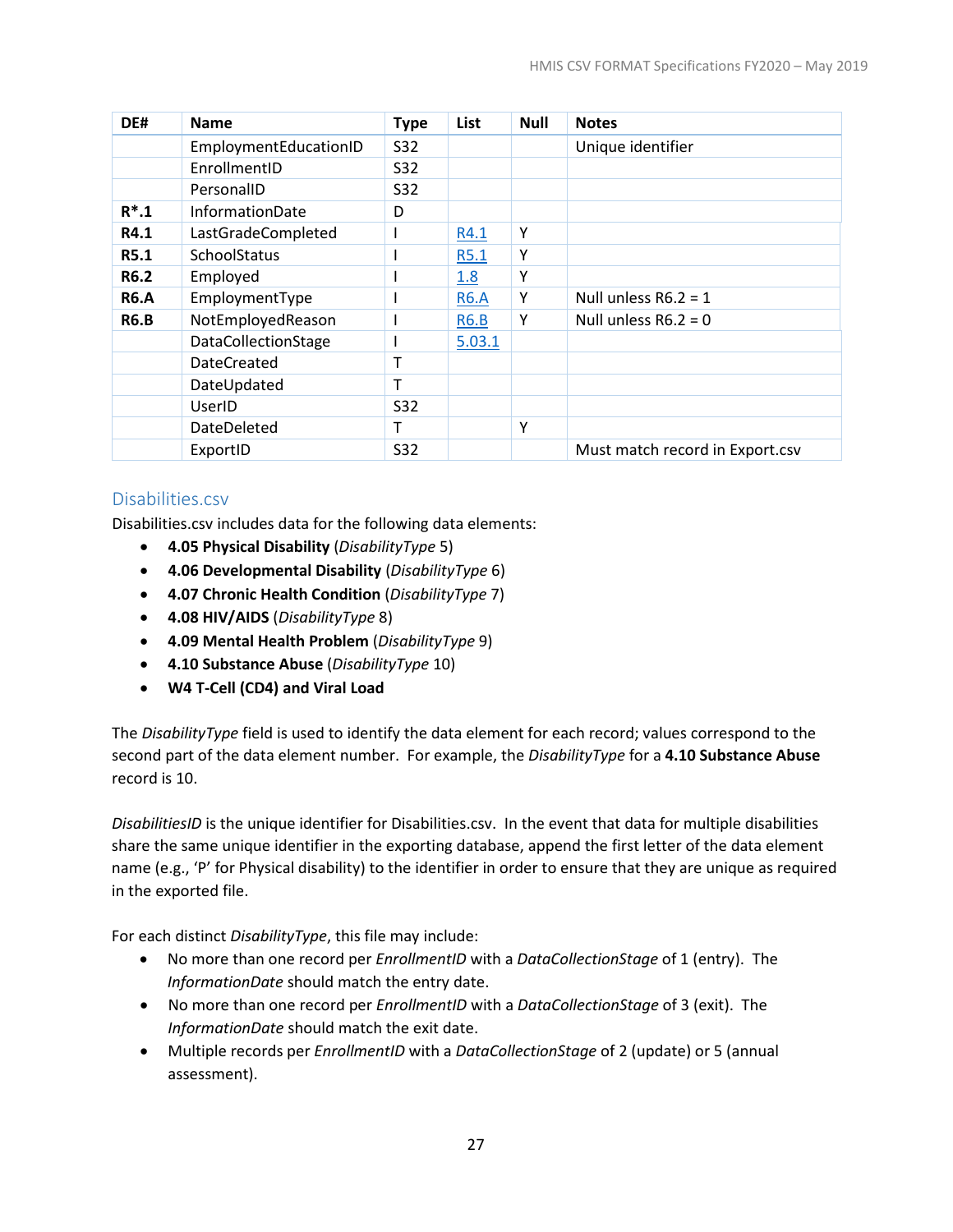| DE# | Name | Type | List | Null | Notes |
|---|---|---|---|---|---|
| | EmploymentEducationID | S32 | | | Unique identifier |
| | EnrollmentID | S32 | | | |
| | PersonalID | S32 | | | |
| **R*.1** | InformationDate | D | | | |
| **R4.1** | LastGradeCompleted | I | R4.1 | Y | |
| **R5.1** | SchoolStatus | I | R5.1 | Y | |
| **R6.2** | Employed | I | 1.8 | Y | |
| **R6.A** | EmploymentType | I | R6.A | Y | Null unless R6.2 = 1 |
| **R6.B** | NotEmployedReason | I | R6.B | Y | Null unless R6.2 = 0 |
| | DataCollectionStage | I | 5.03.1 | | |
| | DateCreated | T | | | |
| | DateUpdated | T | | | |
| | UserID | S32 | | | |
| | DateDeleted | T | | Y | |
| | ExportID | S32 | | | Must match record in Export.csv |

## Disabilities.csv

Disabilities.csv includes data for the following data elements:

- **4.05 Physical Disability** (*DisabilityType* 5)
- **4.06 Developmental Disability** (*DisabilityType* 6)
- **4.07 Chronic Health Condition** (*DisabilityType* 7)
- **4.08 HIV/AIDS** (*DisabilityType* 8)
- **4.09 Mental Health Problem** (*DisabilityType* 9)
- **4.10 Substance Abuse** (*DisabilityType* 10)
- **W4 T-Cell (CD4) and Viral Load**

The *DisabilityType* field is used to identify the data element for each record; values correspond to the second part of the data element number. For example, the *DisabilityType* for a **4.10 Substance Abuse** record is 10.

*DisabilitiesID* is the unique identifier for Disabilities.csv. In the event that data for multiple disabilities share the same unique identifier in the exporting database, append the first letter of the data element name (e.g., 'P' for Physical disability) to the identifier in order to ensure that they are unique as required in the exported file.

For each distinct *DisabilityType*, this file may include:

- No more than one record per *EnrollmentID* with a *DataCollectionStage* of 1 (entry). The *InformationDate* should match the entry date.
- No more than one record per *EnrollmentID* with a *DataCollectionStage* of 3 (exit). The *InformationDate* should match the exit date.
- Multiple records per *EnrollmentID* with a *DataCollectionStage* of 2 (update) or 5 (annual assessment).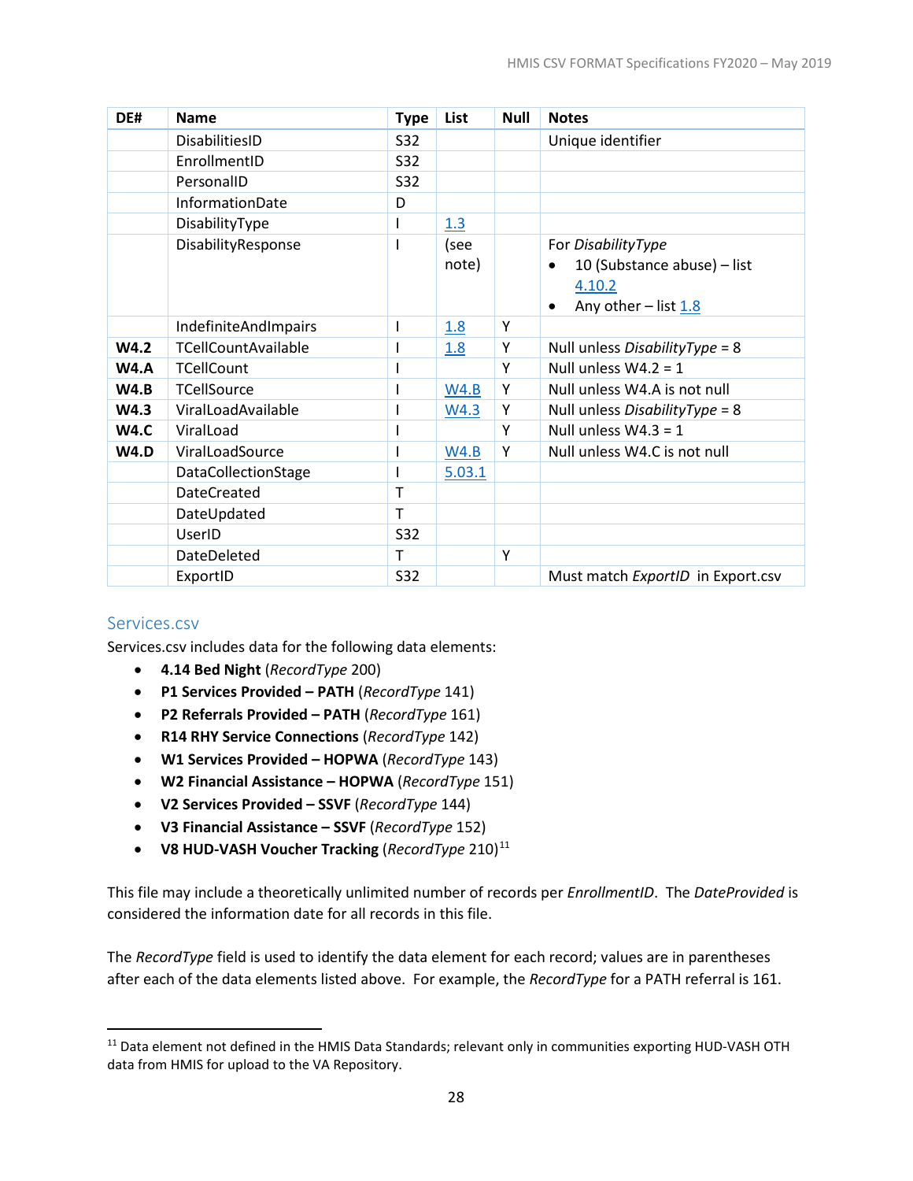| DE# | Name | Type | List | Null | Notes |
|---|---|---|---|---|---|
| | DisabilitiesID | S32 | | | Unique identifier |
| | EnrollmentID | S32 | | | |
| | PersonalID | S32 | | | |
| | InformationDate | D | | | |
| | DisabilityType | I | 1.3 | | |
| | DisabilityResponse | I | (see note) | | For *DisabilityType*<br>• 10 (Substance abuse) – list 4.10.2<br>• Any other – list 1.8 |
| | IndefiniteAndImpairs | I | 1.8 | Y | |
| **W4.2** | TCellCountAvailable | I | 1.8 | Y | Null unless *DisabilityType* = 8 |
| **W4.A** | TCellCount | I | | Y | Null unless W4.2 = 1 |
| **W4.B** | TCellSource | I | W4.B | Y | Null unless W4.A is not null |
| **W4.3** | ViralLoadAvailable | I | W4.3 | Y | Null unless *DisabilityType* = 8 |
| **W4.C** | ViralLoad | I | | Y | Null unless W4.3 = 1 |
| **W4.D** | ViralLoadSource | I | W4.B | Y | Null unless W4.C is not null |
| | DataCollectionStage | I | 5.03.1 | | |
| | DateCreated | T | | | |
| | DateUpdated | T | | | |
| | UserID | S32 | | | |
| | DateDeleted | T | | Y | |
| | ExportID | S32 | | | Must match *ExportID* in Export.csv |

## Services.csv

Services.csv includes data for the following data elements:

- **4.14 Bed Night** (*RecordType* 200)
- **P1 Services Provided – PATH** (*RecordType* 141)
- **P2 Referrals Provided – PATH** (*RecordType* 161)
- **R14 RHY Service Connections** (*RecordType* 142)
- **W1 Services Provided – HOPWA** (*RecordType* 143)
- **W2 Financial Assistance – HOPWA** (*RecordType* 151)
- **V2 Services Provided – SSVF** (*RecordType* 144)
- **V3 Financial Assistance – SSVF** (*RecordType* 152)
- **V8 HUD-VASH Voucher Tracking** (*RecordType* 210)[11]

This file may include a theoretically unlimited number of records per *EnrollmentID*. The *DateProvided* is considered the information date for all records in this file.

The *RecordType* field is used to identify the data element for each record; values are in parentheses after each of the data elements listed above. For example, the *RecordType* for a PATH referral is 161.

[11] Data element not defined in the HMIS Data Standards; relevant only in communities exporting HUD-VASH OTH data from HMIS for upload to the VA Repository.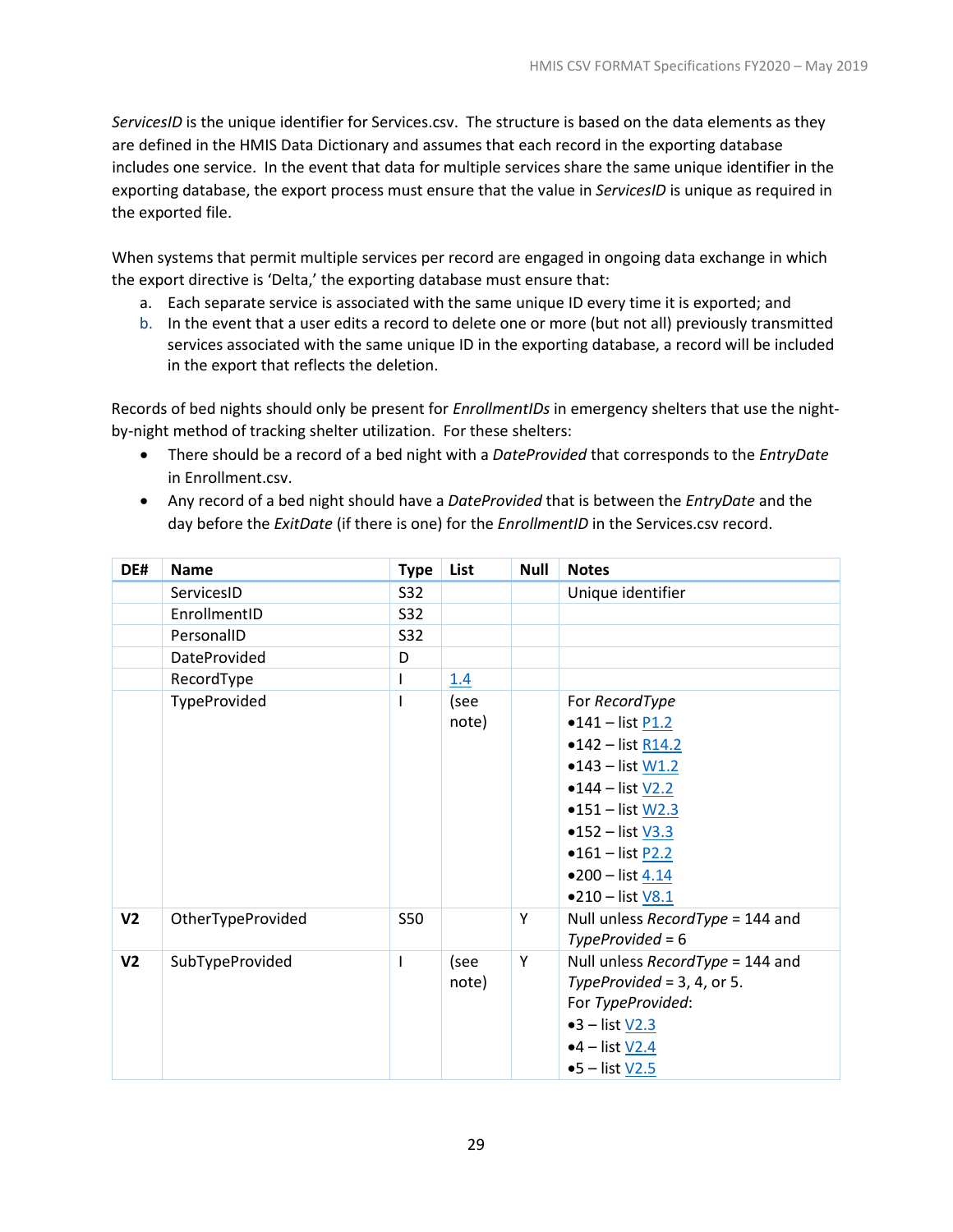*ServicesID* is the unique identifier for Services.csv. The structure is based on the data elements as they are defined in the HMIS Data Dictionary and assumes that each record in the exporting database includes one service. In the event that data for multiple services share the same unique identifier in the exporting database, the export process must ensure that the value in *ServicesID* is unique as required in the exported file.

When systems that permit multiple services per record are engaged in ongoing data exchange in which the export directive is 'Delta,' the exporting database must ensure that:

a. Each separate service is associated with the same unique ID every time it is exported; and
b. In the event that a user edits a record to delete one or more (but not all) previously transmitted services associated with the same unique ID in the exporting database, a record will be included in the export that reflects the deletion.

Records of bed nights should only be present for *EnrollmentIDs* in emergency shelters that use the night-by-night method of tracking shelter utilization. For these shelters:

- There should be a record of a bed night with a *DateProvided* that corresponds to the *EntryDate* in Enrollment.csv.
- Any record of a bed night should have a *DateProvided* that is between the *EntryDate* and the day before the *ExitDate* (if there is one) for the *EnrollmentID* in the Services.csv record.

| DE# | Name | Type | List | Null | Notes |
|---|---|---|---|---|---|
| | ServicesID | S32 | | | Unique identifier |
| | EnrollmentID | S32 | | | |
| | PersonalID | S32 | | | |
| | DateProvided | D | | | |
| | RecordType | I | 1.4 | | |
| | TypeProvided | I | (see note) | | For *RecordType* •141 – list P1.2 •142 – list R14.2 •143 – list W1.2 •144 – list V2.2 •151 – list W2.3 •152 – list V3.3 •161 – list P2.2 •200 – list 4.14 •210 – list V8.1 |
| **V2** | OtherTypeProvided | S50 | | Y | Null unless *RecordType* = 144 and *TypeProvided* = 6 |
| **V2** | SubTypeProvided | I | (see note) | Y | Null unless *RecordType* = 144 and *TypeProvided* = 3, 4, or 5. For *TypeProvided*: •3 – list V2.3 •4 – list V2.4 •5 – list V2.5 |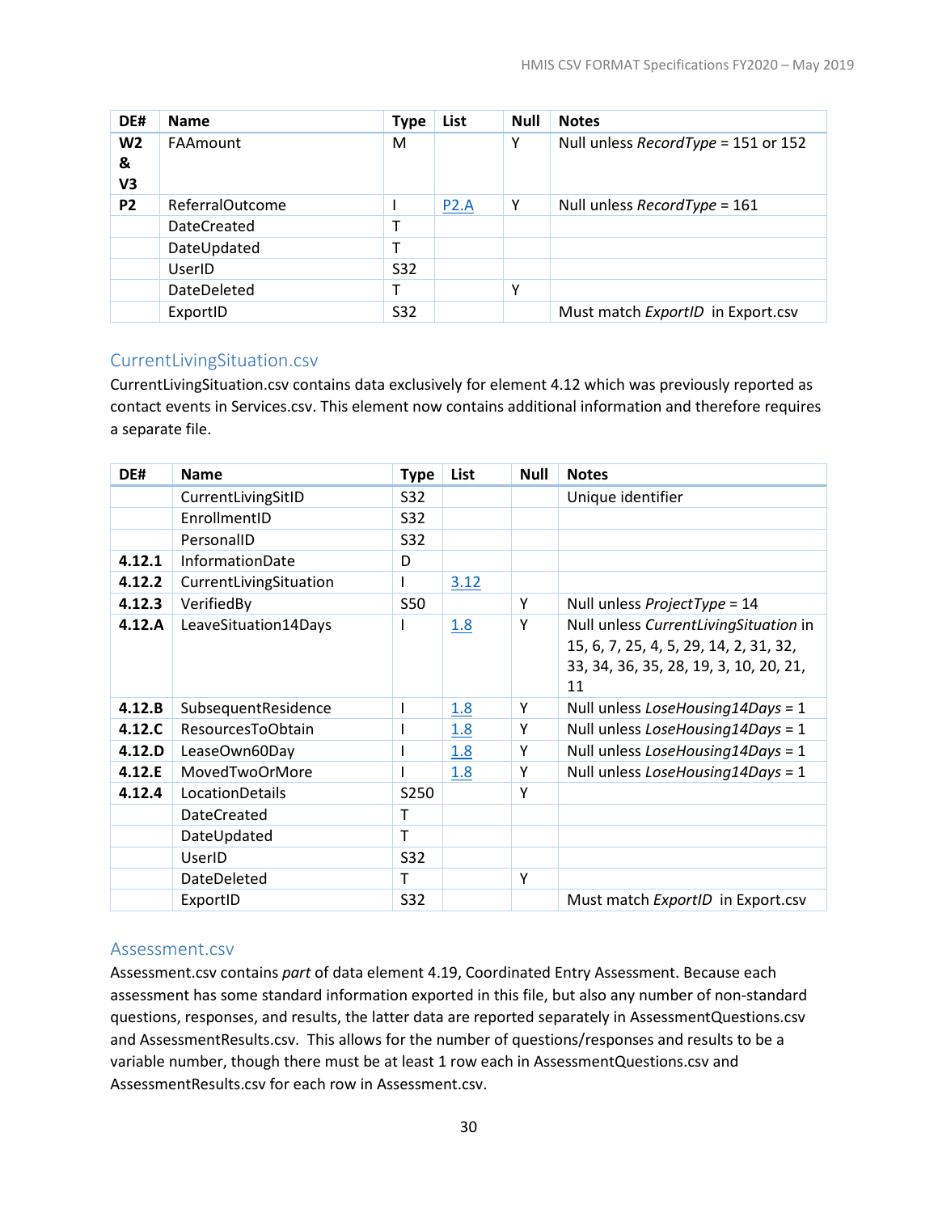| DE# | Name | Type | List | Null | Notes |
|---|---|---|---|---|---|
| **W2 & V3** | FAAmount | M | | Y | Null unless *RecordType* = 151 or 152 |
| **P2** | ReferralOutcome | I | P2.A | Y | Null unless *RecordType* = 161 |
| | DateCreated | T | | | |
| | DateUpdated | T | | | |
| | UserID | S32 | | | |
| | DateDeleted | T | | Y | |
| | ExportID | S32 | | | Must match *ExportID* in Export.csv |

## CurrentLivingSituation.csv

CurrentLivingSituation.csv contains data exclusively for element 4.12 which was previously reported as contact events in Services.csv. This element now contains additional information and therefore requires a separate file.

| DE# | Name | Type | List | Null | Notes |
|---|---|---|---|---|---|
| | CurrentLivingSitID | S32 | | | Unique identifier |
| | EnrollmentID | S32 | | | |
| | PersonalID | S32 | | | |
| **4.12.1** | InformationDate | D | | | |
| **4.12.2** | CurrentLivingSituation | I | 3.12 | | |
| **4.12.3** | VerifiedBy | S50 | | Y | Null unless *ProjectType* = 14 |
| **4.12.A** | LeaveSituation14Days | I | 1.8 | Y | Null unless *CurrentLivingSituation* in 15, 6, 7, 25, 4, 5, 29, 14, 2, 31, 32, 33, 34, 36, 35, 28, 19, 3, 10, 20, 21, 11 |
| **4.12.B** | SubsequentResidence | I | 1.8 | Y | Null unless *LoseHousing14Days* = 1 |
| **4.12.C** | ResourcesToObtain | I | 1.8 | Y | Null unless *LoseHousing14Days* = 1 |
| **4.12.D** | LeaseOwn60Day | I | 1.8 | Y | Null unless *LoseHousing14Days* = 1 |
| **4.12.E** | MovedTwoOrMore | I | 1.8 | Y | Null unless *LoseHousing14Days* = 1 |
| **4.12.4** | LocationDetails | S250 | | Y | |
| | DateCreated | T | | | |
| | DateUpdated | T | | | |
| | UserID | S32 | | | |
| | DateDeleted | T | | Y | |
| | ExportID | S32 | | | Must match *ExportID* in Export.csv |

## Assessment.csv

Assessment.csv contains *part* of data element 4.19, Coordinated Entry Assessment. Because each assessment has some standard information exported in this file, but also any number of non-standard questions, responses, and results, the latter data are reported separately in AssessmentQuestions.csv and AssessmentResults.csv. This allows for the number of questions/responses and results to be a variable number, though there must be at least 1 row each in AssessmentQuestions.csv and AssessmentResults.csv for each row in Assessment.csv.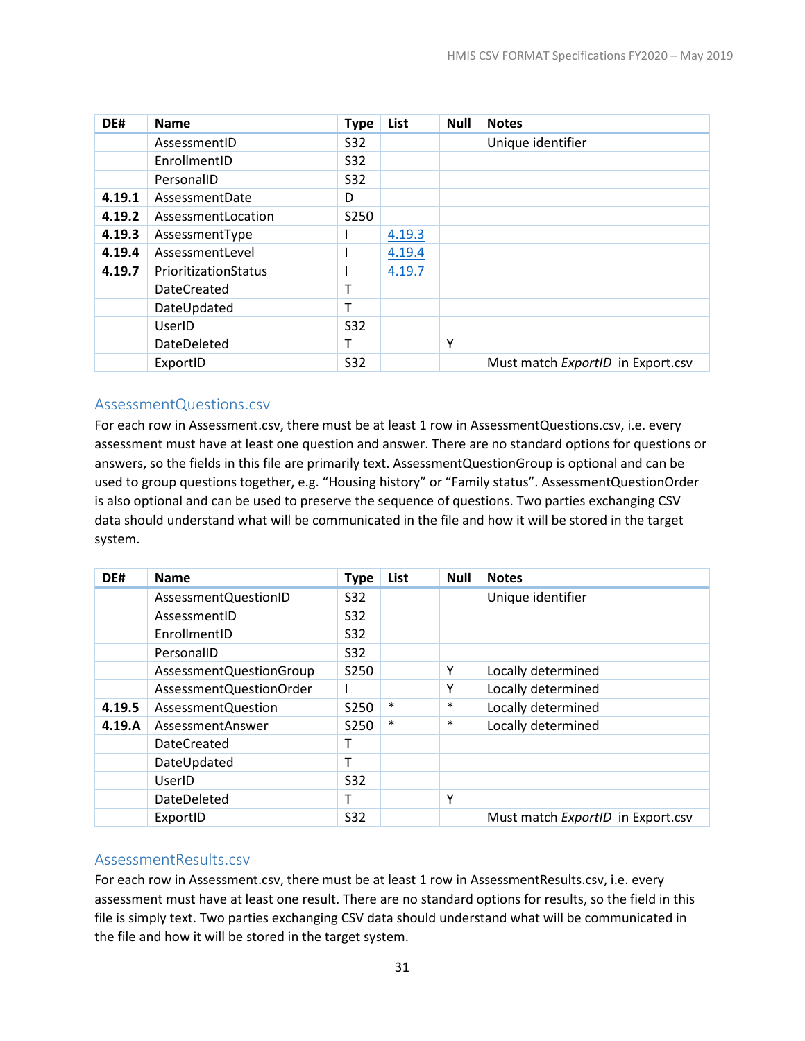| DE# | Name | Type | List | Null | Notes |
|---|---|---|---|---|---|
| | AssessmentID | S32 | | | Unique identifier |
| | EnrollmentID | S32 | | | |
| | PersonalID | S32 | | | |
| **4.19.1** | AssessmentDate | D | | | |
| **4.19.2** | AssessmentLocation | S250 | | | |
| **4.19.3** | AssessmentType | I | 4.19.3 | | |
| **4.19.4** | AssessmentLevel | I | 4.19.4 | | |
| **4.19.7** | PrioritizationStatus | I | 4.19.7 | | |
| | DateCreated | T | | | |
| | DateUpdated | T | | | |
| | UserID | S32 | | | |
| | DateDeleted | T | | Y | |
| | ExportID | S32 | | | Must match *ExportID* in Export.csv |

## AssessmentQuestions.csv

For each row in Assessment.csv, there must be at least 1 row in AssessmentQuestions.csv, i.e. every assessment must have at least one question and answer. There are no standard options for questions or answers, so the fields in this file are primarily text. AssessmentQuestionGroup is optional and can be used to group questions together, e.g. "Housing history" or "Family status". AssessmentQuestionOrder is also optional and can be used to preserve the sequence of questions. Two parties exchanging CSV data should understand what will be communicated in the file and how it will be stored in the target system.

| DE# | Name | Type | List | Null | Notes |
|---|---|---|---|---|---|
| | AssessmentQuestionID | S32 | | | Unique identifier |
| | AssessmentID | S32 | | | |
| | EnrollmentID | S32 | | | |
| | PersonalID | S32 | | | |
| | AssessmentQuestionGroup | S250 | | Y | Locally determined |
| | AssessmentQuestionOrder | I | | Y | Locally determined |
| **4.19.5** | AssessmentQuestion | S250 | * | * | Locally determined |
| **4.19.A** | AssessmentAnswer | S250 | * | * | Locally determined |
| | DateCreated | T | | | |
| | DateUpdated | T | | | |
| | UserID | S32 | | | |
| | DateDeleted | T | | Y | |
| | ExportID | S32 | | | Must match *ExportID* in Export.csv |

## AssessmentResults.csv

For each row in Assessment.csv, there must be at least 1 row in AssessmentResults.csv, i.e. every assessment must have at least one result. There are no standard options for results, so the field in this file is simply text. Two parties exchanging CSV data should understand what will be communicated in the file and how it will be stored in the target system.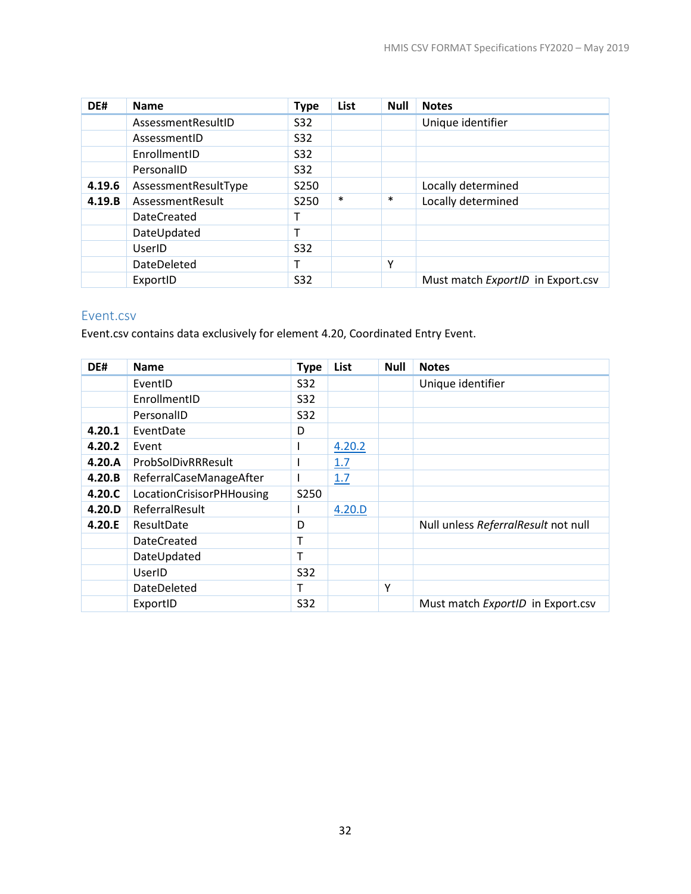| DE# | Name | Type | List | Null | Notes |
|---|---|---|---|---|---|
| | AssessmentResultID | S32 | | | Unique identifier |
| | AssessmentID | S32 | | | |
| | EnrollmentID | S32 | | | |
| | PersonalID | S32 | | | |
| **4.19.6** | AssessmentResultType | S250 | | | Locally determined |
| **4.19.B** | AssessmentResult | S250 | * | * | Locally determined |
| | DateCreated | T | | | |
| | DateUpdated | T | | | |
| | UserID | S32 | | | |
| | DateDeleted | T | | Y | |
| | ExportID | S32 | | | Must match *ExportID* in Export.csv |

## Event.csv

Event.csv contains data exclusively for element 4.20, Coordinated Entry Event.

| DE# | Name | Type | List | Null | Notes |
|---|---|---|---|---|---|
| | EventID | S32 | | | Unique identifier |
| | EnrollmentID | S32 | | | |
| | PersonalID | S32 | | | |
| **4.20.1** | EventDate | D | | | |
| **4.20.2** | Event | I | 4.20.2 | | |
| **4.20.A** | ProbSolDivRRResult | I | 1.7 | | |
| **4.20.B** | ReferralCaseManageAfter | I | 1.7 | | |
| **4.20.C** | LocationCrisisorPHHousing | S250 | | | |
| **4.20.D** | ReferralResult | I | 4.20.D | | |
| **4.20.E** | ResultDate | D | | | Null unless *ReferralResult* not null |
| | DateCreated | T | | | |
| | DateUpdated | T | | | |
| | UserID | S32 | | | |
| | DateDeleted | T | | Y | |
| | ExportID | S32 | | | Must match *ExportID* in Export.csv |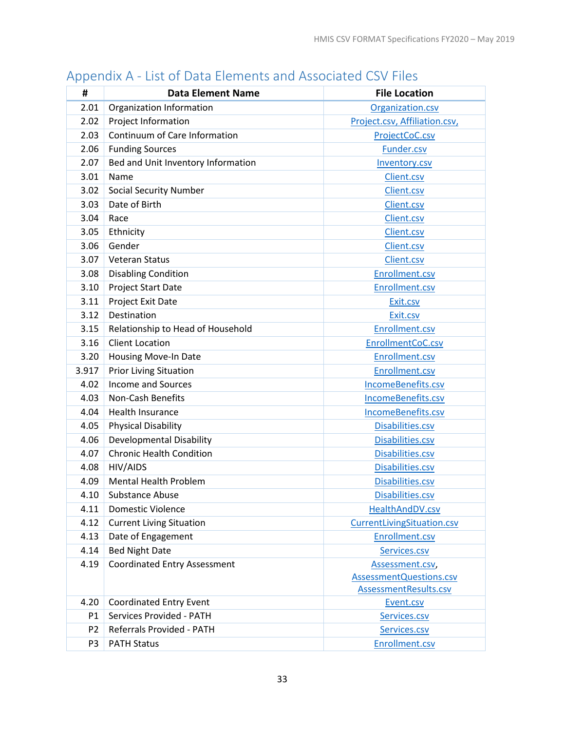# Appendix A - List of Data Elements and Associated CSV Files

| # | Data Element Name | File Location |
|---|---|---|
| 2.01 | Organization Information | Organization.csv |
| 2.02 | Project Information | Project.csv, Affiliation.csv, |
| 2.03 | Continuum of Care Information | ProjectCoC.csv |
| 2.06 | Funding Sources | Funder.csv |
| 2.07 | Bed and Unit Inventory Information | Inventory.csv |
| 3.01 | Name | Client.csv |
| 3.02 | Social Security Number | Client.csv |
| 3.03 | Date of Birth | Client.csv |
| 3.04 | Race | Client.csv |
| 3.05 | Ethnicity | Client.csv |
| 3.06 | Gender | Client.csv |
| 3.07 | Veteran Status | Client.csv |
| 3.08 | Disabling Condition | Enrollment.csv |
| 3.10 | Project Start Date | Enrollment.csv |
| 3.11 | Project Exit Date | Exit.csv |
| 3.12 | Destination | Exit.csv |
| 3.15 | Relationship to Head of Household | Enrollment.csv |
| 3.16 | Client Location | EnrollmentCoC.csv |
| 3.20 | Housing Move-In Date | Enrollment.csv |
| 3.917 | Prior Living Situation | Enrollment.csv |
| 4.02 | Income and Sources | IncomeBenefits.csv |
| 4.03 | Non-Cash Benefits | IncomeBenefits.csv |
| 4.04 | Health Insurance | IncomeBenefits.csv |
| 4.05 | Physical Disability | Disabilities.csv |
| 4.06 | Developmental Disability | Disabilities.csv |
| 4.07 | Chronic Health Condition | Disabilities.csv |
| 4.08 | HIV/AIDS | Disabilities.csv |
| 4.09 | Mental Health Problem | Disabilities.csv |
| 4.10 | Substance Abuse | Disabilities.csv |
| 4.11 | Domestic Violence | HealthAndDV.csv |
| 4.12 | Current Living Situation | CurrentLivingSituation.csv |
| 4.13 | Date of Engagement | Enrollment.csv |
| 4.14 | Bed Night Date | Services.csv |
| 4.19 | Coordinated Entry Assessment | Assessment.csv, AssessmentQuestions.csv AssessmentResults.csv |
| 4.20 | Coordinated Entry Event | Event.csv |
| P1 | Services Provided - PATH | Services.csv |
| P2 | Referrals Provided - PATH | Services.csv |
| P3 | PATH Status | Enrollment.csv |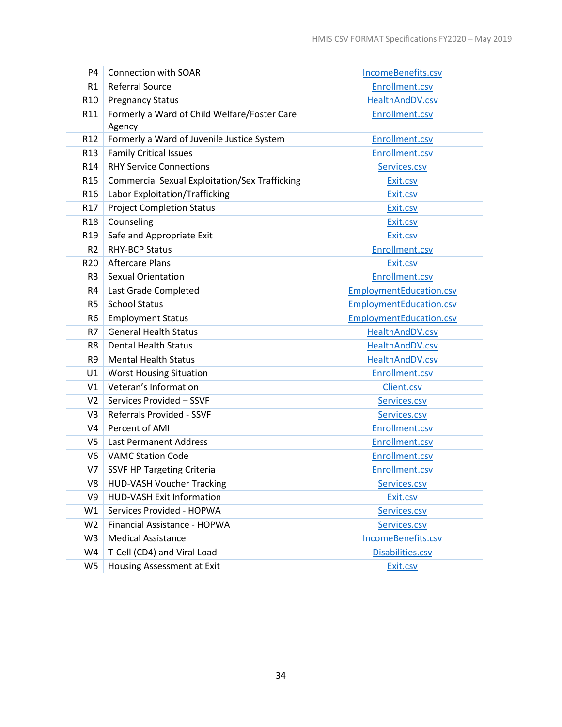| | | |
|---|---|---|
| P4 | Connection with SOAR | IncomeBenefits.csv |
| R1 | Referral Source | Enrollment.csv |
| R10 | Pregnancy Status | HealthAndDV.csv |
| R11 | Formerly a Ward of Child Welfare/Foster Care Agency | Enrollment.csv |
| R12 | Formerly a Ward of Juvenile Justice System | Enrollment.csv |
| R13 | Family Critical Issues | Enrollment.csv |
| R14 | RHY Service Connections | Services.csv |
| R15 | Commercial Sexual Exploitation/Sex Trafficking | Exit.csv |
| R16 | Labor Exploitation/Trafficking | Exit.csv |
| R17 | Project Completion Status | Exit.csv |
| R18 | Counseling | Exit.csv |
| R19 | Safe and Appropriate Exit | Exit.csv |
| R2 | RHY-BCP Status | Enrollment.csv |
| R20 | Aftercare Plans | Exit.csv |
| R3 | Sexual Orientation | Enrollment.csv |
| R4 | Last Grade Completed | EmploymentEducation.csv |
| R5 | School Status | EmploymentEducation.csv |
| R6 | Employment Status | EmploymentEducation.csv |
| R7 | General Health Status | HealthAndDV.csv |
| R8 | Dental Health Status | HealthAndDV.csv |
| R9 | Mental Health Status | HealthAndDV.csv |
| U1 | Worst Housing Situation | Enrollment.csv |
| V1 | Veteran's Information | Client.csv |
| V2 | Services Provided – SSVF | Services.csv |
| V3 | Referrals Provided - SSVF | Services.csv |
| V4 | Percent of AMI | Enrollment.csv |
| V5 | Last Permanent Address | Enrollment.csv |
| V6 | VAMC Station Code | Enrollment.csv |
| V7 | SSVF HP Targeting Criteria | Enrollment.csv |
| V8 | HUD-VASH Voucher Tracking | Services.csv |
| V9 | HUD-VASH Exit Information | Exit.csv |
| W1 | Services Provided - HOPWA | Services.csv |
| W2 | Financial Assistance - HOPWA | Services.csv |
| W3 | Medical Assistance | IncomeBenefits.csv |
| W4 | T-Cell (CD4) and Viral Load | Disabilities.csv |
| W5 | Housing Assessment at Exit | Exit.csv |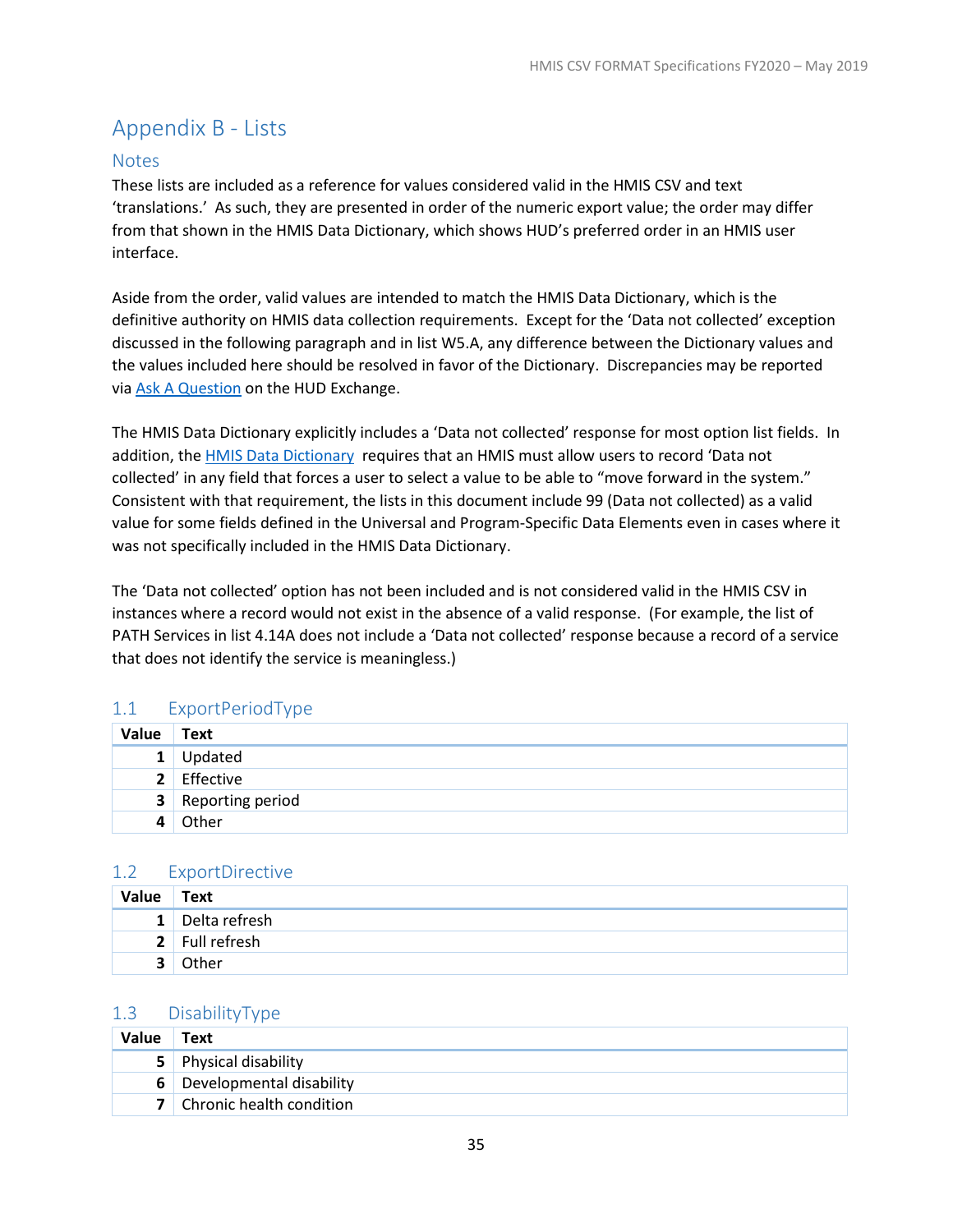# Appendix B - Lists

## Notes

These lists are included as a reference for values considered valid in the HMIS CSV and text 'translations.' As such, they are presented in order of the numeric export value; the order may differ from that shown in the HMIS Data Dictionary, which shows HUD's preferred order in an HMIS user interface.

Aside from the order, valid values are intended to match the HMIS Data Dictionary, which is the definitive authority on HMIS data collection requirements. Except for the 'Data not collected' exception discussed in the following paragraph and in list W5.A, any difference between the Dictionary values and the values included here should be resolved in favor of the Dictionary. Discrepancies may be reported via [Ask A Question] on the HUD Exchange.

The HMIS Data Dictionary explicitly includes a 'Data not collected' response for most option list fields. In addition, the [HMIS Data Dictionary] requires that an HMIS must allow users to record 'Data not collected' in any field that forces a user to select a value to be able to "move forward in the system." Consistent with that requirement, the lists in this document include 99 (Data not collected) as a valid value for some fields defined in the Universal and Program-Specific Data Elements even in cases where it was not specifically included in the HMIS Data Dictionary.

The 'Data not collected' option has not been included and is not considered valid in the HMIS CSV in instances where a record would not exist in the absence of a valid response. (For example, the list of PATH Services in list 4.14A does not include a 'Data not collected' response because a record of a service that does not identify the service is meaningless.)

### 1.1 ExportPeriodType

| Value | Text |
|---|---|
| 1 | Updated |
| 2 | Effective |
| 3 | Reporting period |
| 4 | Other |

### 1.2 ExportDirective

| Value | Text |
|---|---|
| 1 | Delta refresh |
| 2 | Full refresh |
| 3 | Other |

### 1.3 DisabilityType

| Value | Text |
|---|---|
| 5 | Physical disability |
| 6 | Developmental disability |
| 7 | Chronic health condition |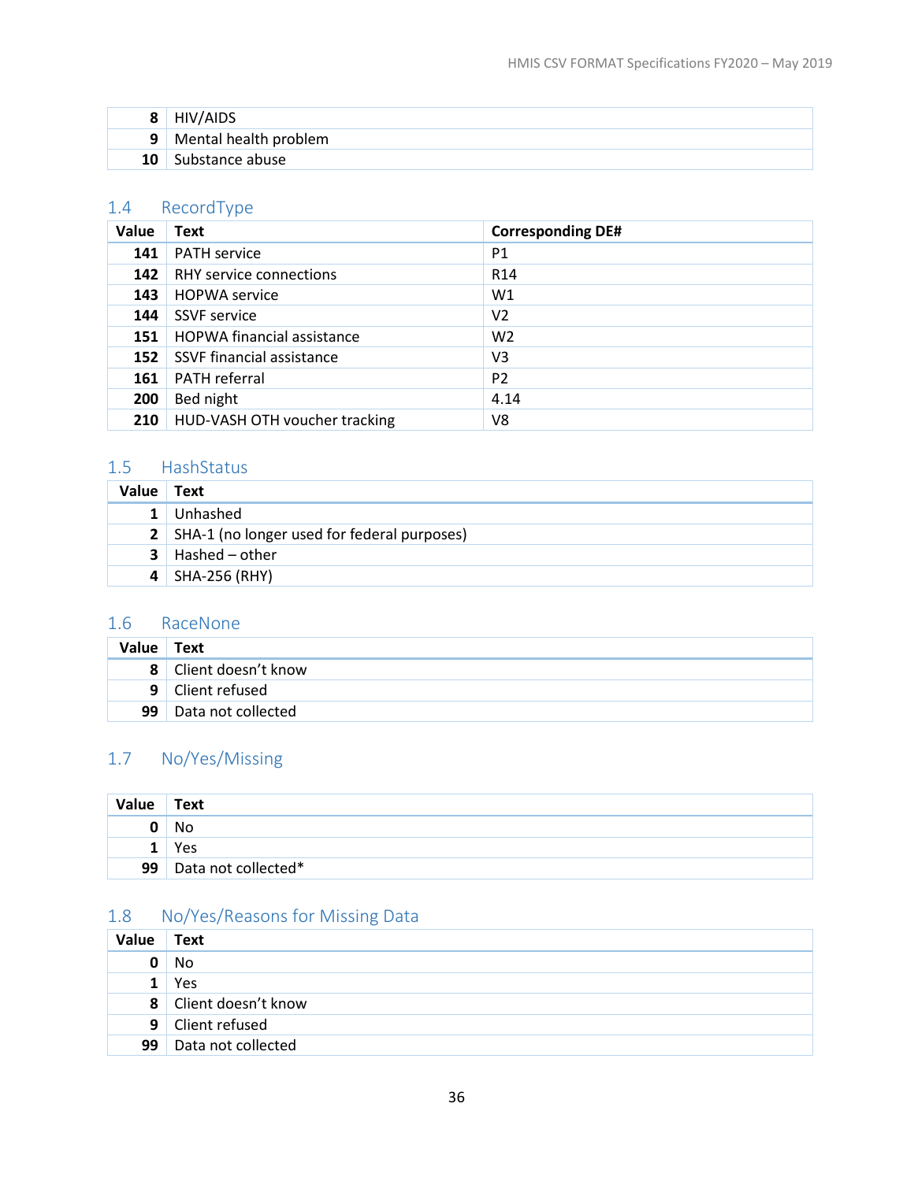| | |
|---|---|
| 8 | HIV/AIDS |
| 9 | Mental health problem |
| 10 | Substance abuse |

## 1.4 RecordType

| Value | Text | Corresponding DE# |
|---|---|---|
| 141 | PATH service | P1 |
| 142 | RHY service connections | R14 |
| 143 | HOPWA service | W1 |
| 144 | SSVF service | V2 |
| 151 | HOPWA financial assistance | W2 |
| 152 | SSVF financial assistance | V3 |
| 161 | PATH referral | P2 |
| 200 | Bed night | 4.14 |
| 210 | HUD-VASH OTH voucher tracking | V8 |

## 1.5 HashStatus

| Value | Text |
|---|---|
| 1 | Unhashed |
| 2 | SHA-1 (no longer used for federal purposes) |
| 3 | Hashed – other |
| 4 | SHA-256 (RHY) |

## 1.6 RaceNone

| Value | Text |
|---|---|
| 8 | Client doesn't know |
| 9 | Client refused |
| 99 | Data not collected |

## 1.7 No/Yes/Missing

| Value | Text |
|---|---|
| 0 | No |
| 1 | Yes |
| 99 | Data not collected* |

## 1.8 No/Yes/Reasons for Missing Data

| Value | Text |
|---|---|
| 0 | No |
| 1 | Yes |
| 8 | Client doesn't know |
| 9 | Client refused |
| 99 | Data not collected |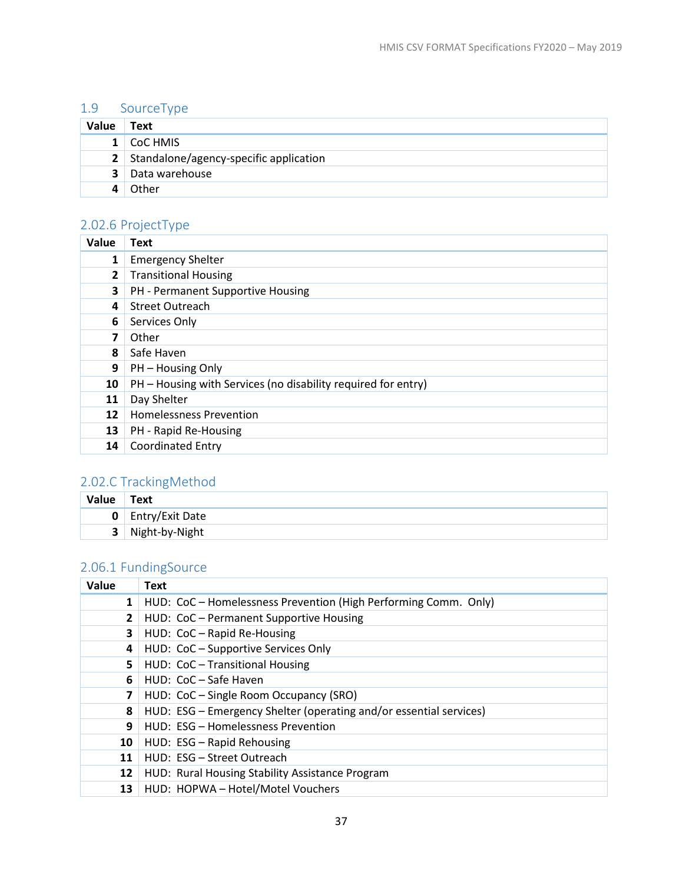### 1.9 SourceType

| Value | Text |
|---|---|
| 1 | CoC HMIS |
| 2 | Standalone/agency-specific application |
| 3 | Data warehouse |
| 4 | Other |

### 2.02.6 ProjectType

| Value | Text |
|---|---|
| 1 | Emergency Shelter |
| 2 | Transitional Housing |
| 3 | PH - Permanent Supportive Housing |
| 4 | Street Outreach |
| 6 | Services Only |
| 7 | Other |
| 8 | Safe Haven |
| 9 | PH – Housing Only |
| 10 | PH – Housing with Services (no disability required for entry) |
| 11 | Day Shelter |
| 12 | Homelessness Prevention |
| 13 | PH - Rapid Re-Housing |
| 14 | Coordinated Entry |

### 2.02.C TrackingMethod

| Value | Text |
|---|---|
| 0 | Entry/Exit Date |
| 3 | Night-by-Night |

### 2.06.1 FundingSource

| Value | Text |
|---|---|
| 1 | HUD: CoC – Homelessness Prevention (High Performing Comm. Only) |
| 2 | HUD: CoC – Permanent Supportive Housing |
| 3 | HUD: CoC – Rapid Re-Housing |
| 4 | HUD: CoC – Supportive Services Only |
| 5 | HUD: CoC – Transitional Housing |
| 6 | HUD: CoC – Safe Haven |
| 7 | HUD: CoC – Single Room Occupancy (SRO) |
| 8 | HUD: ESG – Emergency Shelter (operating and/or essential services) |
| 9 | HUD: ESG – Homelessness Prevention |
| 10 | HUD: ESG – Rapid Rehousing |
| 11 | HUD: ESG – Street Outreach |
| 12 | HUD: Rural Housing Stability Assistance Program |
| 13 | HUD: HOPWA – Hotel/Motel Vouchers |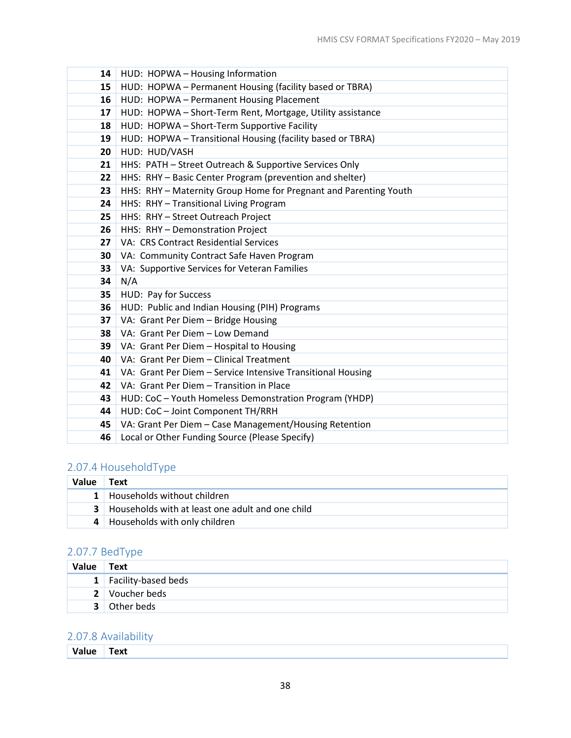| | |
|---|---|
| **14** | HUD:  HOPWA – Housing Information |
| **15** | HUD:  HOPWA – Permanent Housing (facility based or TBRA) |
| **16** | HUD:  HOPWA – Permanent Housing Placement |
| **17** | HUD:  HOPWA – Short-Term Rent, Mortgage, Utility assistance |
| **18** | HUD:  HOPWA – Short-Term Supportive Facility |
| **19** | HUD:  HOPWA – Transitional Housing (facility based or TBRA) |
| **20** | HUD:  HUD/VASH |
| **21** | HHS:  PATH – Street Outreach & Supportive Services Only |
| **22** | HHS:  RHY – Basic Center Program (prevention and shelter) |
| **23** | HHS:  RHY – Maternity Group Home for Pregnant and Parenting Youth |
| **24** | HHS:  RHY – Transitional Living Program |
| **25** | HHS:  RHY – Street Outreach Project |
| **26** | HHS:  RHY – Demonstration Project |
| **27** | VA:  CRS Contract Residential Services |
| **30** | VA:  Community Contract Safe Haven Program |
| **33** | VA:  Supportive Services for Veteran Families |
| **34** | N/A |
| **35** | HUD:  Pay for Success |
| **36** | HUD:  Public and Indian Housing (PIH) Programs |
| **37** | VA:  Grant Per Diem – Bridge Housing |
| **38** | VA:  Grant Per Diem – Low Demand |
| **39** | VA:  Grant Per Diem – Hospital to Housing |
| **40** | VA:  Grant Per Diem – Clinical Treatment |
| **41** | VA:  Grant Per Diem – Service Intensive Transitional Housing |
| **42** | VA:  Grant Per Diem – Transition in Place |
| **43** | HUD: CoC – Youth Homeless Demonstration Program (YHDP) |
| **44** | HUD: CoC – Joint Component TH/RRH |
| **45** | VA: Grant Per Diem – Case Management/Housing Retention |
| **46** | Local or Other Funding Source (Please Specify) |

## 2.07.4 HouseholdType

| Value | Text |
|---|---|
| **1** | Households without children |
| **3** | Households with at least one adult and one child |
| **4** | Households with only children |

## 2.07.7 BedType

| Value | Text |
|---|---|
| **1** | Facility-based beds |
| **2** | Voucher beds |
| **3** | Other beds |

## 2.07.8 Availability

| Value | Text |
|---|---|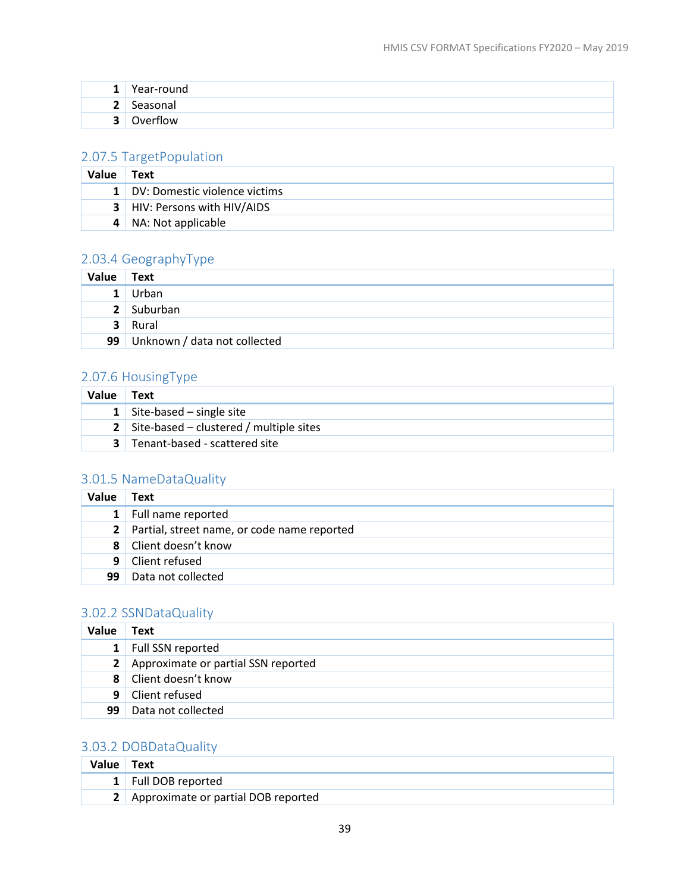| | |
|---|---|
| 1 | Year-round |
| 2 | Seasonal |
| 3 | Overflow |

### 2.07.5 TargetPopulation

| Value | Text |
|---|---|
| 1 | DV: Domestic violence victims |
| 3 | HIV: Persons with HIV/AIDS |
| 4 | NA: Not applicable |

### 2.03.4 GeographyType

| Value | Text |
|---|---|
| 1 | Urban |
| 2 | Suburban |
| 3 | Rural |
| 99 | Unknown / data not collected |

### 2.07.6 HousingType

| Value | Text |
|---|---|
| 1 | Site-based – single site |
| 2 | Site-based – clustered / multiple sites |
| 3 | Tenant-based - scattered site |

### 3.01.5 NameDataQuality

| Value | Text |
|---|---|
| 1 | Full name reported |
| 2 | Partial, street name, or code name reported |
| 8 | Client doesn't know |
| 9 | Client refused |
| 99 | Data not collected |

### 3.02.2 SSNDataQuality

| Value | Text |
|---|---|
| 1 | Full SSN reported |
| 2 | Approximate or partial SSN reported |
| 8 | Client doesn't know |
| 9 | Client refused |
| 99 | Data not collected |

### 3.03.2 DOBDataQuality

| Value | Text |
|---|---|
| 1 | Full DOB reported |
| 2 | Approximate or partial DOB reported |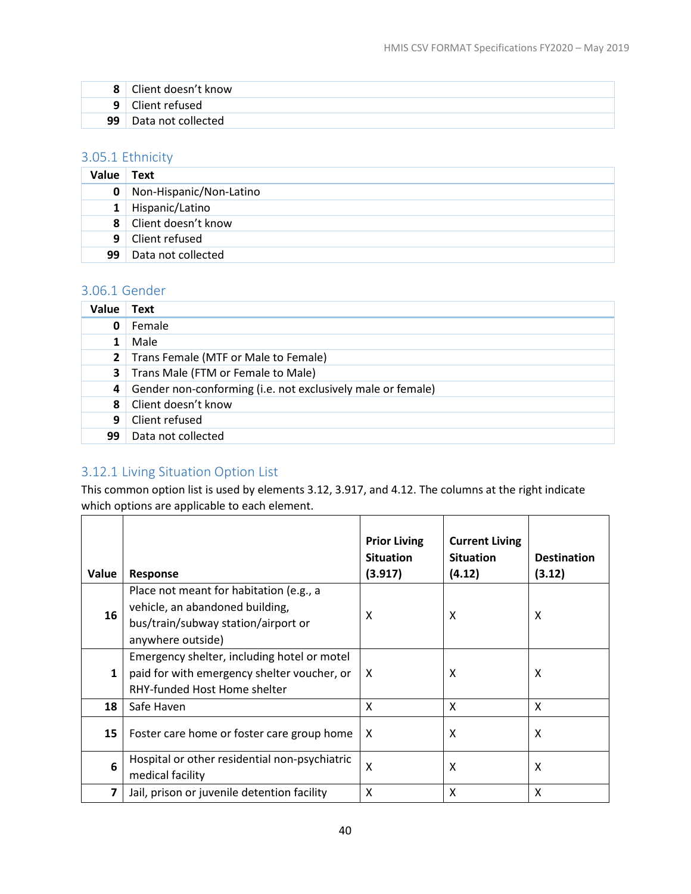| | |
|---|---|
| 8 | Client doesn't know |
| 9 | Client refused |
| 99 | Data not collected |

### 3.05.1 Ethnicity

| Value | Text |
|---|---|
| 0 | Non-Hispanic/Non-Latino |
| 1 | Hispanic/Latino |
| 8 | Client doesn't know |
| 9 | Client refused |
| 99 | Data not collected |

### 3.06.1 Gender

| Value | Text |
|---|---|
| 0 | Female |
| 1 | Male |
| 2 | Trans Female (MTF or Male to Female) |
| 3 | Trans Male (FTM or Female to Male) |
| 4 | Gender non-conforming (i.e. not exclusively male or female) |
| 8 | Client doesn't know |
| 9 | Client refused |
| 99 | Data not collected |

### 3.12.1 Living Situation Option List

This common option list is used by elements 3.12, 3.917, and 4.12. The columns at the right indicate which options are applicable to each element.

| Value | Response | Prior Living Situation (3.917) | Current Living Situation (4.12) | Destination (3.12) |
|---|---|---|---|---|
| 16 | Place not meant for habitation (e.g., a vehicle, an abandoned building, bus/train/subway station/airport or anywhere outside) | X | X | X |
| 1 | Emergency shelter, including hotel or motel paid for with emergency shelter voucher, or RHY-funded Host Home shelter | X | X | X |
| 18 | Safe Haven | X | X | X |
| 15 | Foster care home or foster care group home | X | X | X |
| 6 | Hospital or other residential non-psychiatric medical facility | X | X | X |
| 7 | Jail, prison or juvenile detention facility | X | X | X |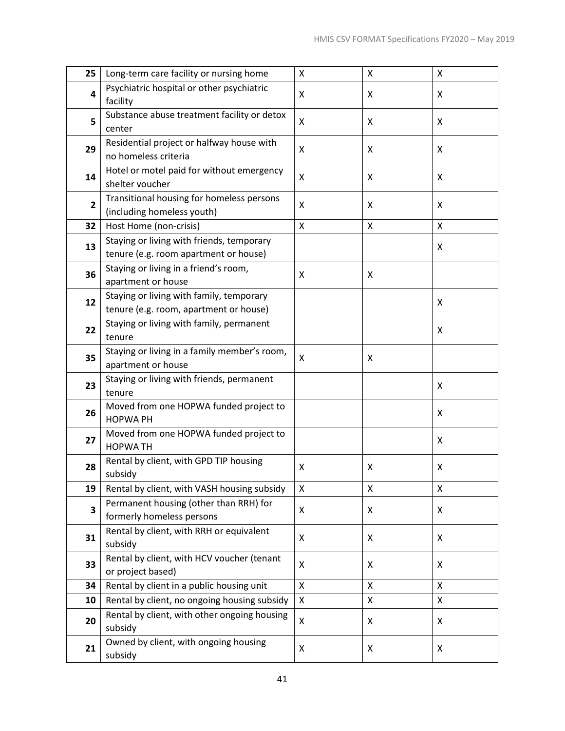| | | | | |
|---|---|---|---|---|
| 25 | Long-term care facility or nursing home | X | X | X |
| 4 | Psychiatric hospital or other psychiatric facility | X | X | X |
| 5 | Substance abuse treatment facility or detox center | X | X | X |
| 29 | Residential project or halfway house with no homeless criteria | X | X | X |
| 14 | Hotel or motel paid for without emergency shelter voucher | X | X | X |
| 2 | Transitional housing for homeless persons (including homeless youth) | X | X | X |
| 32 | Host Home (non-crisis) | X | X | X |
| 13 | Staying or living with friends, temporary tenure (e.g. room apartment or house) | | | X |
| 36 | Staying or living in a friend's room, apartment or house | X | X | |
| 12 | Staying or living with family, temporary tenure (e.g. room, apartment or house) | | | X |
| 22 | Staying or living with family, permanent tenure | | | X |
| 35 | Staying or living in a family member's room, apartment or house | X | X | |
| 23 | Staying or living with friends, permanent tenure | | | X |
| 26 | Moved from one HOPWA funded project to HOPWA PH | | | X |
| 27 | Moved from one HOPWA funded project to HOPWA TH | | | X |
| 28 | Rental by client, with GPD TIP housing subsidy | X | X | X |
| 19 | Rental by client, with VASH housing subsidy | X | X | X |
| 3 | Permanent housing (other than RRH) for formerly homeless persons | X | X | X |
| 31 | Rental by client, with RRH or equivalent subsidy | X | X | X |
| 33 | Rental by client, with HCV voucher (tenant or project based) | X | X | X |
| 34 | Rental by client in a public housing unit | X | X | X |
| 10 | Rental by client, no ongoing housing subsidy | X | X | X |
| 20 | Rental by client, with other ongoing housing subsidy | X | X | X |
| 21 | Owned by client, with ongoing housing subsidy | X | X | X |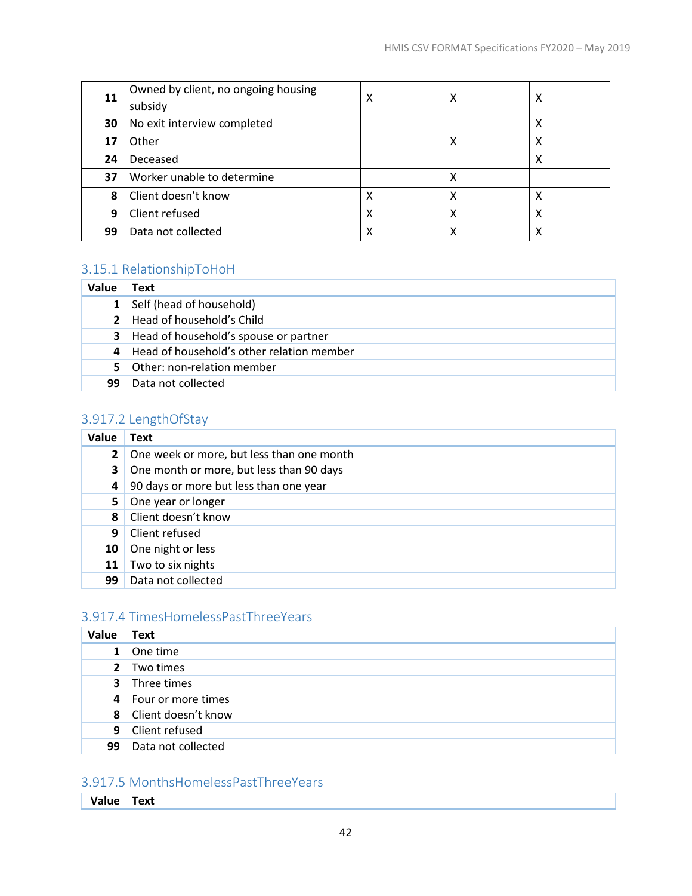| 11 | Owned by client, no ongoing housing subsidy | X | X | X |
|---|---|---|---|---|
| 30 | No exit interview completed | | | X |
| 17 | Other | | X | X |
| 24 | Deceased | | | X |
| 37 | Worker unable to determine | | X | |
| 8 | Client doesn't know | X | X | X |
| 9 | Client refused | X | X | X |
| 99 | Data not collected | X | X | X |

### 3.15.1 RelationshipToHoH

| Value | Text |
|---|---|
| 1 | Self (head of household) |
| 2 | Head of household's Child |
| 3 | Head of household's spouse or partner |
| 4 | Head of household's other relation member |
| 5 | Other: non-relation member |
| 99 | Data not collected |

### 3.917.2 LengthOfStay

| Value | Text |
|---|---|
| 2 | One week or more, but less than one month |
| 3 | One month or more, but less than 90 days |
| 4 | 90 days or more but less than one year |
| 5 | One year or longer |
| 8 | Client doesn't know |
| 9 | Client refused |
| 10 | One night or less |
| 11 | Two to six nights |
| 99 | Data not collected |

### 3.917.4 TimesHomelessPastThreeYears

| Value | Text |
|---|---|
| 1 | One time |
| 2 | Two times |
| 3 | Three times |
| 4 | Four or more times |
| 8 | Client doesn't know |
| 9 | Client refused |
| 99 | Data not collected |

### 3.917.5 MonthsHomelessPastThreeYears

| Value | Text |
|---|---|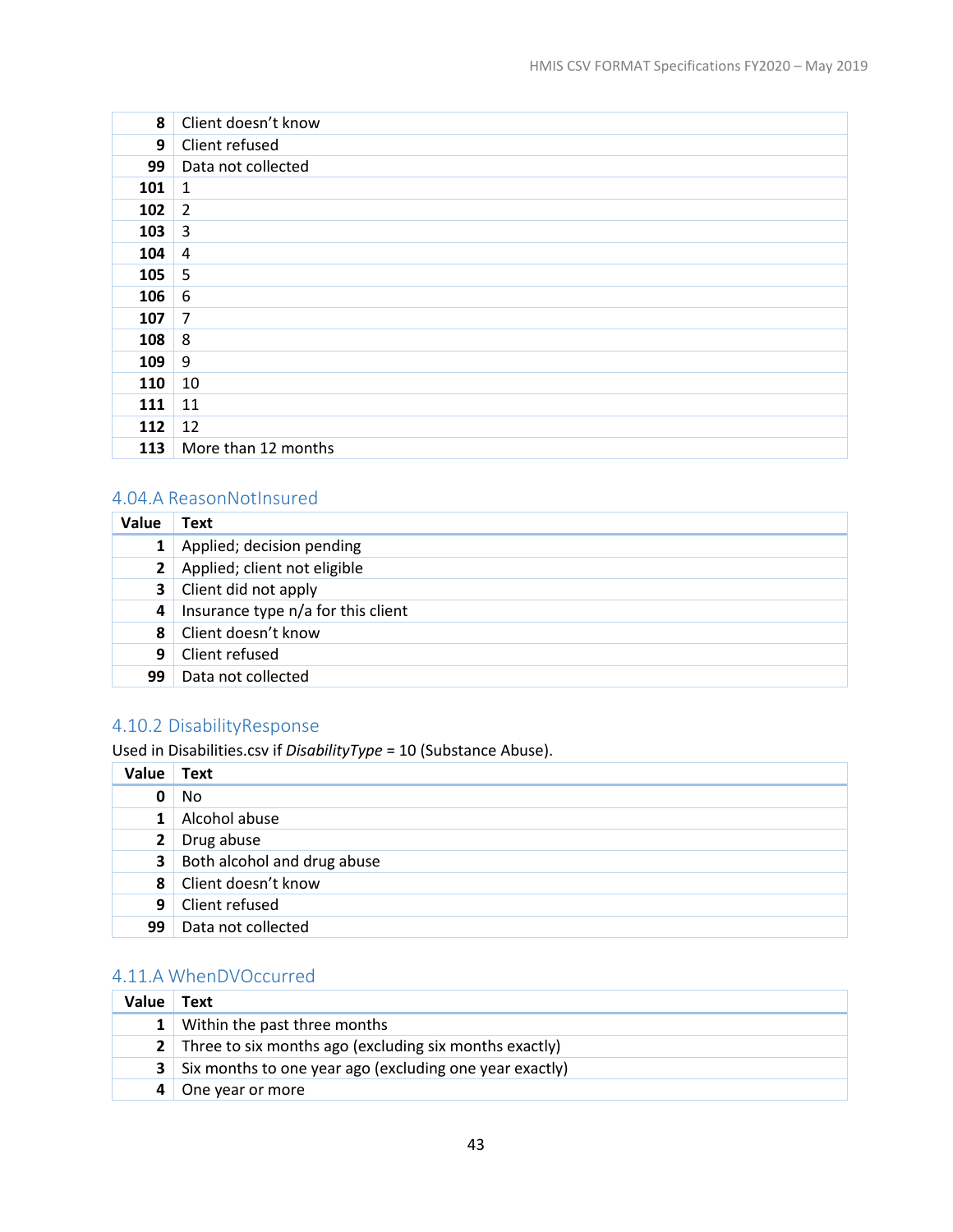| | |
|---|---|
| **8** | Client doesn't know |
| **9** | Client refused |
| **99** | Data not collected |
| **101** | 1 |
| **102** | 2 |
| **103** | 3 |
| **104** | 4 |
| **105** | 5 |
| **106** | 6 |
| **107** | 7 |
| **108** | 8 |
| **109** | 9 |
| **110** | 10 |
| **111** | 11 |
| **112** | 12 |
| **113** | More than 12 months |

## 4.04.A ReasonNotInsured

| Value | Text |
|---|---|
| **1** | Applied; decision pending |
| **2** | Applied; client not eligible |
| **3** | Client did not apply |
| **4** | Insurance type n/a for this client |
| **8** | Client doesn't know |
| **9** | Client refused |
| **99** | Data not collected |

## 4.10.2 DisabilityResponse

Used in Disabilities.csv if *DisabilityType* = 10 (Substance Abuse).

| Value | Text |
|---|---|
| **0** | No |
| **1** | Alcohol abuse |
| **2** | Drug abuse |
| **3** | Both alcohol and drug abuse |
| **8** | Client doesn't know |
| **9** | Client refused |
| **99** | Data not collected |

## 4.11.A WhenDVOccurred

| Value | Text |
|---|---|
| **1** | Within the past three months |
| **2** | Three to six months ago (excluding six months exactly) |
| **3** | Six months to one year ago (excluding one year exactly) |
| **4** | One year or more |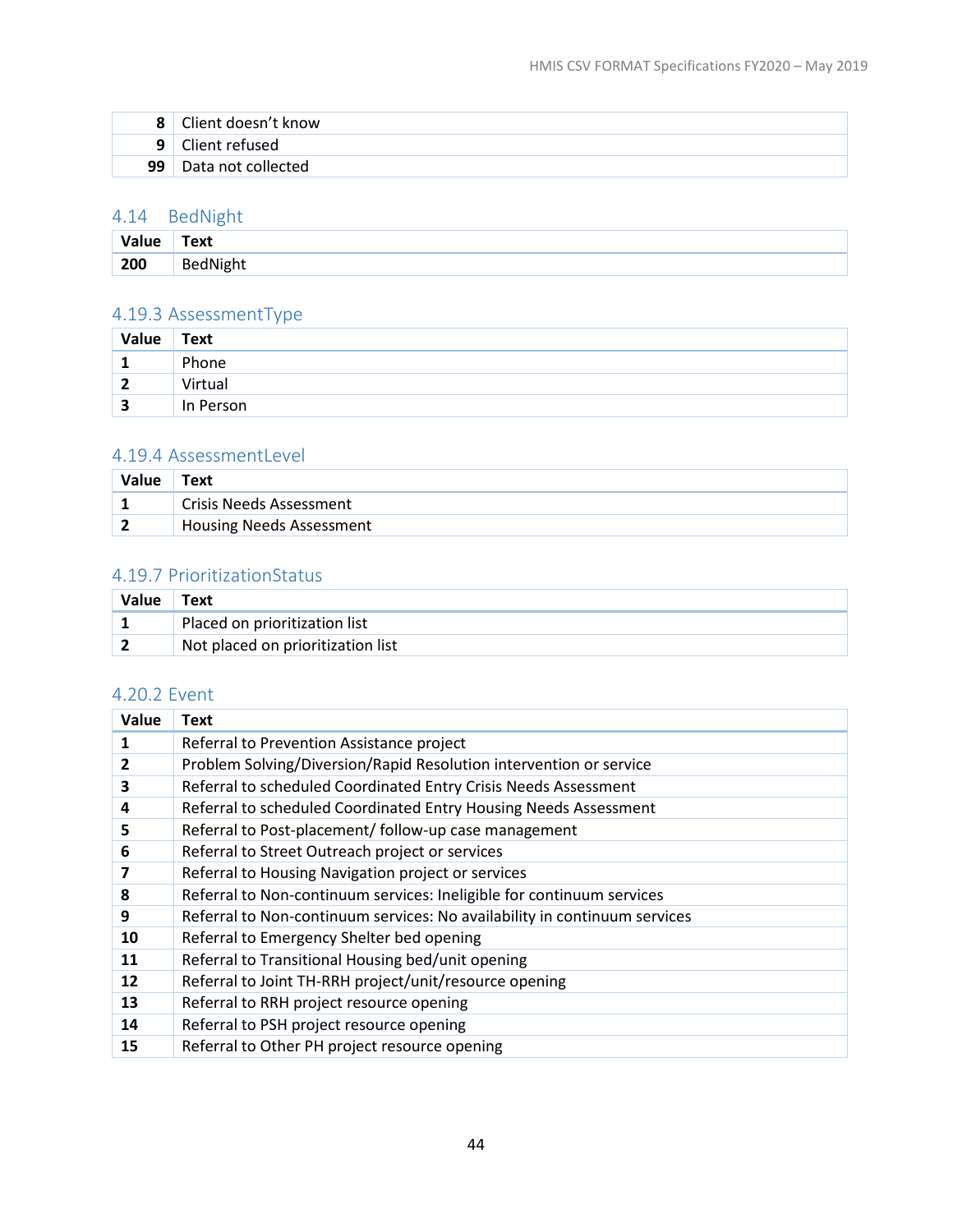| | |
|---|---|
| 8 | Client doesn't know |
| 9 | Client refused |
| 99 | Data not collected |

### 4.14 BedNight

| Value | Text |
|---|---|
| 200 | BedNight |

### 4.19.3 AssessmentType

| Value | Text |
|---|---|
| 1 | Phone |
| 2 | Virtual |
| 3 | In Person |

### 4.19.4 AssessmentLevel

| Value | Text |
|---|---|
| 1 | Crisis Needs Assessment |
| 2 | Housing Needs Assessment |

### 4.19.7 PrioritizationStatus

| Value | Text |
|---|---|
| 1 | Placed on prioritization list |
| 2 | Not placed on prioritization list |

### 4.20.2 Event

| Value | Text |
|---|---|
| 1 | Referral to Prevention Assistance project |
| 2 | Problem Solving/Diversion/Rapid Resolution intervention or service |
| 3 | Referral to scheduled Coordinated Entry Crisis Needs Assessment |
| 4 | Referral to scheduled Coordinated Entry Housing Needs Assessment |
| 5 | Referral to Post-placement/ follow-up case management |
| 6 | Referral to Street Outreach project or services |
| 7 | Referral to Housing Navigation project or services |
| 8 | Referral to Non-continuum services: Ineligible for continuum services |
| 9 | Referral to Non-continuum services: No availability in continuum services |
| 10 | Referral to Emergency Shelter bed opening |
| 11 | Referral to Transitional Housing bed/unit opening |
| 12 | Referral to Joint TH-RRH project/unit/resource opening |
| 13 | Referral to RRH project resource opening |
| 14 | Referral to PSH project resource opening |
| 15 | Referral to Other PH project resource opening |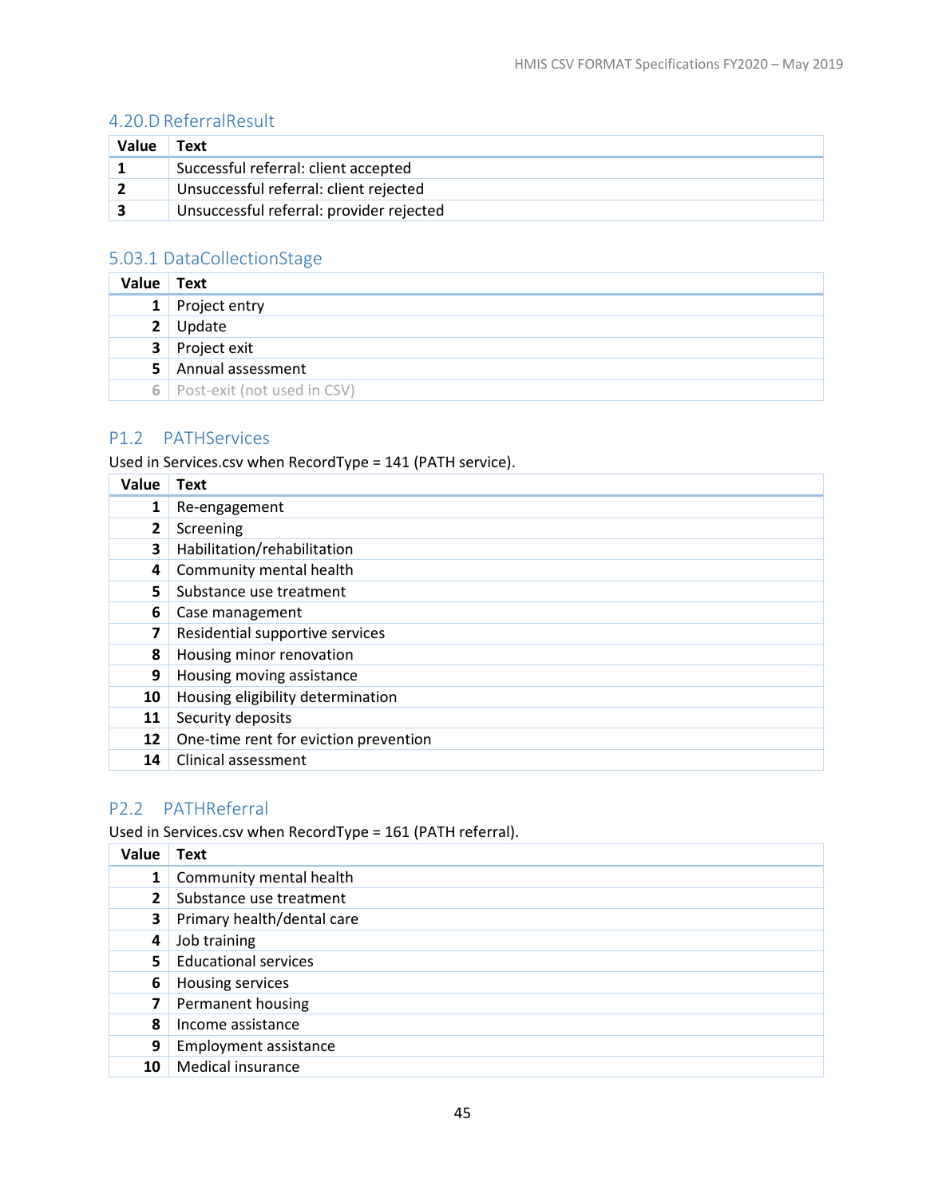### 4.20.D ReferralResult

| Value | Text |
|---|---|
| 1 | Successful referral: client accepted |
| 2 | Unsuccessful referral: client rejected |
| 3 | Unsuccessful referral: provider rejected |

### 5.03.1 DataCollectionStage

| Value | Text |
|---|---|
| 1 | Project entry |
| 2 | Update |
| 3 | Project exit |
| 5 | Annual assessment |
| 6 | Post-exit (not used in CSV) |

### P1.2 PATHServices

Used in Services.csv when RecordType = 141 (PATH service).

| Value | Text |
|---|---|
| 1 | Re-engagement |
| 2 | Screening |
| 3 | Habilitation/rehabilitation |
| 4 | Community mental health |
| 5 | Substance use treatment |
| 6 | Case management |
| 7 | Residential supportive services |
| 8 | Housing minor renovation |
| 9 | Housing moving assistance |
| 10 | Housing eligibility determination |
| 11 | Security deposits |
| 12 | One-time rent for eviction prevention |
| 14 | Clinical assessment |

### P2.2 PATHReferral

Used in Services.csv when RecordType = 161 (PATH referral).

| Value | Text |
|---|---|
| 1 | Community mental health |
| 2 | Substance use treatment |
| 3 | Primary health/dental care |
| 4 | Job training |
| 5 | Educational services |
| 6 | Housing services |
| 7 | Permanent housing |
| 8 | Income assistance |
| 9 | Employment assistance |
| 10 | Medical insurance |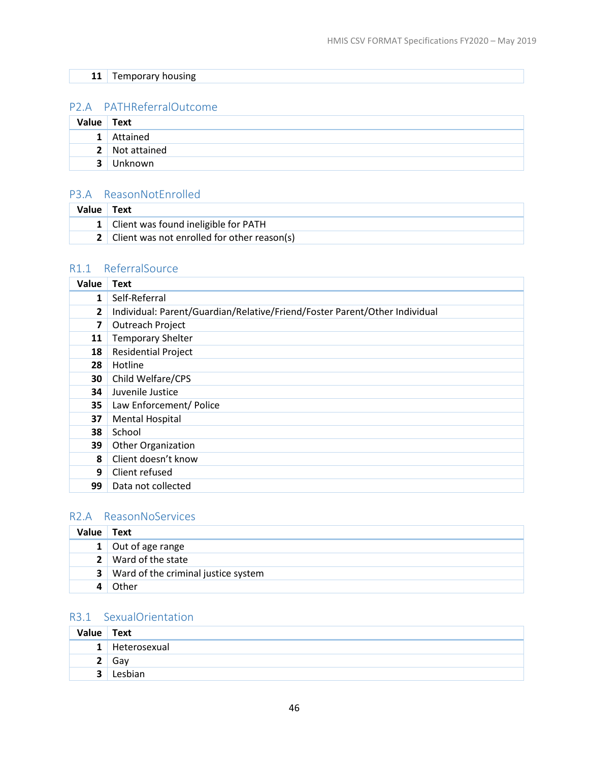| | |
|---|---|
| 11 | Temporary housing |

## P2.A PATHReferralOutcome

| Value | Text |
|---|---|
| 1 | Attained |
| 2 | Not attained |
| 3 | Unknown |

## P3.A ReasonNotEnrolled

| Value | Text |
|---|---|
| 1 | Client was found ineligible for PATH |
| 2 | Client was not enrolled for other reason(s) |

## R1.1 ReferralSource

| Value | Text |
|---|---|
| 1 | Self-Referral |
| 2 | Individual: Parent/Guardian/Relative/Friend/Foster Parent/Other Individual |
| 7 | Outreach Project |
| 11 | Temporary Shelter |
| 18 | Residential Project |
| 28 | Hotline |
| 30 | Child Welfare/CPS |
| 34 | Juvenile Justice |
| 35 | Law Enforcement/ Police |
| 37 | Mental Hospital |
| 38 | School |
| 39 | Other Organization |
| 8 | Client doesn't know |
| 9 | Client refused |
| 99 | Data not collected |

## R2.A ReasonNoServices

| Value | Text |
|---|---|
| 1 | Out of age range |
| 2 | Ward of the state |
| 3 | Ward of the criminal justice system |
| 4 | Other |

## R3.1 SexualOrientation

| Value | Text |
|---|---|
| 1 | Heterosexual |
| 2 | Gay |
| 3 | Lesbian |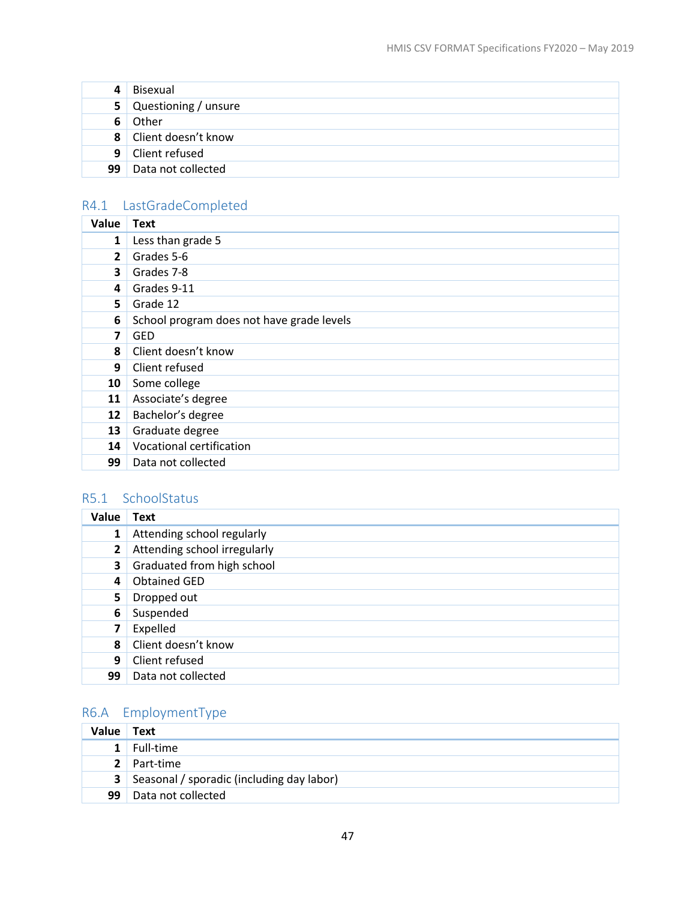| | |
|---|---|
| 4 | Bisexual |
| 5 | Questioning / unsure |
| 6 | Other |
| 8 | Client doesn't know |
| 9 | Client refused |
| 99 | Data not collected |

### R4.1 LastGradeCompleted

| Value | Text |
|---|---|
| 1 | Less than grade 5 |
| 2 | Grades 5-6 |
| 3 | Grades 7-8 |
| 4 | Grades 9-11 |
| 5 | Grade 12 |
| 6 | School program does not have grade levels |
| 7 | GED |
| 8 | Client doesn't know |
| 9 | Client refused |
| 10 | Some college |
| 11 | Associate's degree |
| 12 | Bachelor's degree |
| 13 | Graduate degree |
| 14 | Vocational certification |
| 99 | Data not collected |

### R5.1 SchoolStatus

| Value | Text |
|---|---|
| 1 | Attending school regularly |
| 2 | Attending school irregularly |
| 3 | Graduated from high school |
| 4 | Obtained GED |
| 5 | Dropped out |
| 6 | Suspended |
| 7 | Expelled |
| 8 | Client doesn't know |
| 9 | Client refused |
| 99 | Data not collected |

### R6.A EmploymentType

| Value | Text |
|---|---|
| 1 | Full-time |
| 2 | Part-time |
| 3 | Seasonal / sporadic (including day labor) |
| 99 | Data not collected |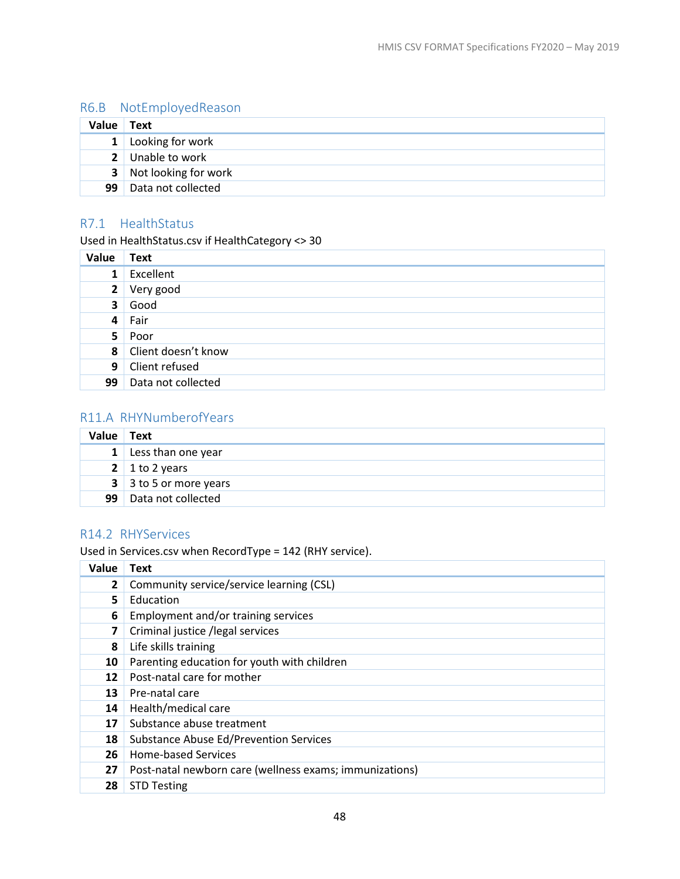## R6.B NotEmployedReason

| Value | Text |
|---|---|
| 1 | Looking for work |
| 2 | Unable to work |
| 3 | Not looking for work |
| 99 | Data not collected |

## R7.1 HealthStatus

Used in HealthStatus.csv if HealthCategory <> 30

| Value | Text |
|---|---|
| 1 | Excellent |
| 2 | Very good |
| 3 | Good |
| 4 | Fair |
| 5 | Poor |
| 8 | Client doesn't know |
| 9 | Client refused |
| 99 | Data not collected |

## R11.A RHYNumberofYears

| Value | Text |
|---|---|
| 1 | Less than one year |
| 2 | 1 to 2 years |
| 3 | 3 to 5 or more years |
| 99 | Data not collected |

## R14.2 RHYServices

Used in Services.csv when RecordType = 142 (RHY service).

| Value | Text |
|---|---|
| 2 | Community service/service learning (CSL) |
| 5 | Education |
| 6 | Employment and/or training services |
| 7 | Criminal justice /legal services |
| 8 | Life skills training |
| 10 | Parenting education for youth with children |
| 12 | Post-natal care for mother |
| 13 | Pre-natal care |
| 14 | Health/medical care |
| 17 | Substance abuse treatment |
| 18 | Substance Abuse Ed/Prevention Services |
| 26 | Home-based Services |
| 27 | Post-natal newborn care (wellness exams; immunizations) |
| 28 | STD Testing |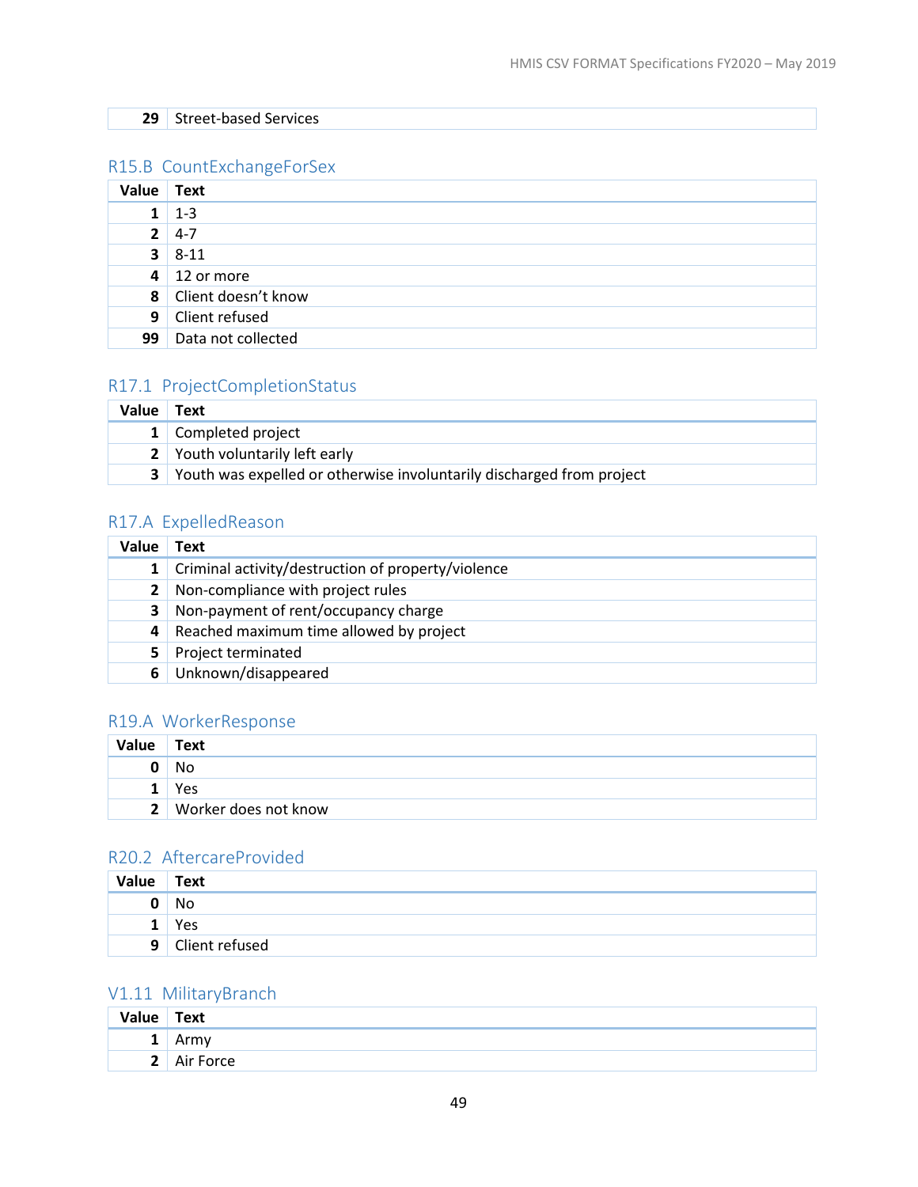| Value | Text |
|---|---|
| 29 | Street-based Services |

## R15.B CountExchangeForSex

| Value | Text |
|---|---|
| 1 | 1-3 |
| 2 | 4-7 |
| 3 | 8-11 |
| 4 | 12 or more |
| 8 | Client doesn't know |
| 9 | Client refused |
| 99 | Data not collected |

## R17.1 ProjectCompletionStatus

| Value | Text |
|---|---|
| 1 | Completed project |
| 2 | Youth voluntarily left early |
| 3 | Youth was expelled or otherwise involuntarily discharged from project |

## R17.A ExpelledReason

| Value | Text |
|---|---|
| 1 | Criminal activity/destruction of property/violence |
| 2 | Non-compliance with project rules |
| 3 | Non-payment of rent/occupancy charge |
| 4 | Reached maximum time allowed by project |
| 5 | Project terminated |
| 6 | Unknown/disappeared |

## R19.A WorkerResponse

| Value | Text |
|---|---|
| 0 | No |
| 1 | Yes |
| 2 | Worker does not know |

## R20.2 AftercareProvided

| Value | Text |
|---|---|
| 0 | No |
| 1 | Yes |
| 9 | Client refused |

## V1.11 MilitaryBranch

| Value | Text |
|---|---|
| 1 | Army |
| 2 | Air Force |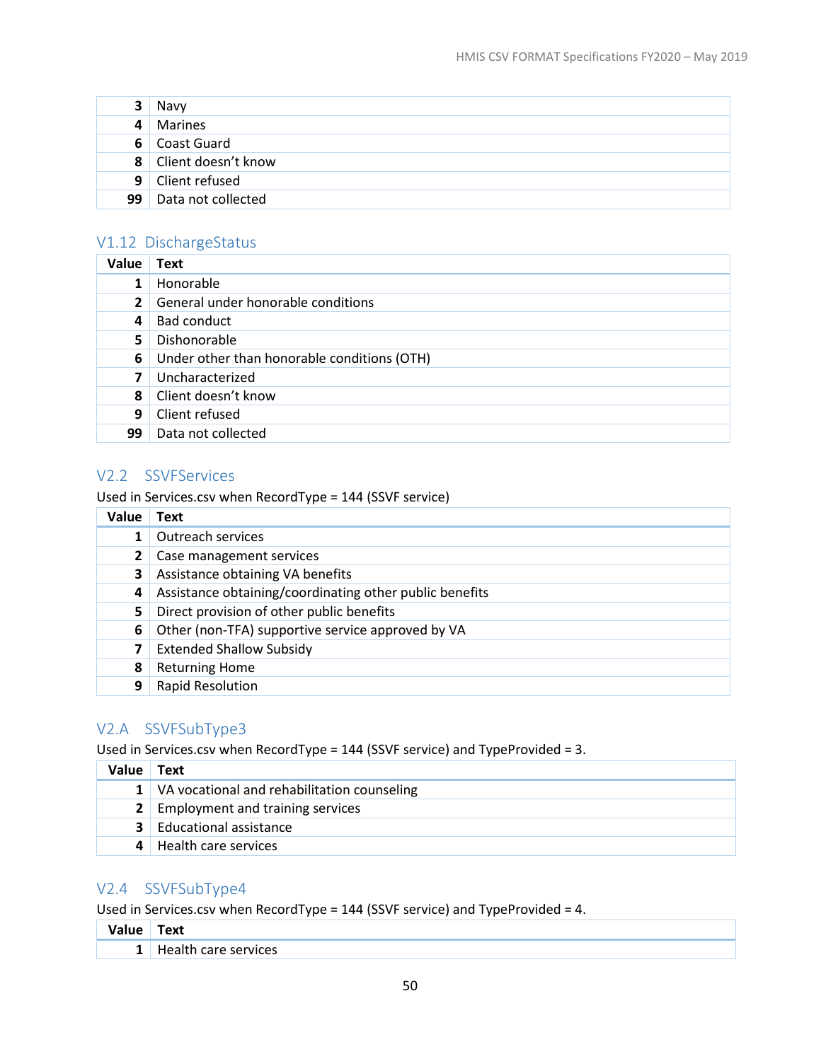| | |
|---|---|
| 3 | Navy |
| 4 | Marines |
| 6 | Coast Guard |
| 8 | Client doesn't know |
| 9 | Client refused |
| 99 | Data not collected |

## V1.12 DischargeStatus

| Value | Text |
|---|---|
| 1 | Honorable |
| 2 | General under honorable conditions |
| 4 | Bad conduct |
| 5 | Dishonorable |
| 6 | Under other than honorable conditions (OTH) |
| 7 | Uncharacterized |
| 8 | Client doesn't know |
| 9 | Client refused |
| 99 | Data not collected |

## V2.2 SSVFServices

Used in Services.csv when RecordType = 144 (SSVF service)

| Value | Text |
|---|---|
| 1 | Outreach services |
| 2 | Case management services |
| 3 | Assistance obtaining VA benefits |
| 4 | Assistance obtaining/coordinating other public benefits |
| 5 | Direct provision of other public benefits |
| 6 | Other (non-TFA) supportive service approved by VA |
| 7 | Extended Shallow Subsidy |
| 8 | Returning Home |
| 9 | Rapid Resolution |

## V2.A SSVFSubType3

Used in Services.csv when RecordType = 144 (SSVF service) and TypeProvided = 3.

| Value | Text |
|---|---|
| 1 | VA vocational and rehabilitation counseling |
| 2 | Employment and training services |
| 3 | Educational assistance |
| 4 | Health care services |

## V2.4 SSVFSubType4

Used in Services.csv when RecordType = 144 (SSVF service) and TypeProvided = 4.

| Value | Text |
|---|---|
| 1 | Health care services |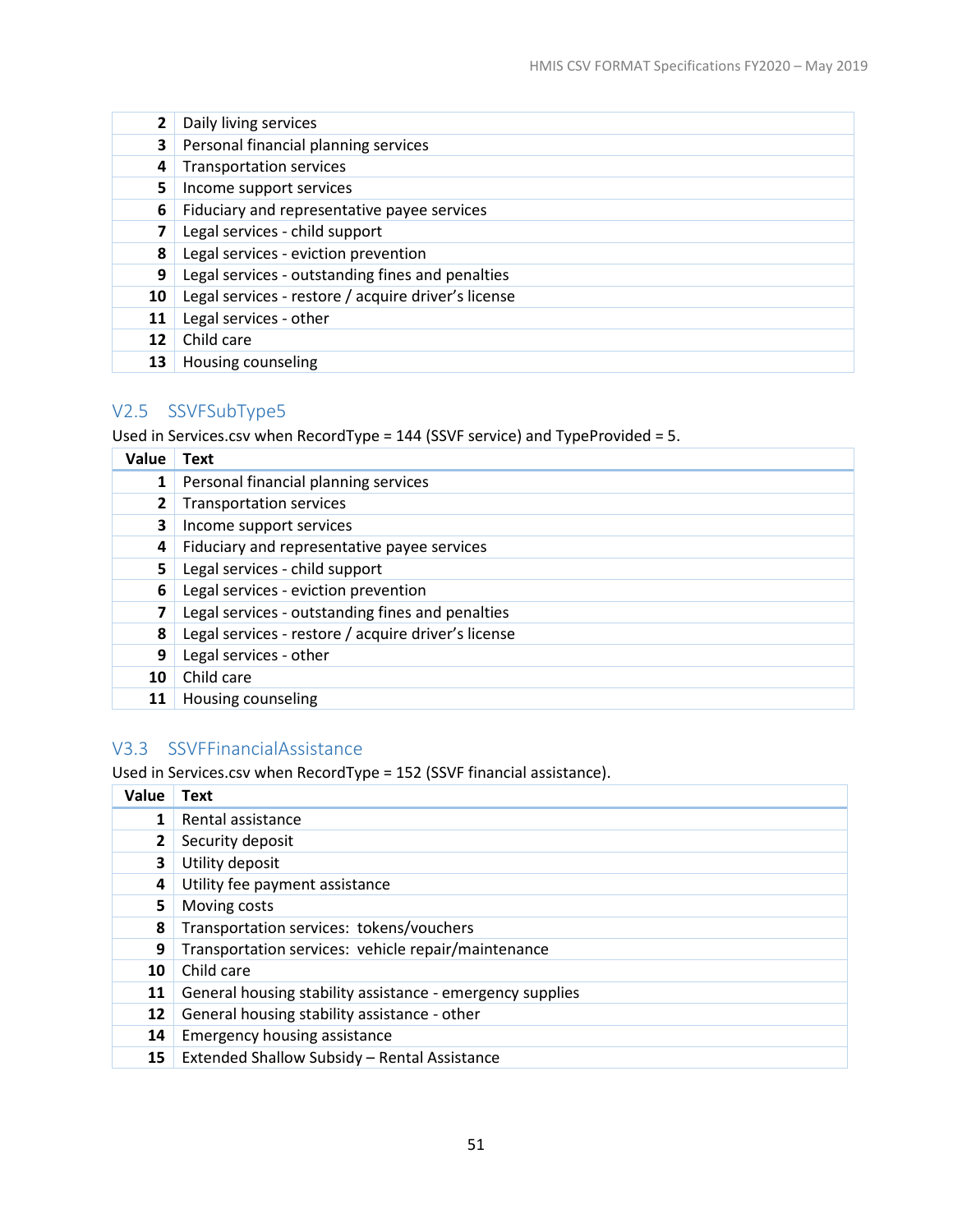| | |
|---|---|
| **2** | Daily living services |
| **3** | Personal financial planning services |
| **4** | Transportation services |
| **5** | Income support services |
| **6** | Fiduciary and representative payee services |
| **7** | Legal services - child support |
| **8** | Legal services - eviction prevention |
| **9** | Legal services - outstanding fines and penalties |
| **10** | Legal services - restore / acquire driver's license |
| **11** | Legal services - other |
| **12** | Child care |
| **13** | Housing counseling |

## V2.5 SSVFSubType5

Used in Services.csv when RecordType = 144 (SSVF service) and TypeProvided = 5.

| Value | Text |
|---|---|
| **1** | Personal financial planning services |
| **2** | Transportation services |
| **3** | Income support services |
| **4** | Fiduciary and representative payee services |
| **5** | Legal services - child support |
| **6** | Legal services - eviction prevention |
| **7** | Legal services - outstanding fines and penalties |
| **8** | Legal services - restore / acquire driver's license |
| **9** | Legal services - other |
| **10** | Child care |
| **11** | Housing counseling |

## V3.3 SSVFFinancialAssistance

Used in Services.csv when RecordType = 152 (SSVF financial assistance).

| Value | Text |
|---|---|
| **1** | Rental assistance |
| **2** | Security deposit |
| **3** | Utility deposit |
| **4** | Utility fee payment assistance |
| **5** | Moving costs |
| **8** | Transportation services: tokens/vouchers |
| **9** | Transportation services: vehicle repair/maintenance |
| **10** | Child care |
| **11** | General housing stability assistance - emergency supplies |
| **12** | General housing stability assistance - other |
| **14** | Emergency housing assistance |
| **15** | Extended Shallow Subsidy – Rental Assistance |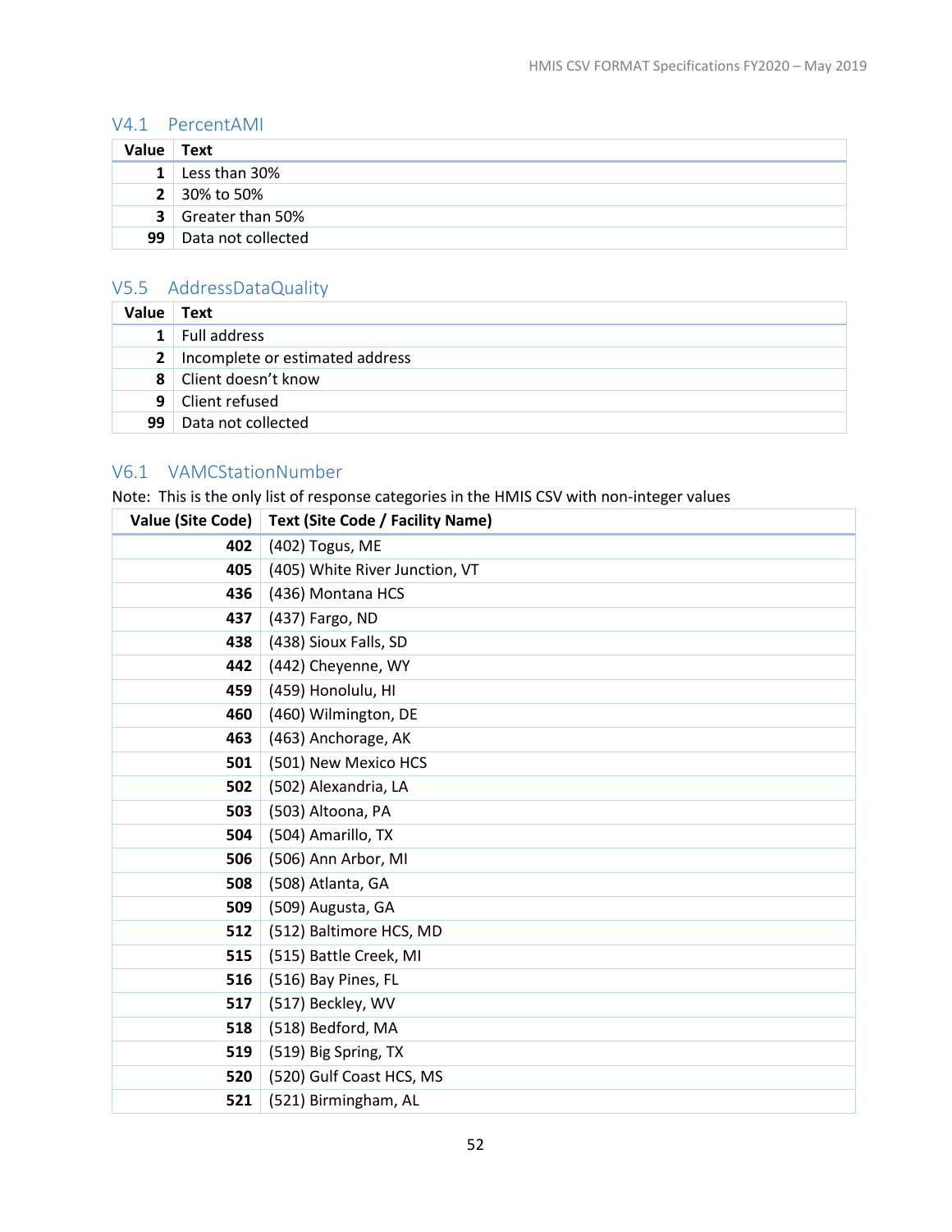## V4.1 PercentAMI

| Value | Text |
|---|---|
| 1 | Less than 30% |
| 2 | 30% to 50% |
| 3 | Greater than 50% |
| 99 | Data not collected |

## V5.5 AddressDataQuality

| Value | Text |
|---|---|
| 1 | Full address |
| 2 | Incomplete or estimated address |
| 8 | Client doesn't know |
| 9 | Client refused |
| 99 | Data not collected |

## V6.1 VAMCStationNumber

Note: This is the only list of response categories in the HMIS CSV with non-integer values

| Value (Site Code) | Text (Site Code / Facility Name) |
|---|---|
| 402 | (402) Togus, ME |
| 405 | (405) White River Junction, VT |
| 436 | (436) Montana HCS |
| 437 | (437) Fargo, ND |
| 438 | (438) Sioux Falls, SD |
| 442 | (442) Cheyenne, WY |
| 459 | (459) Honolulu, HI |
| 460 | (460) Wilmington, DE |
| 463 | (463) Anchorage, AK |
| 501 | (501) New Mexico HCS |
| 502 | (502) Alexandria, LA |
| 503 | (503) Altoona, PA |
| 504 | (504) Amarillo, TX |
| 506 | (506) Ann Arbor, MI |
| 508 | (508) Atlanta, GA |
| 509 | (509) Augusta, GA |
| 512 | (512) Baltimore HCS, MD |
| 515 | (515) Battle Creek, MI |
| 516 | (516) Bay Pines, FL |
| 517 | (517) Beckley, WV |
| 518 | (518) Bedford, MA |
| 519 | (519) Big Spring, TX |
| 520 | (520) Gulf Coast HCS, MS |
| 521 | (521) Birmingham, AL |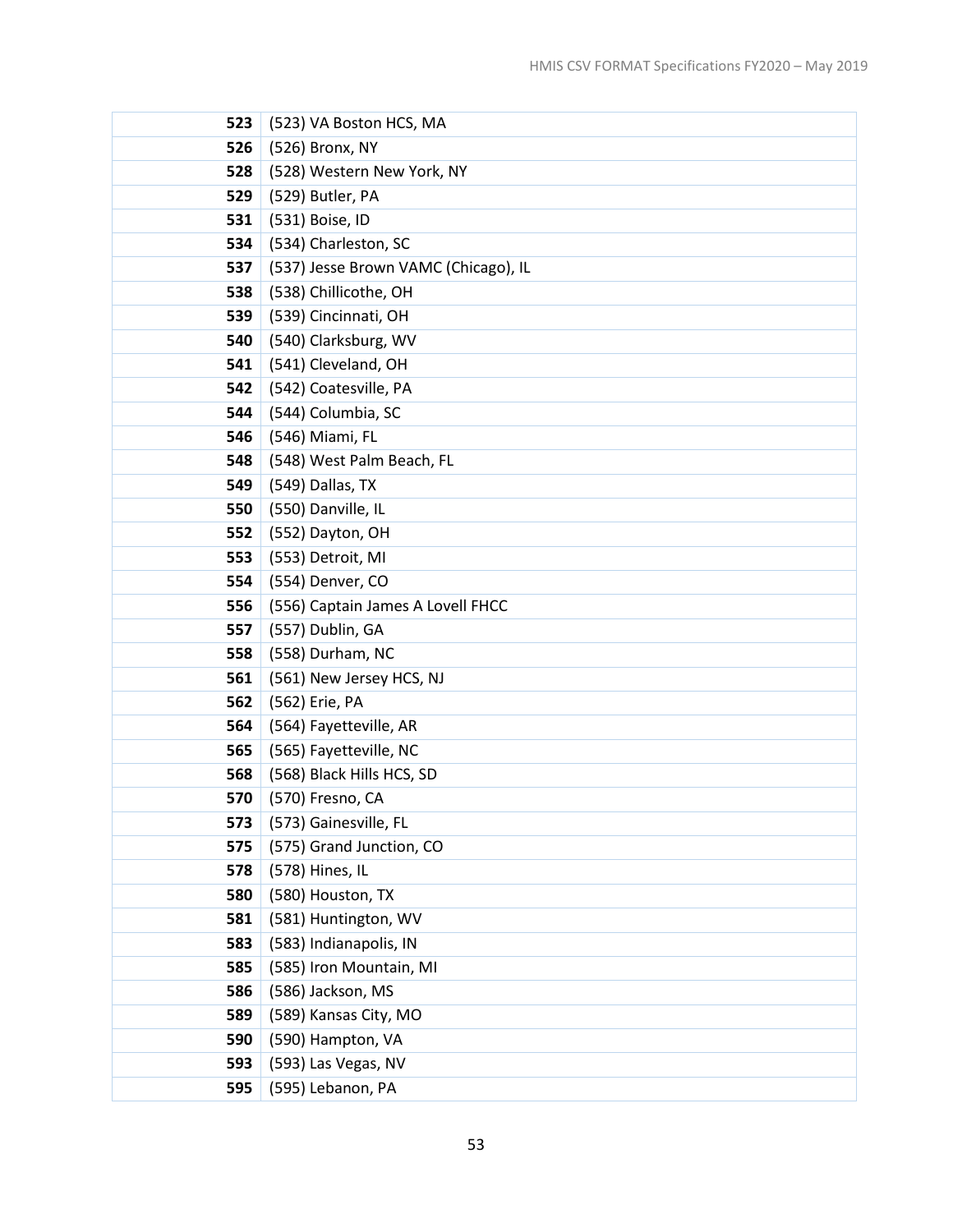| | |
|---|---|
| **523** | (523) VA Boston HCS, MA |
| **526** | (526) Bronx, NY |
| **528** | (528) Western New York, NY |
| **529** | (529) Butler, PA |
| **531** | (531) Boise, ID |
| **534** | (534) Charleston, SC |
| **537** | (537) Jesse Brown VAMC (Chicago), IL |
| **538** | (538) Chillicothe, OH |
| **539** | (539) Cincinnati, OH |
| **540** | (540) Clarksburg, WV |
| **541** | (541) Cleveland, OH |
| **542** | (542) Coatesville, PA |
| **544** | (544) Columbia, SC |
| **546** | (546) Miami, FL |
| **548** | (548) West Palm Beach, FL |
| **549** | (549) Dallas, TX |
| **550** | (550) Danville, IL |
| **552** | (552) Dayton, OH |
| **553** | (553) Detroit, MI |
| **554** | (554) Denver, CO |
| **556** | (556) Captain James A Lovell FHCC |
| **557** | (557) Dublin, GA |
| **558** | (558) Durham, NC |
| **561** | (561) New Jersey HCS, NJ |
| **562** | (562) Erie, PA |
| **564** | (564) Fayetteville, AR |
| **565** | (565) Fayetteville, NC |
| **568** | (568) Black Hills HCS, SD |
| **570** | (570) Fresno, CA |
| **573** | (573) Gainesville, FL |
| **575** | (575) Grand Junction, CO |
| **578** | (578) Hines, IL |
| **580** | (580) Houston, TX |
| **581** | (581) Huntington, WV |
| **583** | (583) Indianapolis, IN |
| **585** | (585) Iron Mountain, MI |
| **586** | (586) Jackson, MS |
| **589** | (589) Kansas City, MO |
| **590** | (590) Hampton, VA |
| **593** | (593) Las Vegas, NV |
| **595** | (595) Lebanon, PA |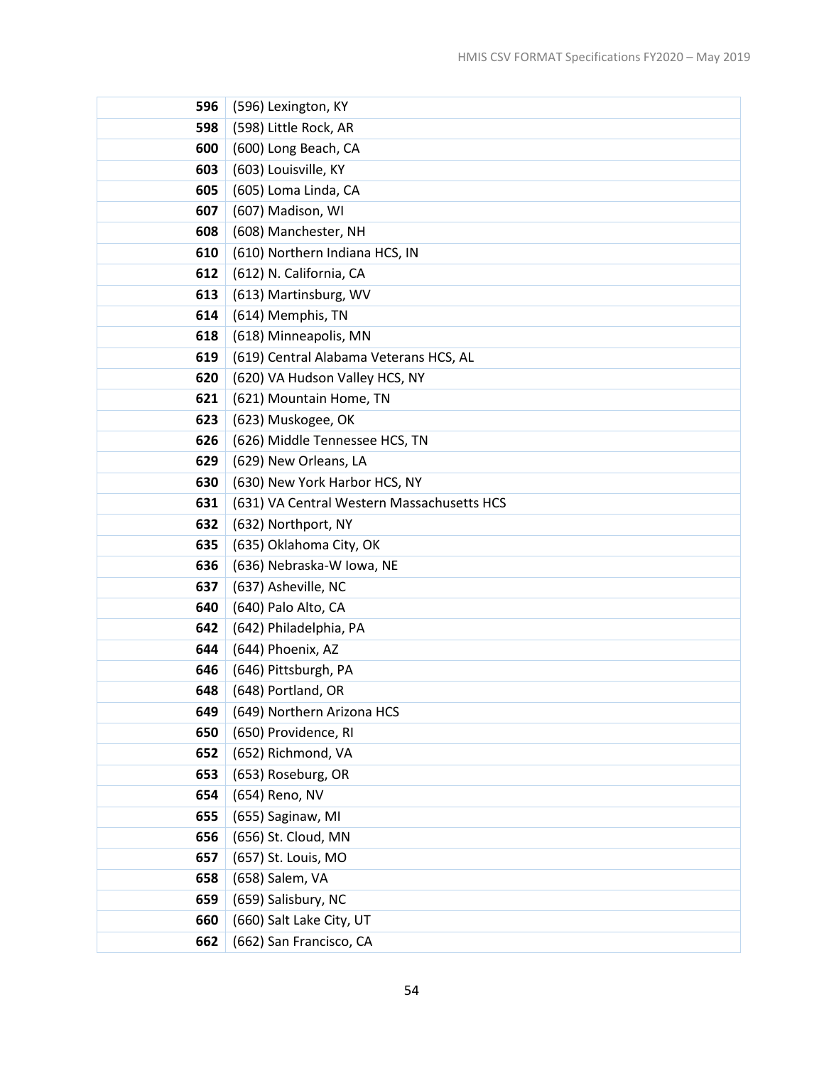| | |
|---|---|
| **596** | (596) Lexington, KY |
| **598** | (598) Little Rock, AR |
| **600** | (600) Long Beach, CA |
| **603** | (603) Louisville, KY |
| **605** | (605) Loma Linda, CA |
| **607** | (607) Madison, WI |
| **608** | (608) Manchester, NH |
| **610** | (610) Northern Indiana HCS, IN |
| **612** | (612) N. California, CA |
| **613** | (613) Martinsburg, WV |
| **614** | (614) Memphis, TN |
| **618** | (618) Minneapolis, MN |
| **619** | (619) Central Alabama Veterans HCS, AL |
| **620** | (620) VA Hudson Valley HCS, NY |
| **621** | (621) Mountain Home, TN |
| **623** | (623) Muskogee, OK |
| **626** | (626) Middle Tennessee HCS, TN |
| **629** | (629) New Orleans, LA |
| **630** | (630) New York Harbor HCS, NY |
| **631** | (631) VA Central Western Massachusetts HCS |
| **632** | (632) Northport, NY |
| **635** | (635) Oklahoma City, OK |
| **636** | (636) Nebraska-W Iowa, NE |
| **637** | (637) Asheville, NC |
| **640** | (640) Palo Alto, CA |
| **642** | (642) Philadelphia, PA |
| **644** | (644) Phoenix, AZ |
| **646** | (646) Pittsburgh, PA |
| **648** | (648) Portland, OR |
| **649** | (649) Northern Arizona HCS |
| **650** | (650) Providence, RI |
| **652** | (652) Richmond, VA |
| **653** | (653) Roseburg, OR |
| **654** | (654) Reno, NV |
| **655** | (655) Saginaw, MI |
| **656** | (656) St. Cloud, MN |
| **657** | (657) St. Louis, MO |
| **658** | (658) Salem, VA |
| **659** | (659) Salisbury, NC |
| **660** | (660) Salt Lake City, UT |
| **662** | (662) San Francisco, CA |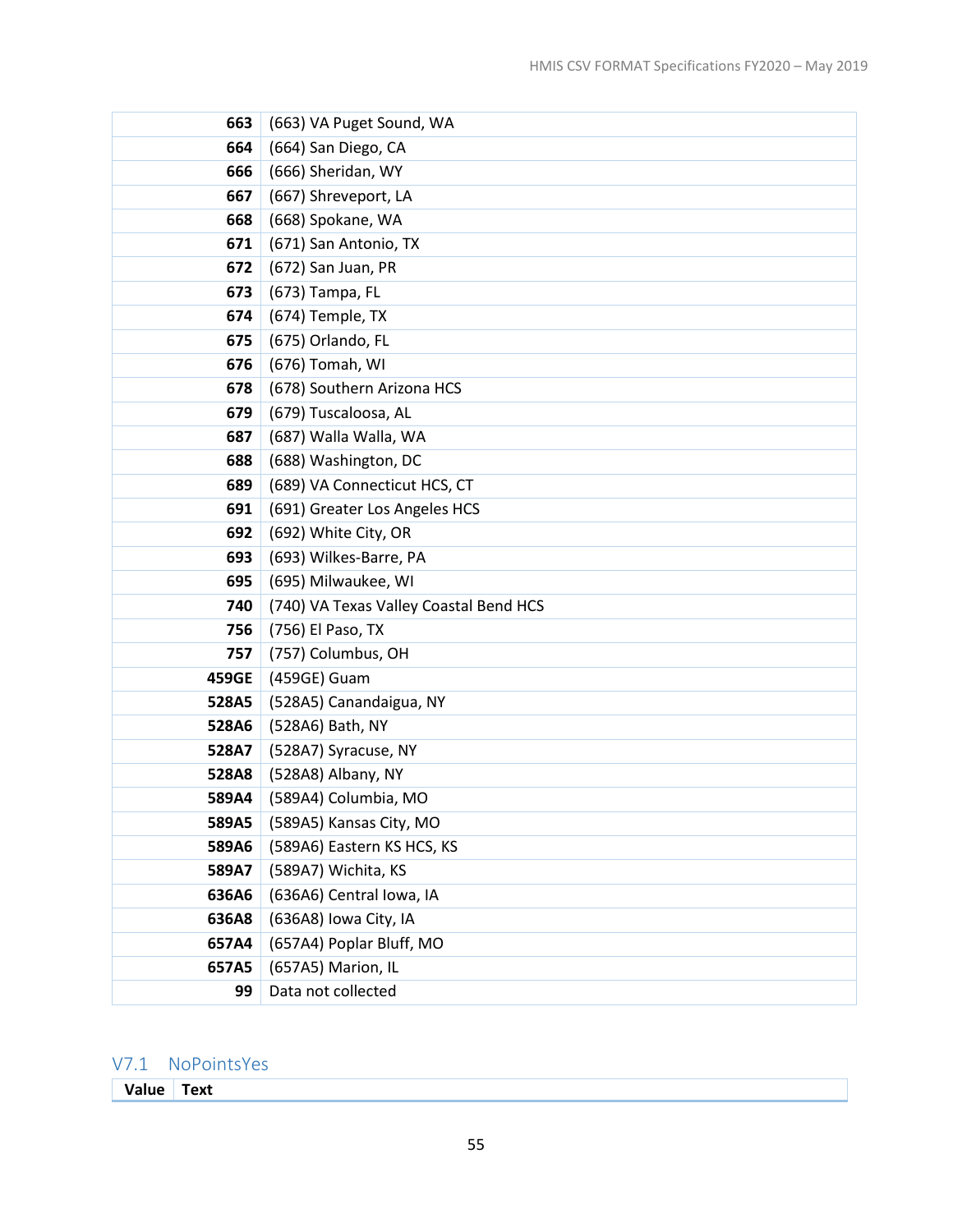| | |
|---|---|
| **663** | (663) VA Puget Sound, WA |
| **664** | (664) San Diego, CA |
| **666** | (666) Sheridan, WY |
| **667** | (667) Shreveport, LA |
| **668** | (668) Spokane, WA |
| **671** | (671) San Antonio, TX |
| **672** | (672) San Juan, PR |
| **673** | (673) Tampa, FL |
| **674** | (674) Temple, TX |
| **675** | (675) Orlando, FL |
| **676** | (676) Tomah, WI |
| **678** | (678) Southern Arizona HCS |
| **679** | (679) Tuscaloosa, AL |
| **687** | (687) Walla Walla, WA |
| **688** | (688) Washington, DC |
| **689** | (689) VA Connecticut HCS, CT |
| **691** | (691) Greater Los Angeles HCS |
| **692** | (692) White City, OR |
| **693** | (693) Wilkes-Barre, PA |
| **695** | (695) Milwaukee, WI |
| **740** | (740) VA Texas Valley Coastal Bend HCS |
| **756** | (756) El Paso, TX |
| **757** | (757) Columbus, OH |
| **459GE** | (459GE) Guam |
| **528A5** | (528A5) Canandaigua, NY |
| **528A6** | (528A6) Bath, NY |
| **528A7** | (528A7) Syracuse, NY |
| **528A8** | (528A8) Albany, NY |
| **589A4** | (589A4) Columbia, MO |
| **589A5** | (589A5) Kansas City, MO |
| **589A6** | (589A6) Eastern KS HCS, KS |
| **589A7** | (589A7) Wichita, KS |
| **636A6** | (636A6) Central Iowa, IA |
| **636A8** | (636A8) Iowa City, IA |
| **657A4** | (657A4) Poplar Bluff, MO |
| **657A5** | (657A5) Marion, IL |
| **99** | Data not collected |

## V7.1 NoPointsYes

| Value | Text |
|---|---|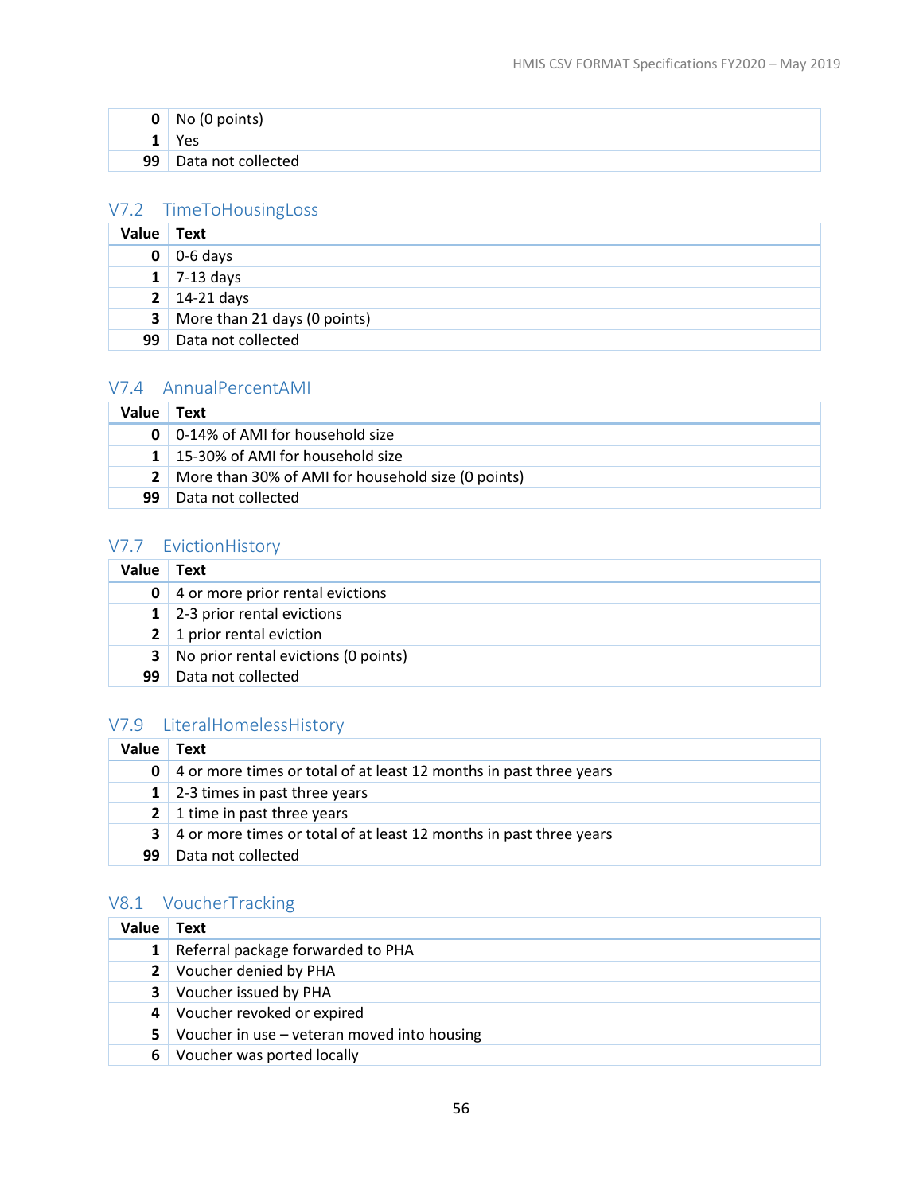| | |
|---|---|
| **0** | No (0 points) |
| **1** | Yes |
| **99** | Data not collected |

## V7.2 TimeToHousingLoss

| Value | Text |
|---|---|
| **0** | 0-6 days |
| **1** | 7-13 days |
| **2** | 14-21 days |
| **3** | More than 21 days (0 points) |
| **99** | Data not collected |

## V7.4 AnnualPercentAMI

| Value | Text |
|---|---|
| **0** | 0-14% of AMI for household size |
| **1** | 15-30% of AMI for household size |
| **2** | More than 30% of AMI for household size (0 points) |
| **99** | Data not collected |

## V7.7 EvictionHistory

| Value | Text |
|---|---|
| **0** | 4 or more prior rental evictions |
| **1** | 2-3 prior rental evictions |
| **2** | 1 prior rental eviction |
| **3** | No prior rental evictions (0 points) |
| **99** | Data not collected |

## V7.9 LiteralHomelessHistory

| Value | Text |
|---|---|
| **0** | 4 or more times or total of at least 12 months in past three years |
| **1** | 2-3 times in past three years |
| **2** | 1 time in past three years |
| **3** | 4 or more times or total of at least 12 months in past three years |
| **99** | Data not collected |

## V8.1 VoucherTracking

| Value | Text |
|---|---|
| **1** | Referral package forwarded to PHA |
| **2** | Voucher denied by PHA |
| **3** | Voucher issued by PHA |
| **4** | Voucher revoked or expired |
| **5** | Voucher in use – veteran moved into housing |
| **6** | Voucher was ported locally |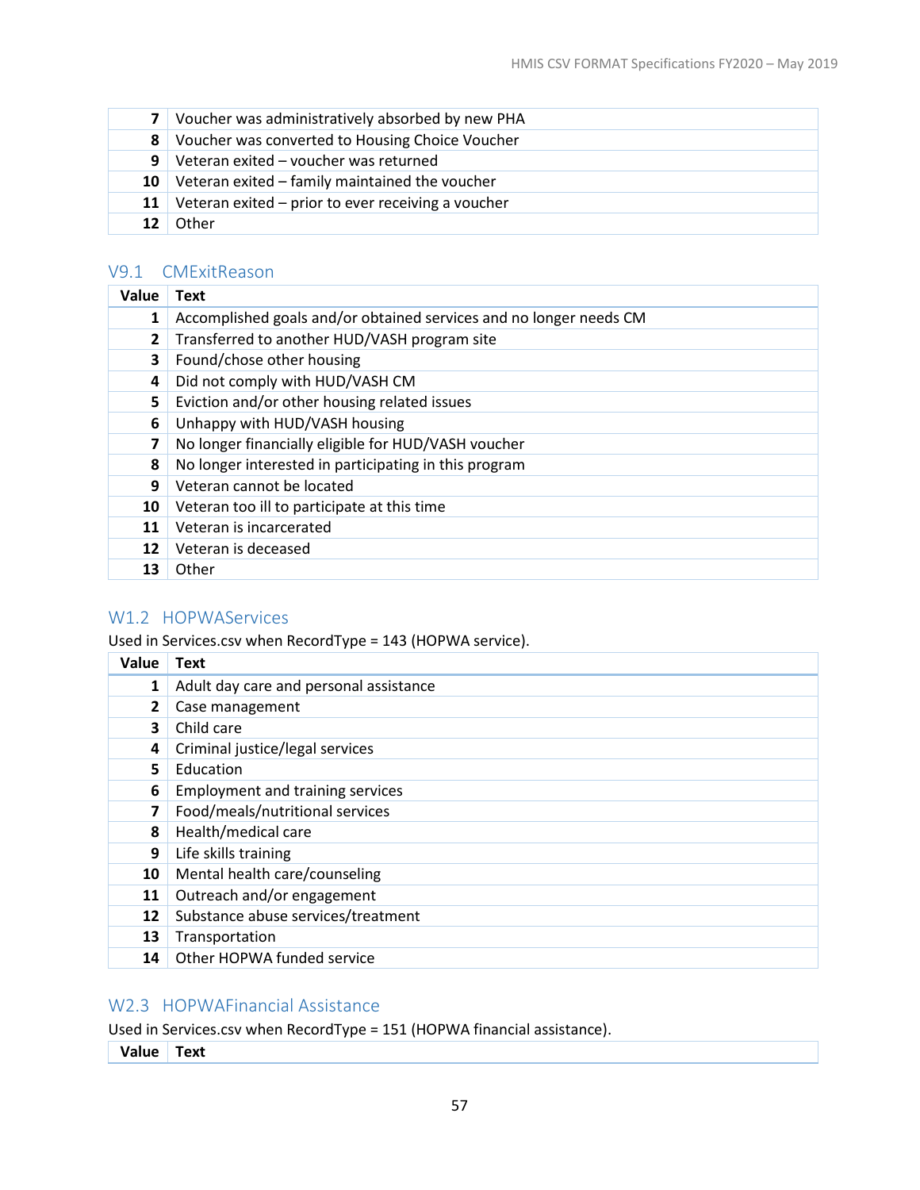| Value | Text |
|---|---|
| 7 | Voucher was administratively absorbed by new PHA |
| 8 | Voucher was converted to Housing Choice Voucher |
| 9 | Veteran exited – voucher was returned |
| 10 | Veteran exited – family maintained the voucher |
| 11 | Veteran exited – prior to ever receiving a voucher |
| 12 | Other |

## V9.1 CMExitReason

| Value | Text |
|---|---|
| 1 | Accomplished goals and/or obtained services and no longer needs CM |
| 2 | Transferred to another HUD/VASH program site |
| 3 | Found/chose other housing |
| 4 | Did not comply with HUD/VASH CM |
| 5 | Eviction and/or other housing related issues |
| 6 | Unhappy with HUD/VASH housing |
| 7 | No longer financially eligible for HUD/VASH voucher |
| 8 | No longer interested in participating in this program |
| 9 | Veteran cannot be located |
| 10 | Veteran too ill to participate at this time |
| 11 | Veteran is incarcerated |
| 12 | Veteran is deceased |
| 13 | Other |

## W1.2 HOPWAServices

Used in Services.csv when RecordType = 143 (HOPWA service).

| Value | Text |
|---|---|
| 1 | Adult day care and personal assistance |
| 2 | Case management |
| 3 | Child care |
| 4 | Criminal justice/legal services |
| 5 | Education |
| 6 | Employment and training services |
| 7 | Food/meals/nutritional services |
| 8 | Health/medical care |
| 9 | Life skills training |
| 10 | Mental health care/counseling |
| 11 | Outreach and/or engagement |
| 12 | Substance abuse services/treatment |
| 13 | Transportation |
| 14 | Other HOPWA funded service |

## W2.3 HOPWAFinancial Assistance

Used in Services.csv when RecordType = 151 (HOPWA financial assistance).

| Value | Text |
|---|---|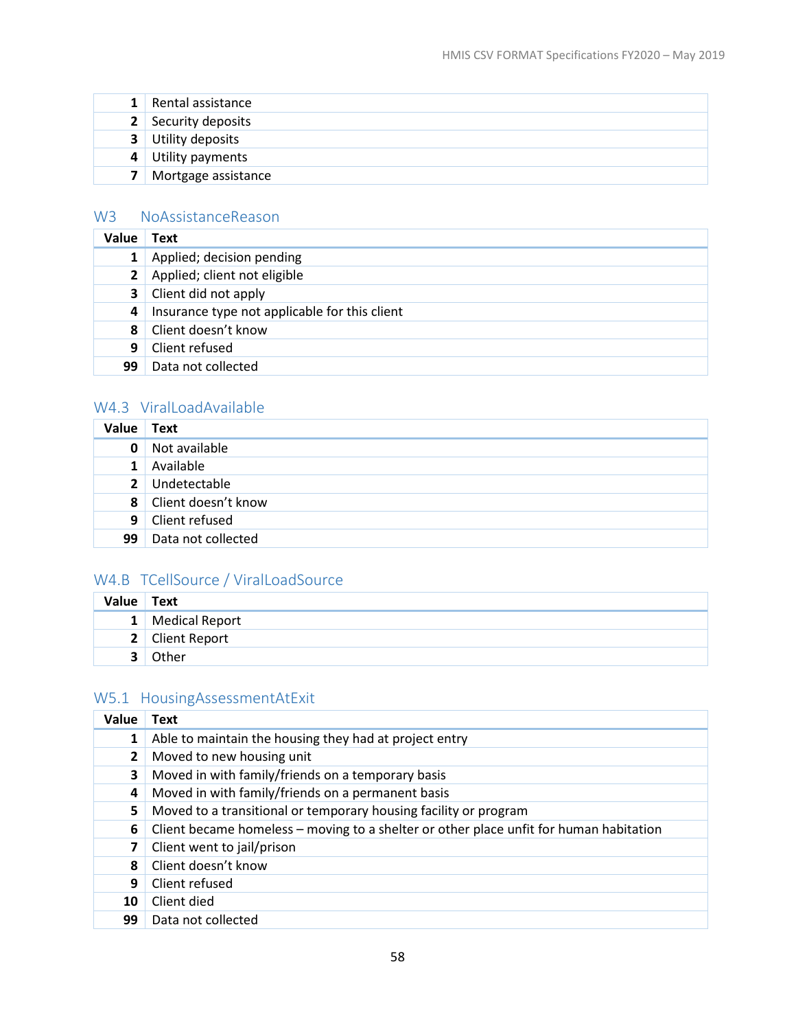| | |
|---|---|
| 1 | Rental assistance |
| 2 | Security deposits |
| 3 | Utility deposits |
| 4 | Utility payments |
| 7 | Mortgage assistance |

## W3 NoAssistanceReason

| Value | Text |
|---|---|
| 1 | Applied; decision pending |
| 2 | Applied; client not eligible |
| 3 | Client did not apply |
| 4 | Insurance type not applicable for this client |
| 8 | Client doesn't know |
| 9 | Client refused |
| 99 | Data not collected |

## W4.3 ViralLoadAvailable

| Value | Text |
|---|---|
| 0 | Not available |
| 1 | Available |
| 2 | Undetectable |
| 8 | Client doesn't know |
| 9 | Client refused |
| 99 | Data not collected |

## W4.B TCellSource / ViralLoadSource

| Value | Text |
|---|---|
| 1 | Medical Report |
| 2 | Client Report |
| 3 | Other |

## W5.1 HousingAssessmentAtExit

| Value | Text |
|---|---|
| 1 | Able to maintain the housing they had at project entry |
| 2 | Moved to new housing unit |
| 3 | Moved in with family/friends on a temporary basis |
| 4 | Moved in with family/friends on a permanent basis |
| 5 | Moved to a transitional or temporary housing facility or program |
| 6 | Client became homeless – moving to a shelter or other place unfit for human habitation |
| 7 | Client went to jail/prison |
| 8 | Client doesn't know |
| 9 | Client refused |
| 10 | Client died |
| 99 | Data not collected |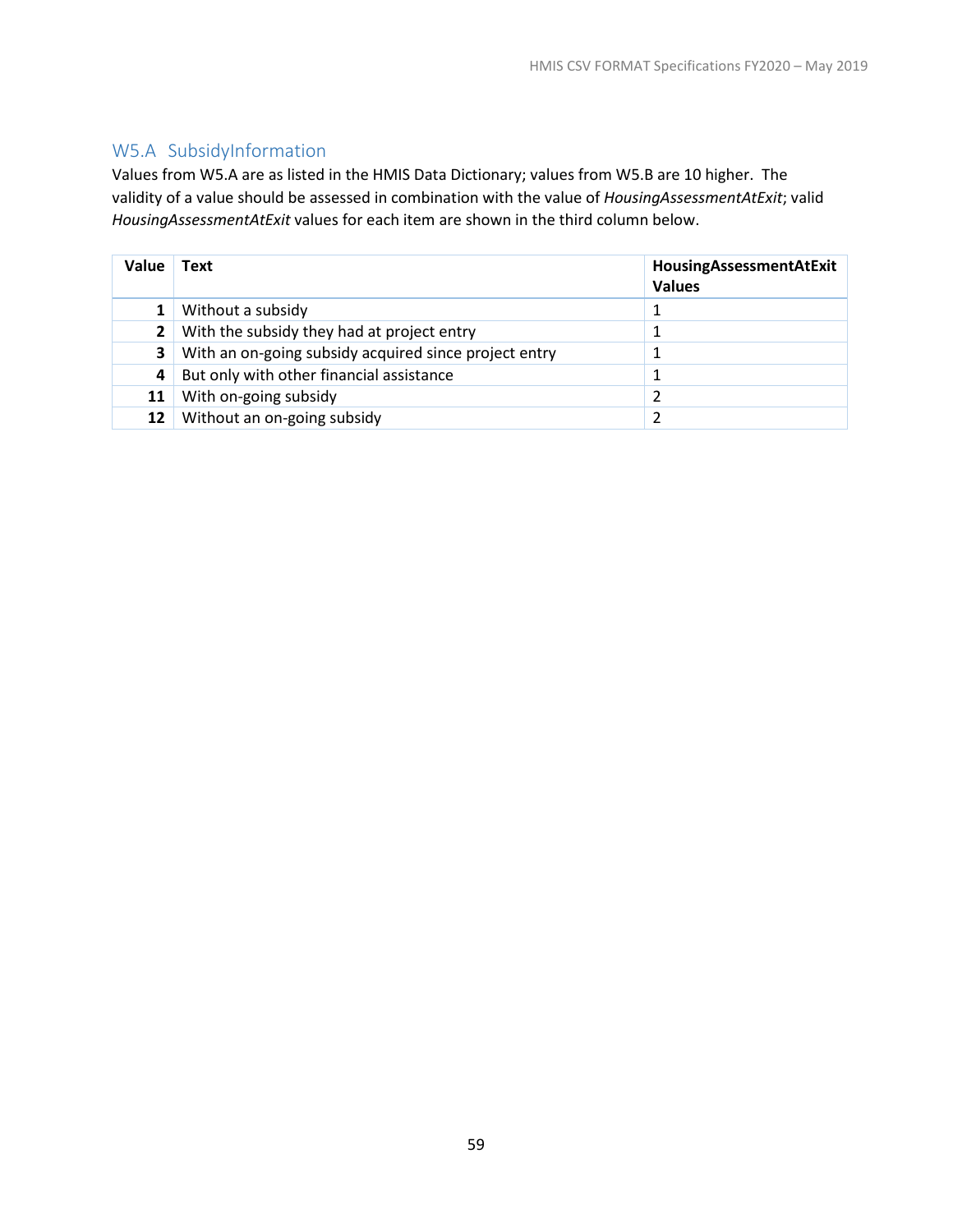## W5.A SubsidyInformation

Values from W5.A are as listed in the HMIS Data Dictionary; values from W5.B are 10 higher. The validity of a value should be assessed in combination with the value of *HousingAssessmentAtExit*; valid *HousingAssessmentAtExit* values for each item are shown in the third column below.

| Value | Text | HousingAssessmentAtExit Values |
|---|---|---|
| **1** | Without a subsidy | 1 |
| **2** | With the subsidy they had at project entry | 1 |
| **3** | With an on-going subsidy acquired since project entry | 1 |
| **4** | But only with other financial assistance | 1 |
| **11** | With on-going subsidy | 2 |
| **12** | Without an on-going subsidy | 2 |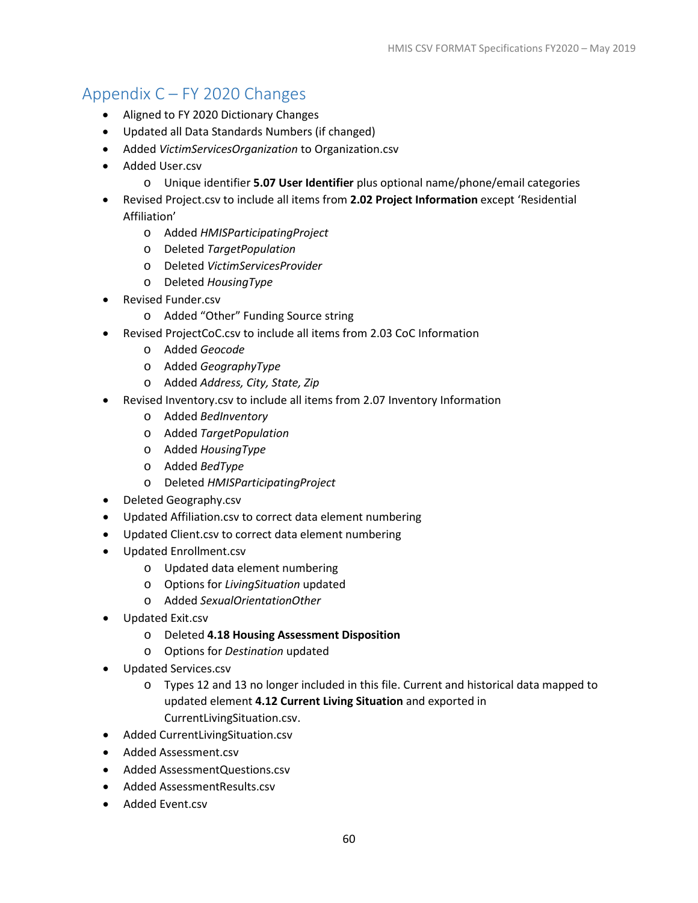## Appendix C – FY 2020 Changes

- Aligned to FY 2020 Dictionary Changes
- Updated all Data Standards Numbers (if changed)
- Added *VictimServicesOrganization* to Organization.csv
- Added User.csv
    - Unique identifier **5.07 User Identifier** plus optional name/phone/email categories
- Revised Project.csv to include all items from **2.02 Project Information** except 'Residential Affiliation'
    - Added *HMISParticipatingProject*
    - Deleted *TargetPopulation*
    - Deleted *VictimServicesProvider*
    - Deleted *HousingType*
- Revised Funder.csv
    - Added "Other" Funding Source string
- Revised ProjectCoC.csv to include all items from 2.03 CoC Information
    - Added *Geocode*
    - Added *GeographyType*
    - Added *Address, City, State, Zip*
- Revised Inventory.csv to include all items from 2.07 Inventory Information
    - Added *BedInventory*
    - Added *TargetPopulation*
    - Added *HousingType*
    - Added *BedType*
    - Deleted *HMISParticipatingProject*
- Deleted Geography.csv
- Updated Affiliation.csv to correct data element numbering
- Updated Client.csv to correct data element numbering
- Updated Enrollment.csv
    - Updated data element numbering
    - Options for *LivingSituation* updated
    - Added *SexualOrientationOther*
- Updated Exit.csv
    - Deleted **4.18 Housing Assessment Disposition**
    - Options for *Destination* updated
- Updated Services.csv
    - Types 12 and 13 no longer included in this file. Current and historical data mapped to updated element **4.12 Current Living Situation** and exported in CurrentLivingSituation.csv.
- Added CurrentLivingSituation.csv
- Added Assessment.csv
- Added AssessmentQuestions.csv
- Added AssessmentResults.csv
- Added Event.csv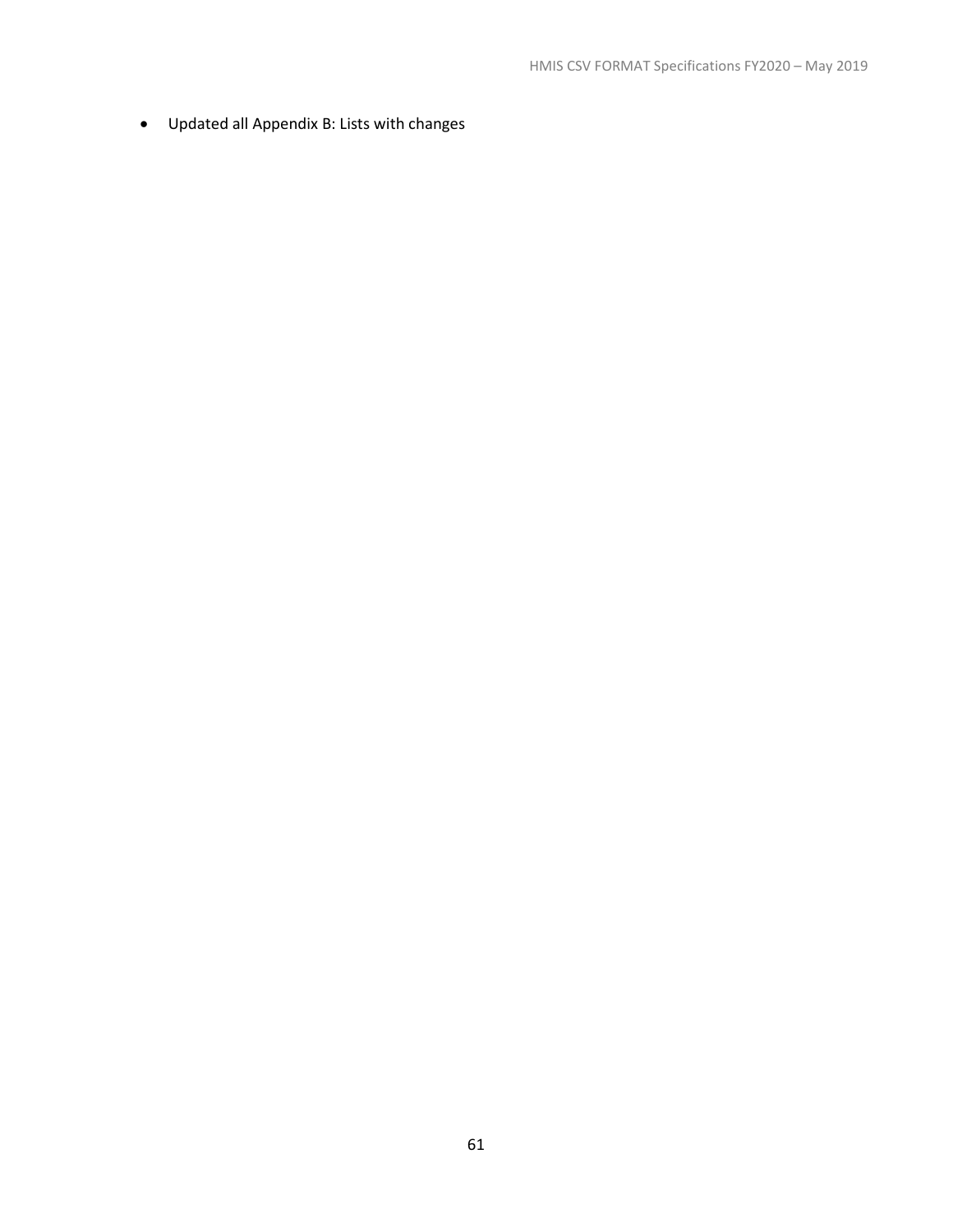- Updated all Appendix B: Lists with changes